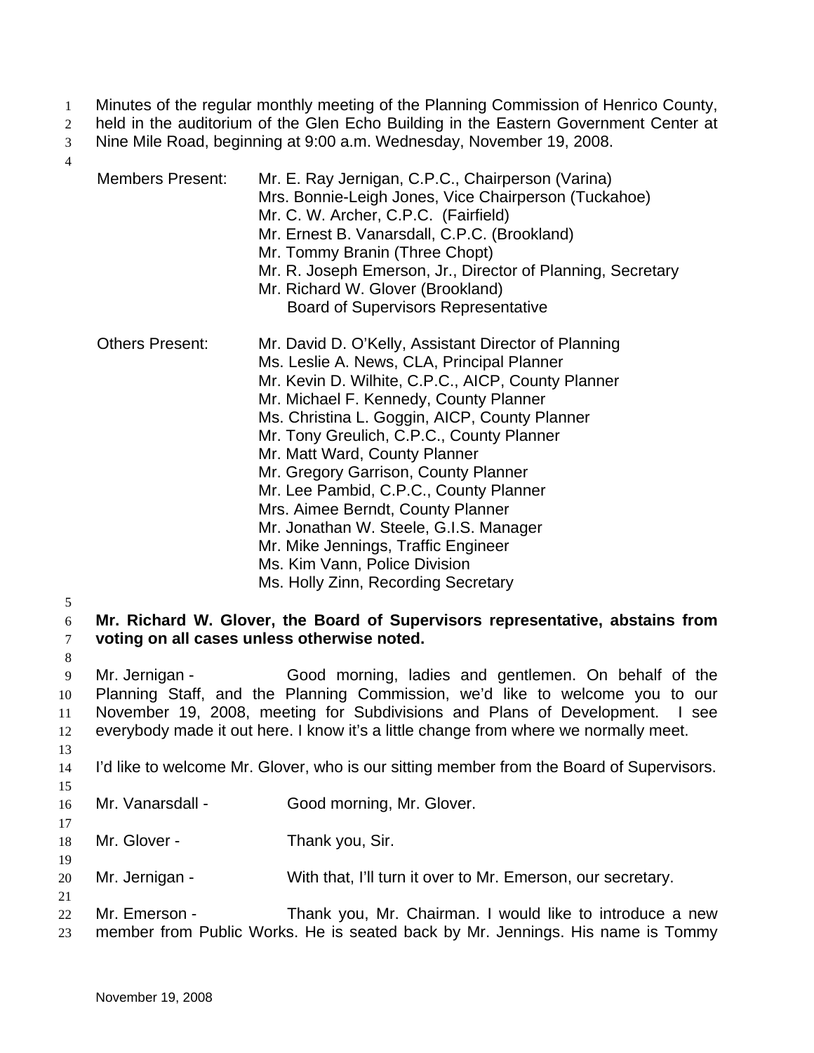Minutes of the regular monthly meeting of the Planning Commission of Henrico County, held in the auditorium of the Glen Echo Building in the Eastern Government Center at Nine Mile Road, beginning at 9:00 a.m. Wednesday, November 19, 2008.

| | |
|---|---|
| Members Present: | Mr. E. Ray Jernigan, C.P.C., Chairperson (Varina) |
| | Mrs. Bonnie-Leigh Jones, Vice Chairperson (Tuckahoe) |
| | Mr. C. W. Archer, C.P.C. (Fairfield) |
| | Mr. Ernest B. Vanarsdall, C.P.C. (Brookland) |
| | Mr. Tommy Branin (Three Chopt) |
| | Mr. R. Joseph Emerson, Jr., Director of Planning, Secretary |
| | Mr. Richard W. Glover (Brookland) Board of Supervisors Representative |
| Others Present: | Mr. David D. O'Kelly, Assistant Director of Planning |
| | Ms. Leslie A. News, CLA, Principal Planner |
| | Mr. Kevin D. Wilhite, C.P.C., AICP, County Planner |
| | Mr. Michael F. Kennedy, County Planner |
| | Ms. Christina L. Goggin, AICP, County Planner |
| | Mr. Tony Greulich, C.P.C., County Planner |
| | Mr. Matt Ward, County Planner |
| | Mr. Gregory Garrison, County Planner |
| | Mr. Lee Pambid, C.P.C., County Planner |
| | Mrs. Aimee Berndt, County Planner |
| | Mr. Jonathan W. Steele, G.I.S. Manager |
| | Mr. Mike Jennings, Traffic Engineer |
| | Ms. Kim Vann, Police Division |
| | Ms. Holly Zinn, Recording Secretary |

**Mr. Richard W. Glover, the Board of Supervisors representative, abstains from voting on all cases unless otherwise noted.**

Mr. Jernigan - Good morning, ladies and gentlemen. On behalf of the Planning Staff, and the Planning Commission, we'd like to welcome you to our November 19, 2008, meeting for Subdivisions and Plans of Development. I see everybody made it out here. I know it's a little change from where we normally meet.

I'd like to welcome Mr. Glover, who is our sitting member from the Board of Supervisors.

Mr. Vanarsdall - Good morning, Mr. Glover.

Mr. Glover - Thank you, Sir.

Mr. Jernigan - With that, I'll turn it over to Mr. Emerson, our secretary.

Mr. Emerson - Thank you, Mr. Chairman. I would like to introduce a new member from Public Works. He is seated back by Mr. Jennings. His name is Tommy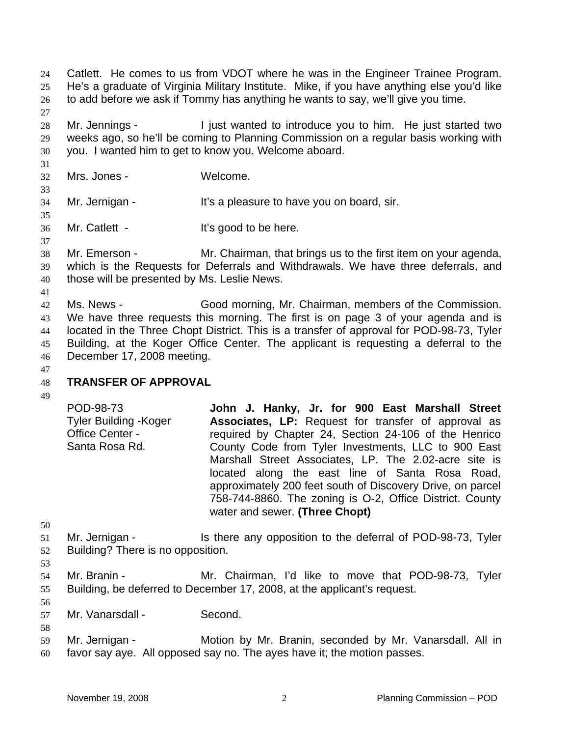Catlett. He comes to us from VDOT where he was in the Engineer Trainee Program. He's a graduate of Virginia Military Institute. Mike, if you have anything else you'd like to add before we ask if Tommy has anything he wants to say, we'll give you time.

Mr. Jennings - I just wanted to introduce you to him. He just started two weeks ago, so he'll be coming to Planning Commission on a regular basis working with you. I wanted him to get to know you. Welcome aboard.

Mrs. Jones - Welcome.

Mr. Jernigan - It's a pleasure to have you on board, sir.

Mr. Catlett - It's good to be here.

Mr. Emerson - Mr. Chairman, that brings us to the first item on your agenda, which is the Requests for Deferrals and Withdrawals. We have three deferrals, and those will be presented by Ms. Leslie News.

Ms. News - Good morning, Mr. Chairman, members of the Commission. We have three requests this morning. The first is on page 3 of your agenda and is located in the Three Chopt District. This is a transfer of approval for POD-98-73, Tyler Building, at the Koger Office Center. The applicant is requesting a deferral to the December 17, 2008 meeting.

## TRANSFER OF APPROVAL

POD-98-73
Tyler Building -Koger Office Center - Santa Rosa Rd.

**John J. Hanky, Jr. for 900 East Marshall Street Associates, LP:** Request for transfer of approval as required by Chapter 24, Section 24-106 of the Henrico County Code from Tyler Investments, LLC to 900 East Marshall Street Associates, LP. The 2.02-acre site is located along the east line of Santa Rosa Road, approximately 200 feet south of Discovery Drive, on parcel 758-744-8860. The zoning is O-2, Office District. County water and sewer. **(Three Chopt)**

Mr. Jernigan - Is there any opposition to the deferral of POD-98-73, Tyler Building? There is no opposition.

Mr. Branin - Mr. Chairman, I'd like to move that POD-98-73, Tyler Building, be deferred to December 17, 2008, at the applicant's request.

Mr. Vanarsdall - Second.

Mr. Jernigan - Motion by Mr. Branin, seconded by Mr. Vanarsdall. All in favor say aye. All opposed say no. The ayes have it; the motion passes.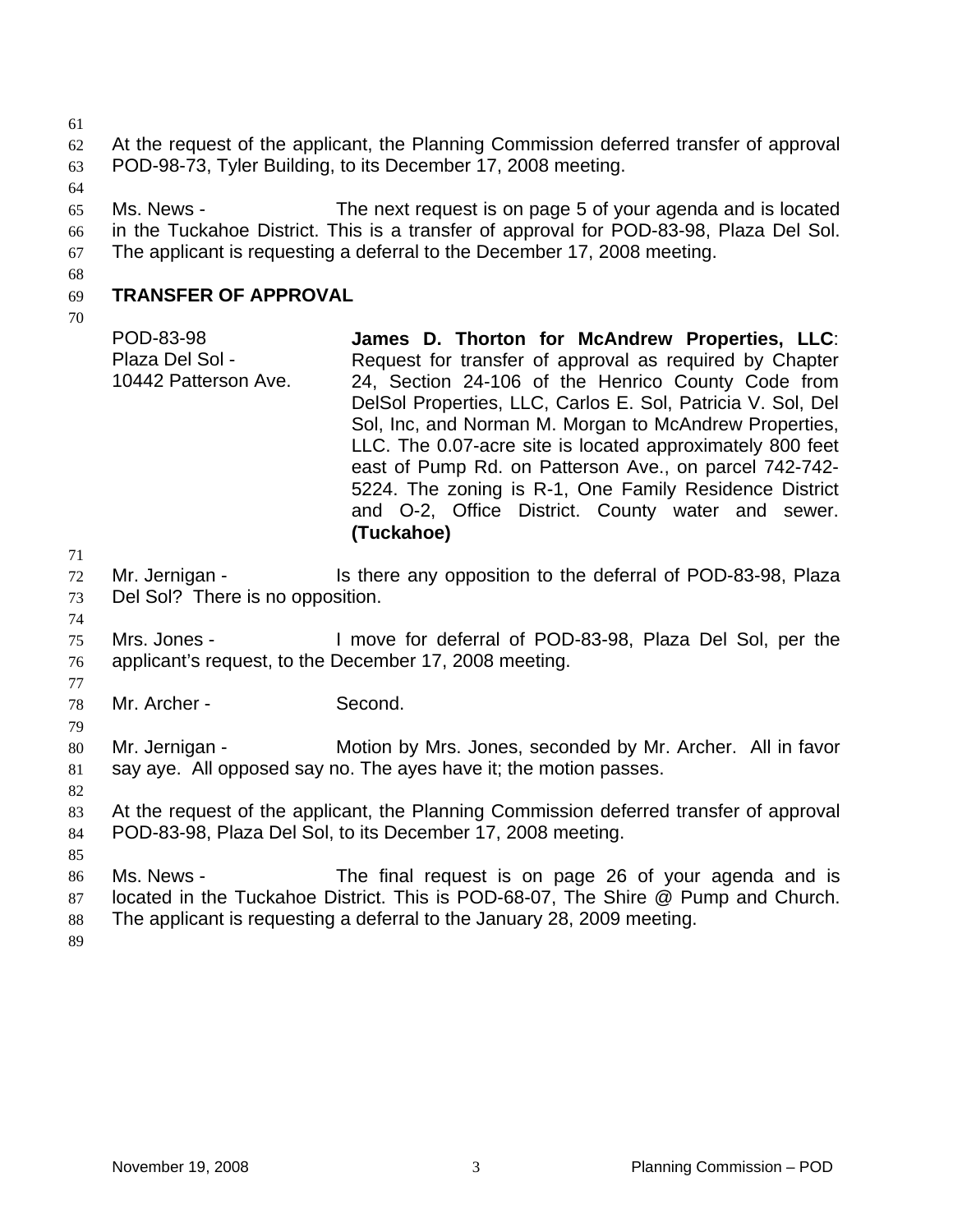At the request of the applicant, the Planning Commission deferred transfer of approval POD-98-73, Tyler Building, to its December 17, 2008 meeting.

Ms. News - The next request is on page 5 of your agenda and is located in the Tuckahoe District. This is a transfer of approval for POD-83-98, Plaza Del Sol. The applicant is requesting a deferral to the December 17, 2008 meeting.

## TRANSFER OF APPROVAL

POD-83-98
Plaza Del Sol -
10442 Patterson Ave.

**James D. Thorton for McAndrew Properties, LLC**: Request for transfer of approval as required by Chapter 24, Section 24-106 of the Henrico County Code from DelSol Properties, LLC, Carlos E. Sol, Patricia V. Sol, Del Sol, Inc, and Norman M. Morgan to McAndrew Properties, LLC. The 0.07-acre site is located approximately 800 feet east of Pump Rd. on Patterson Ave., on parcel 742-742-5224. The zoning is R-1, One Family Residence District and O-2, Office District. County water and sewer. **(Tuckahoe)**

Mr. Jernigan - Is there any opposition to the deferral of POD-83-98, Plaza Del Sol? There is no opposition.

Mrs. Jones - I move for deferral of POD-83-98, Plaza Del Sol, per the applicant's request, to the December 17, 2008 meeting.

Mr. Archer - Second.

Mr. Jernigan - Motion by Mrs. Jones, seconded by Mr. Archer. All in favor say aye. All opposed say no. The ayes have it; the motion passes.

At the request of the applicant, the Planning Commission deferred transfer of approval POD-83-98, Plaza Del Sol, to its December 17, 2008 meeting.

Ms. News - The final request is on page 26 of your agenda and is located in the Tuckahoe District. This is POD-68-07, The Shire @ Pump and Church. The applicant is requesting a deferral to the January 28, 2009 meeting.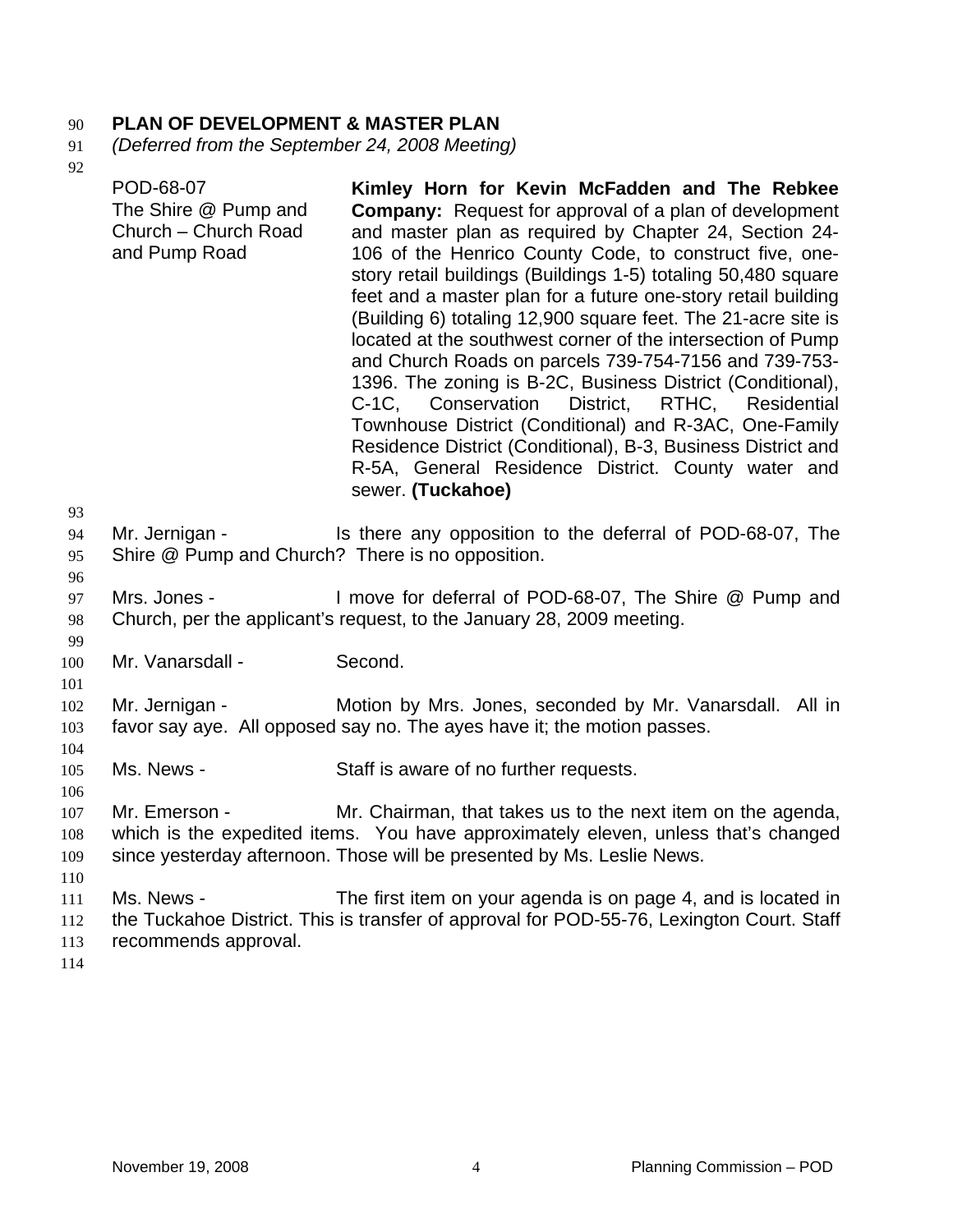**PLAN OF DEVELOPMENT & MASTER PLAN**

*(Deferred from the September 24, 2008 Meeting)*

| | |
|---|---|
| POD-68-07<br>The Shire @ Pump and Church – Church Road and Pump Road | **Kimley Horn for Kevin McFadden and The Rebkee Company:** Request for approval of a plan of development and master plan as required by Chapter 24, Section 24-106 of the Henrico County Code, to construct five, one-story retail buildings (Buildings 1-5) totaling 50,480 square feet and a master plan for a future one-story retail building (Building 6) totaling 12,900 square feet. The 21-acre site is located at the southwest corner of the intersection of Pump and Church Roads on parcels 739-754-7156 and 739-753-1396. The zoning is B-2C, Business District (Conditional), C-1C, Conservation District, RTHC, Residential Townhouse District (Conditional) and R-3AC, One-Family Residence District (Conditional), B-3, Business District and R-5A, General Residence District. County water and sewer. **(Tuckahoe)** |

Mr. Jernigan - Is there any opposition to the deferral of POD-68-07, The Shire @ Pump and Church? There is no opposition.

Mrs. Jones - I move for deferral of POD-68-07, The Shire @ Pump and Church, per the applicant's request, to the January 28, 2009 meeting.

Mr. Vanarsdall - Second.

Mr. Jernigan - Motion by Mrs. Jones, seconded by Mr. Vanarsdall. All in favor say aye. All opposed say no. The ayes have it; the motion passes.

Ms. News - Staff is aware of no further requests.

Mr. Emerson - Mr. Chairman, that takes us to the next item on the agenda, which is the expedited items. You have approximately eleven, unless that's changed since yesterday afternoon. Those will be presented by Ms. Leslie News.

Ms. News - The first item on your agenda is on page 4, and is located in the Tuckahoe District. This is transfer of approval for POD-55-76, Lexington Court. Staff recommends approval.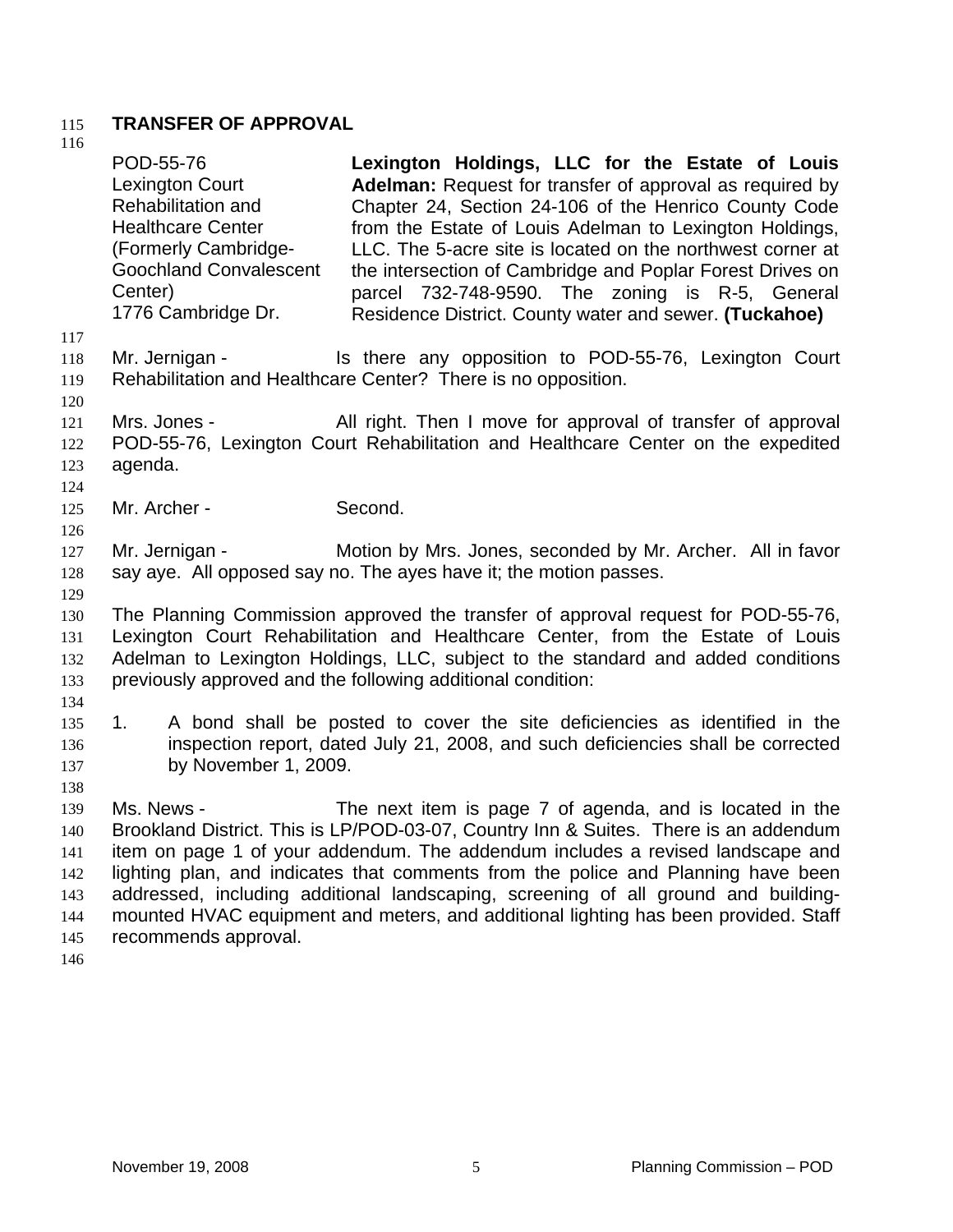## TRANSFER OF APPROVAL

| | |
|---|---|
| POD-55-76<br>Lexington Court Rehabilitation and Healthcare Center (Formerly Cambridge-Goochland Convalescent Center)<br>1776 Cambridge Dr. | **Lexington Holdings, LLC for the Estate of Louis Adelman:** Request for transfer of approval as required by Chapter 24, Section 24-106 of the Henrico County Code from the Estate of Louis Adelman to Lexington Holdings, LLC. The 5-acre site is located on the northwest corner at the intersection of Cambridge and Poplar Forest Drives on parcel 732-748-9590. The zoning is R-5, General Residence District. County water and sewer. **(Tuckahoe)** |

Mr. Jernigan - Is there any opposition to POD-55-76, Lexington Court Rehabilitation and Healthcare Center? There is no opposition.

Mrs. Jones - All right. Then I move for approval of transfer of approval POD-55-76, Lexington Court Rehabilitation and Healthcare Center on the expedited agenda.

Mr. Archer - Second.

Mr. Jernigan - Motion by Mrs. Jones, seconded by Mr. Archer. All in favor say aye. All opposed say no. The ayes have it; the motion passes.

The Planning Commission approved the transfer of approval request for POD-55-76, Lexington Court Rehabilitation and Healthcare Center, from the Estate of Louis Adelman to Lexington Holdings, LLC, subject to the standard and added conditions previously approved and the following additional condition:

1. A bond shall be posted to cover the site deficiencies as identified in the inspection report, dated July 21, 2008, and such deficiencies shall be corrected by November 1, 2009.

Ms. News - The next item is page 7 of agenda, and is located in the Brookland District. This is LP/POD-03-07, Country Inn & Suites. There is an addendum item on page 1 of your addendum. The addendum includes a revised landscape and lighting plan, and indicates that comments from the police and Planning have been addressed, including additional landscaping, screening of all ground and building-mounted HVAC equipment and meters, and additional lighting has been provided. Staff recommends approval.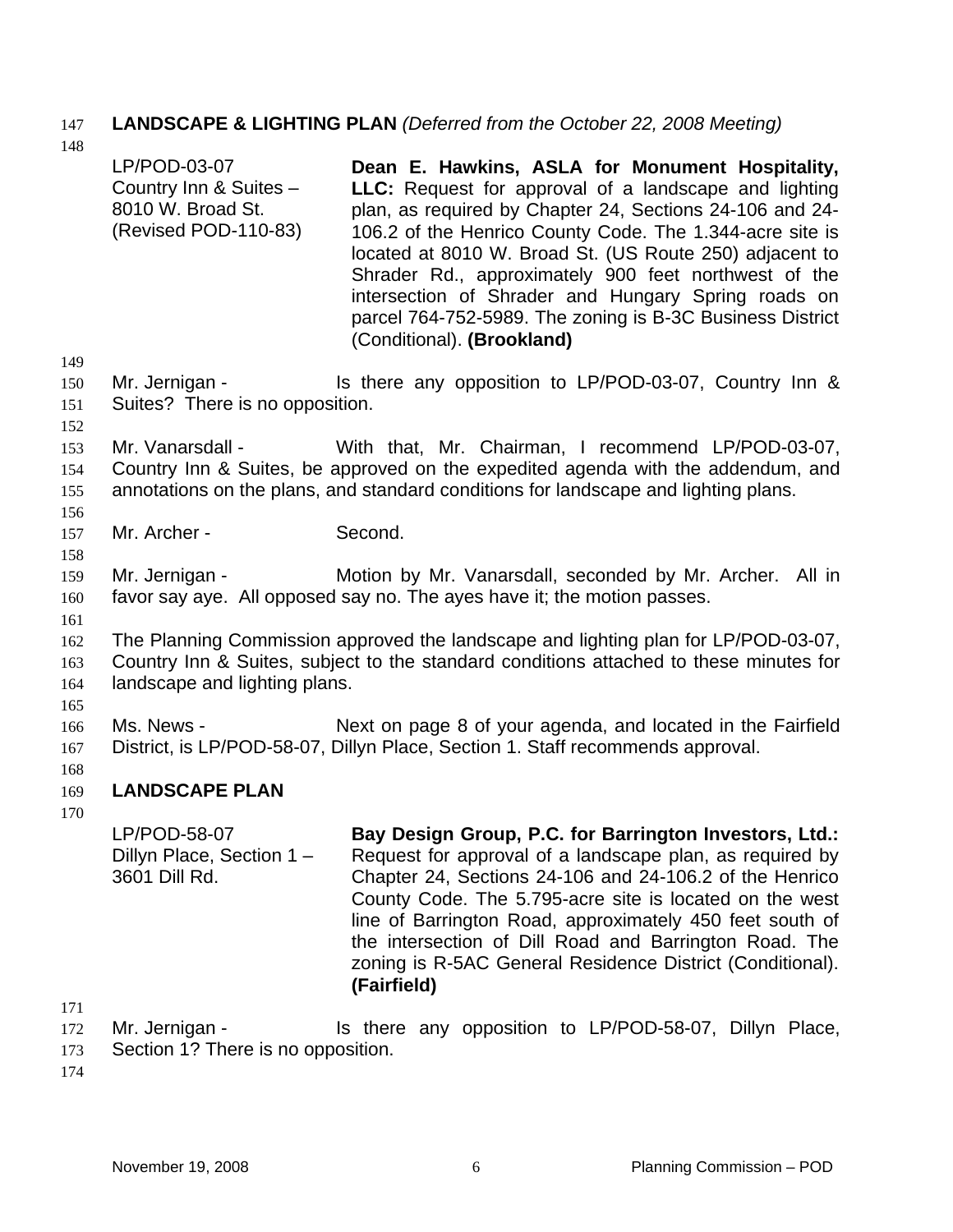**LANDSCAPE & LIGHTING PLAN** *(Deferred from the October 22, 2008 Meeting)*

| | |
|---|---|
| LP/POD-03-07<br>Country Inn & Suites –<br>8010 W. Broad St.<br>(Revised POD-110-83) | **Dean E. Hawkins, ASLA for Monument Hospitality, LLC:** Request for approval of a landscape and lighting plan, as required by Chapter 24, Sections 24-106 and 24-106.2 of the Henrico County Code. The 1.344-acre site is located at 8010 W. Broad St. (US Route 250) adjacent to Shrader Rd., approximately 900 feet northwest of the intersection of Shrader and Hungary Spring roads on parcel 764-752-5989. The zoning is B-3C Business District (Conditional). **(Brookland)** |

Mr. Jernigan - Is there any opposition to LP/POD-03-07, Country Inn & Suites? There is no opposition.

Mr. Vanarsdall - With that, Mr. Chairman, I recommend LP/POD-03-07, Country Inn & Suites, be approved on the expedited agenda with the addendum, and annotations on the plans, and standard conditions for landscape and lighting plans.

Mr. Archer - Second.

Mr. Jernigan - Motion by Mr. Vanarsdall, seconded by Mr. Archer. All in favor say aye. All opposed say no. The ayes have it; the motion passes.

The Planning Commission approved the landscape and lighting plan for LP/POD-03-07, Country Inn & Suites, subject to the standard conditions attached to these minutes for landscape and lighting plans.

Ms. News - Next on page 8 of your agenda, and located in the Fairfield District, is LP/POD-58-07, Dillyn Place, Section 1. Staff recommends approval.

**LANDSCAPE PLAN**

| | |
|---|---|
| LP/POD-58-07<br>Dillyn Place, Section 1 –<br>3601 Dill Rd. | **Bay Design Group, P.C. for Barrington Investors, Ltd.:** Request for approval of a landscape plan, as required by Chapter 24, Sections 24-106 and 24-106.2 of the Henrico County Code. The 5.795-acre site is located on the west line of Barrington Road, approximately 450 feet south of the intersection of Dill Road and Barrington Road. The zoning is R-5AC General Residence District (Conditional). **(Fairfield)** |

Mr. Jernigan - Is there any opposition to LP/POD-58-07, Dillyn Place, Section 1? There is no opposition.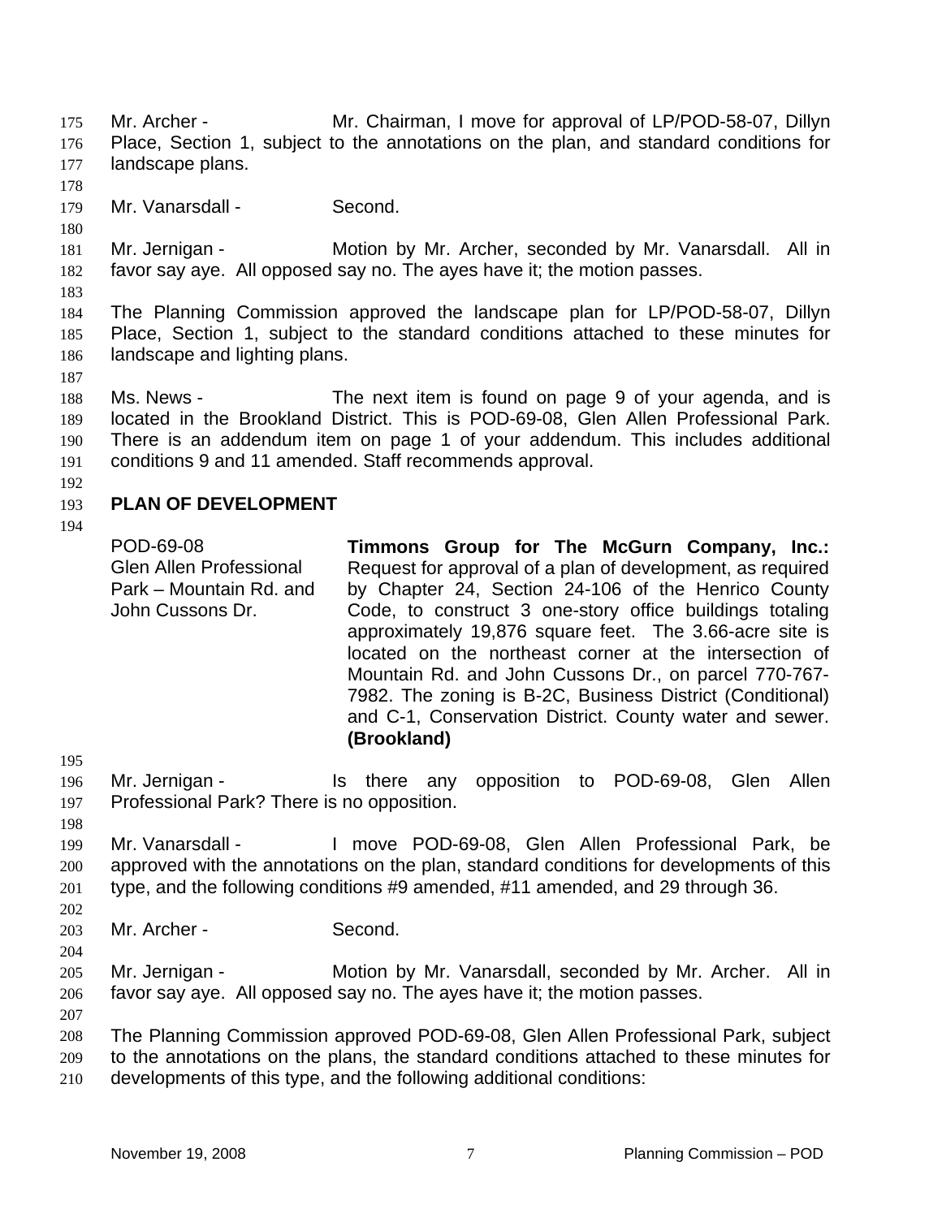Mr. Archer - Mr. Chairman, I move for approval of LP/POD-58-07, Dillyn Place, Section 1, subject to the annotations on the plan, and standard conditions for landscape plans.

Mr. Vanarsdall - Second.

Mr. Jernigan - Motion by Mr. Archer, seconded by Mr. Vanarsdall. All in favor say aye. All opposed say no. The ayes have it; the motion passes.

The Planning Commission approved the landscape plan for LP/POD-58-07, Dillyn Place, Section 1, subject to the standard conditions attached to these minutes for landscape and lighting plans.

Ms. News - The next item is found on page 9 of your agenda, and is located in the Brookland District. This is POD-69-08, Glen Allen Professional Park. There is an addendum item on page 1 of your addendum. This includes additional conditions 9 and 11 amended. Staff recommends approval.

## PLAN OF DEVELOPMENT

| | |
|---|---|
| POD-69-08<br>Glen Allen Professional Park – Mountain Rd. and John Cussons Dr. | **Timmons Group for The McGurn Company, Inc.:** Request for approval of a plan of development, as required by Chapter 24, Section 24-106 of the Henrico County Code, to construct 3 one-story office buildings totaling approximately 19,876 square feet. The 3.66-acre site is located on the northeast corner at the intersection of Mountain Rd. and John Cussons Dr., on parcel 770-767-7982. The zoning is B-2C, Business District (Conditional) and C-1, Conservation District. County water and sewer. **(Brookland)** |

Mr. Jernigan - Is there any opposition to POD-69-08, Glen Allen Professional Park? There is no opposition.

Mr. Vanarsdall - I move POD-69-08, Glen Allen Professional Park, be approved with the annotations on the plan, standard conditions for developments of this type, and the following conditions #9 amended, #11 amended, and 29 through 36.

Mr. Archer - Second.

Mr. Jernigan - Motion by Mr. Vanarsdall, seconded by Mr. Archer. All in favor say aye. All opposed say no. The ayes have it; the motion passes.

The Planning Commission approved POD-69-08, Glen Allen Professional Park, subject to the annotations on the plans, the standard conditions attached to these minutes for developments of this type, and the following additional conditions: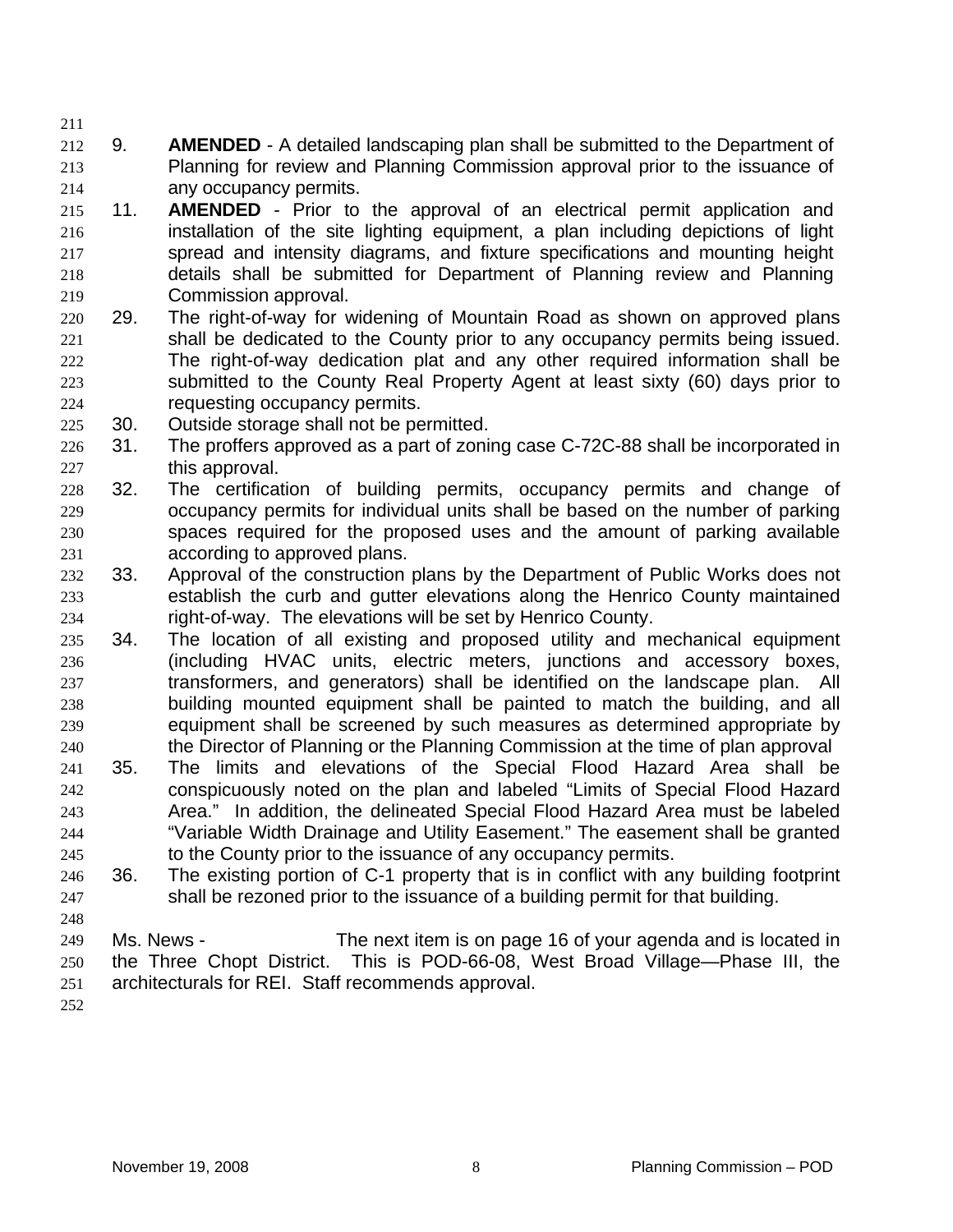9. **AMENDED** - A detailed landscaping plan shall be submitted to the Department of Planning for review and Planning Commission approval prior to the issuance of any occupancy permits.
11. **AMENDED** - Prior to the approval of an electrical permit application and installation of the site lighting equipment, a plan including depictions of light spread and intensity diagrams, and fixture specifications and mounting height details shall be submitted for Department of Planning review and Planning Commission approval.
29. The right-of-way for widening of Mountain Road as shown on approved plans shall be dedicated to the County prior to any occupancy permits being issued. The right-of-way dedication plat and any other required information shall be submitted to the County Real Property Agent at least sixty (60) days prior to requesting occupancy permits.
30. Outside storage shall not be permitted.
31. The proffers approved as a part of zoning case C-72C-88 shall be incorporated in this approval.
32. The certification of building permits, occupancy permits and change of occupancy permits for individual units shall be based on the number of parking spaces required for the proposed uses and the amount of parking available according to approved plans.
33. Approval of the construction plans by the Department of Public Works does not establish the curb and gutter elevations along the Henrico County maintained right-of-way. The elevations will be set by Henrico County.
34. The location of all existing and proposed utility and mechanical equipment (including HVAC units, electric meters, junctions and accessory boxes, transformers, and generators) shall be identified on the landscape plan. All building mounted equipment shall be painted to match the building, and all equipment shall be screened by such measures as determined appropriate by the Director of Planning or the Planning Commission at the time of plan approval
35. The limits and elevations of the Special Flood Hazard Area shall be conspicuously noted on the plan and labeled "Limits of Special Flood Hazard Area." In addition, the delineated Special Flood Hazard Area must be labeled "Variable Width Drainage and Utility Easement." The easement shall be granted to the County prior to the issuance of any occupancy permits.
36. The existing portion of C-1 property that is in conflict with any building footprint shall be rezoned prior to the issuance of a building permit for that building.

Ms. News - The next item is on page 16 of your agenda and is located in the Three Chopt District. This is POD-66-08, West Broad Village—Phase III, the architecturals for REI. Staff recommends approval.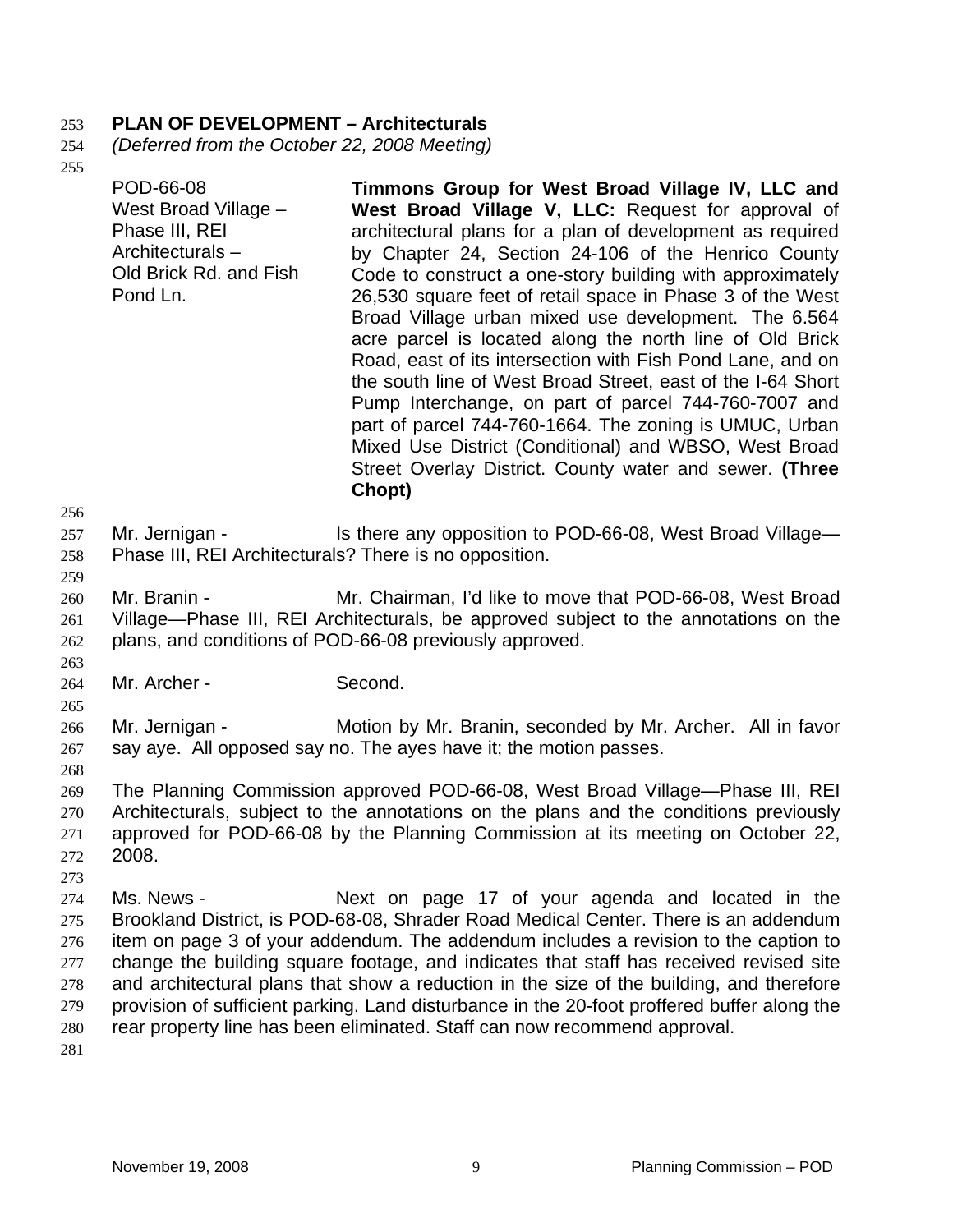**PLAN OF DEVELOPMENT – Architecturals**

*(Deferred from the October 22, 2008 Meeting)*

| | |
|---|---|
| POD-66-08<br>West Broad Village – Phase III, REI Architecturals – Old Brick Rd. and Fish Pond Ln. | **Timmons Group for West Broad Village IV, LLC and West Broad Village V, LLC:** Request for approval of architectural plans for a plan of development as required by Chapter 24, Section 24-106 of the Henrico County Code to construct a one-story building with approximately 26,530 square feet of retail space in Phase 3 of the West Broad Village urban mixed use development. The 6.564 acre parcel is located along the north line of Old Brick Road, east of its intersection with Fish Pond Lane, and on the south line of West Broad Street, east of the I-64 Short Pump Interchange, on part of parcel 744-760-7007 and part of parcel 744-760-1664. The zoning is UMUC, Urban Mixed Use District (Conditional) and WBSO, West Broad Street Overlay District. County water and sewer. **(Three Chopt)** |

Mr. Jernigan - Is there any opposition to POD-66-08, West Broad Village—Phase III, REI Architecturals? There is no opposition.

Mr. Branin - Mr. Chairman, I'd like to move that POD-66-08, West Broad Village—Phase III, REI Architecturals, be approved subject to the annotations on the plans, and conditions of POD-66-08 previously approved.

Mr. Archer - Second.

Mr. Jernigan - Motion by Mr. Branin, seconded by Mr. Archer. All in favor say aye. All opposed say no. The ayes have it; the motion passes.

The Planning Commission approved POD-66-08, West Broad Village—Phase III, REI Architecturals, subject to the annotations on the plans and the conditions previously approved for POD-66-08 by the Planning Commission at its meeting on October 22, 2008.

Ms. News - Next on page 17 of your agenda and located in the Brookland District, is POD-68-08, Shrader Road Medical Center. There is an addendum item on page 3 of your addendum. The addendum includes a revision to the caption to change the building square footage, and indicates that staff has received revised site and architectural plans that show a reduction in the size of the building, and therefore provision of sufficient parking. Land disturbance in the 20-foot proffered buffer along the rear property line has been eliminated. Staff can now recommend approval.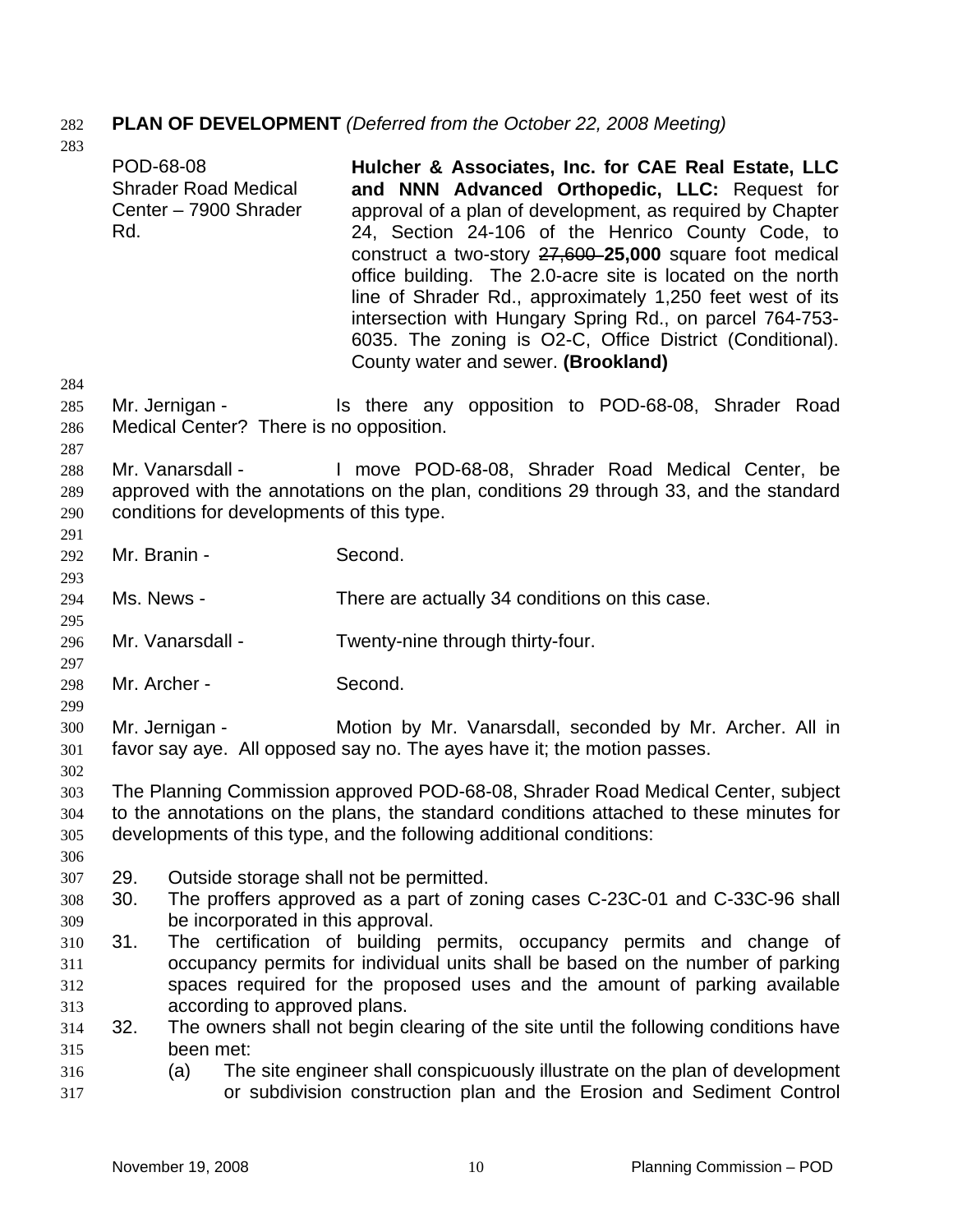**PLAN OF DEVELOPMENT** *(Deferred from the October 22, 2008 Meeting)*

| | |
|---|---|
| POD-68-08<br>Shrader Road Medical Center – 7900 Shrader Rd. | **Hulcher & Associates, Inc. for CAE Real Estate, LLC and NNN Advanced Orthopedic, LLC:** Request for approval of a plan of development, as required by Chapter 24, Section 24-106 of the Henrico County Code, to construct a two-story ~~27,600~~ **25,000** square foot medical office building. The 2.0-acre site is located on the north line of Shrader Rd., approximately 1,250 feet west of its intersection with Hungary Spring Rd., on parcel 764-753-6035. The zoning is O2-C, Office District (Conditional). County water and sewer. **(Brookland)** |

Mr. Jernigan - Is there any opposition to POD-68-08, Shrader Road Medical Center? There is no opposition.

Mr. Vanarsdall - I move POD-68-08, Shrader Road Medical Center, be approved with the annotations on the plan, conditions 29 through 33, and the standard conditions for developments of this type.

Mr. Branin - Second.

Ms. News - There are actually 34 conditions on this case.

Mr. Vanarsdall - Twenty-nine through thirty-four.

Mr. Archer - Second.

Mr. Jernigan - Motion by Mr. Vanarsdall, seconded by Mr. Archer. All in favor say aye. All opposed say no. The ayes have it; the motion passes.

The Planning Commission approved POD-68-08, Shrader Road Medical Center, subject to the annotations on the plans, the standard conditions attached to these minutes for developments of this type, and the following additional conditions:

29. Outside storage shall not be permitted.
30. The proffers approved as a part of zoning cases C-23C-01 and C-33C-96 shall be incorporated in this approval.
31. The certification of building permits, occupancy permits and change of occupancy permits for individual units shall be based on the number of parking spaces required for the proposed uses and the amount of parking available according to approved plans.
32. The owners shall not begin clearing of the site until the following conditions have been met:
    (a) The site engineer shall conspicuously illustrate on the plan of development or subdivision construction plan and the Erosion and Sediment Control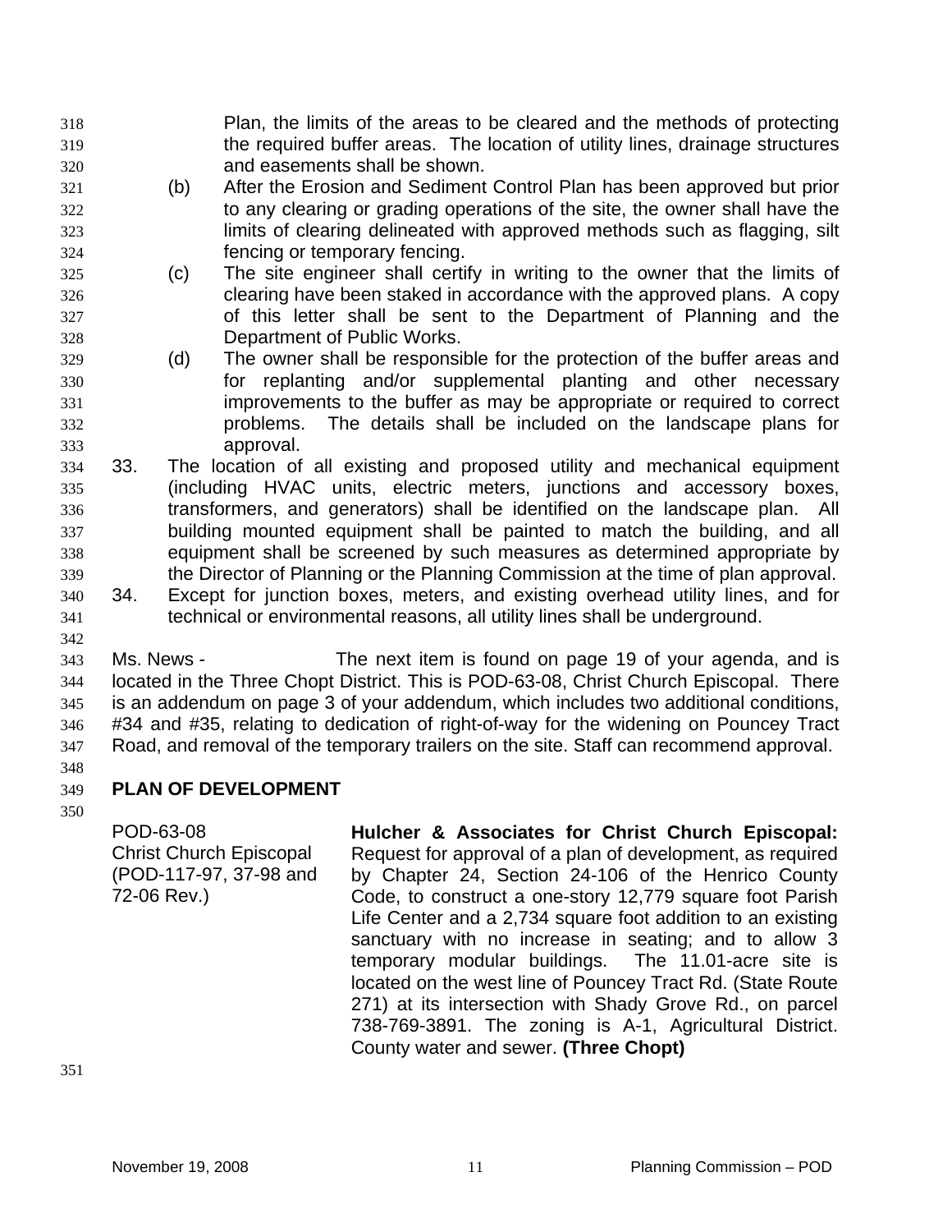Plan, the limits of the areas to be cleared and the methods of protecting the required buffer areas. The location of utility lines, drainage structures and easements shall be shown.

(b) After the Erosion and Sediment Control Plan has been approved but prior to any clearing or grading operations of the site, the owner shall have the limits of clearing delineated with approved methods such as flagging, silt fencing or temporary fencing.

(c) The site engineer shall certify in writing to the owner that the limits of clearing have been staked in accordance with the approved plans. A copy of this letter shall be sent to the Department of Planning and the Department of Public Works.

(d) The owner shall be responsible for the protection of the buffer areas and for replanting and/or supplemental planting and other necessary improvements to the buffer as may be appropriate or required to correct problems. The details shall be included on the landscape plans for approval.

33. The location of all existing and proposed utility and mechanical equipment (including HVAC units, electric meters, junctions and accessory boxes, transformers, and generators) shall be identified on the landscape plan. All building mounted equipment shall be painted to match the building, and all equipment shall be screened by such measures as determined appropriate by the Director of Planning or the Planning Commission at the time of plan approval.

34. Except for junction boxes, meters, and existing overhead utility lines, and for technical or environmental reasons, all utility lines shall be underground.

Ms. News - The next item is found on page 19 of your agenda, and is located in the Three Chopt District. This is POD-63-08, Christ Church Episcopal. There is an addendum on page 3 of your addendum, which includes two additional conditions, #34 and #35, relating to dedication of right-of-way for the widening on Pouncey Tract Road, and removal of the temporary trailers on the site. Staff can recommend approval.

**PLAN OF DEVELOPMENT**

POD-63-08
Christ Church Episcopal
(POD-117-97, 37-98 and 72-06 Rev.)

**Hulcher & Associates for Christ Church Episcopal:** Request for approval of a plan of development, as required by Chapter 24, Section 24-106 of the Henrico County Code, to construct a one-story 12,779 square foot Parish Life Center and a 2,734 square foot addition to an existing sanctuary with no increase in seating; and to allow 3 temporary modular buildings. The 11.01-acre site is located on the west line of Pouncey Tract Rd. (State Route 271) at its intersection with Shady Grove Rd., on parcel 738-769-3891. The zoning is A-1, Agricultural District. County water and sewer. **(Three Chopt)**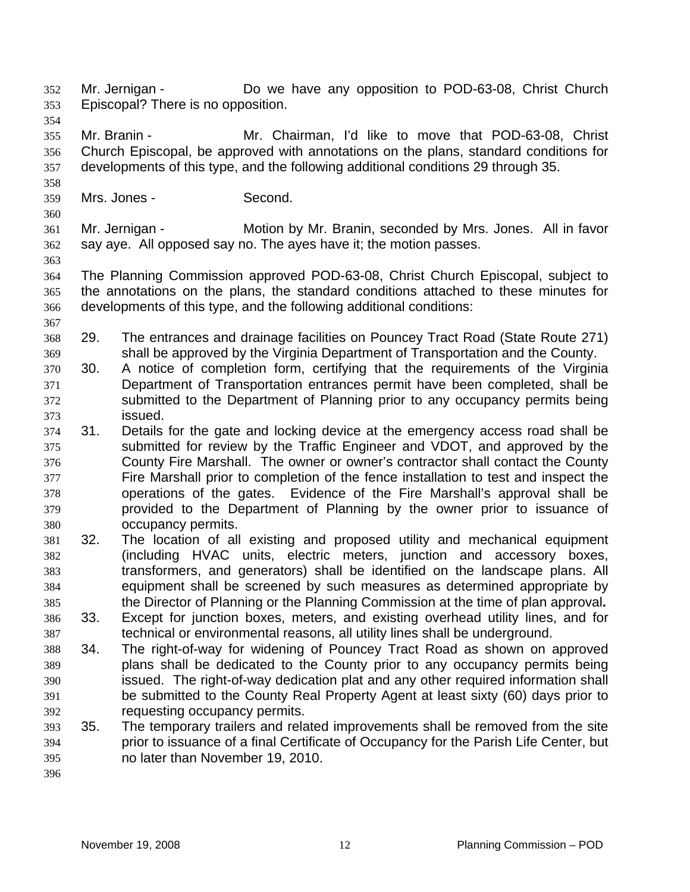Mr. Jernigan - Do we have any opposition to POD-63-08, Christ Church Episcopal? There is no opposition.

Mr. Branin - Mr. Chairman, I'd like to move that POD-63-08, Christ Church Episcopal, be approved with annotations on the plans, standard conditions for developments of this type, and the following additional conditions 29 through 35.

Mrs. Jones - Second.

Mr. Jernigan - Motion by Mr. Branin, seconded by Mrs. Jones. All in favor say aye. All opposed say no. The ayes have it; the motion passes.

The Planning Commission approved POD-63-08, Christ Church Episcopal, subject to the annotations on the plans, the standard conditions attached to these minutes for developments of this type, and the following additional conditions:

29. The entrances and drainage facilities on Pouncey Tract Road (State Route 271) shall be approved by the Virginia Department of Transportation and the County.
30. A notice of completion form, certifying that the requirements of the Virginia Department of Transportation entrances permit have been completed, shall be submitted to the Department of Planning prior to any occupancy permits being issued.
31. Details for the gate and locking device at the emergency access road shall be submitted for review by the Traffic Engineer and VDOT, and approved by the County Fire Marshall. The owner or owner's contractor shall contact the County Fire Marshall prior to completion of the fence installation to test and inspect the operations of the gates. Evidence of the Fire Marshall's approval shall be provided to the Department of Planning by the owner prior to issuance of occupancy permits.
32. The location of all existing and proposed utility and mechanical equipment (including HVAC units, electric meters, junction and accessory boxes, transformers, and generators) shall be identified on the landscape plans. All equipment shall be screened by such measures as determined appropriate by the Director of Planning or the Planning Commission at the time of plan approval.
33. Except for junction boxes, meters, and existing overhead utility lines, and for technical or environmental reasons, all utility lines shall be underground.
34. The right-of-way for widening of Pouncey Tract Road as shown on approved plans shall be dedicated to the County prior to any occupancy permits being issued. The right-of-way dedication plat and any other required information shall be submitted to the County Real Property Agent at least sixty (60) days prior to requesting occupancy permits.
35. The temporary trailers and related improvements shall be removed from the site prior to issuance of a final Certificate of Occupancy for the Parish Life Center, but no later than November 19, 2010.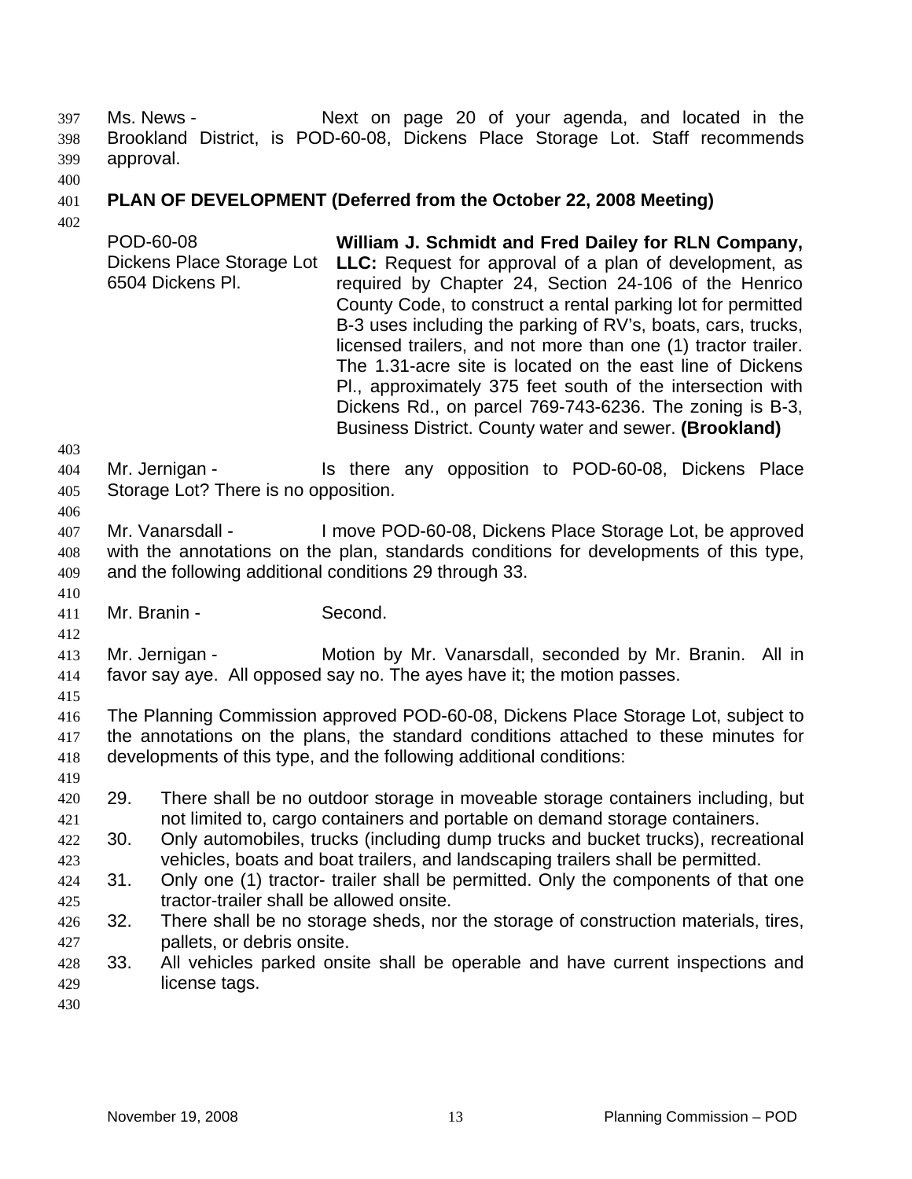Ms. News - Next on page 20 of your agenda, and located in the Brookland District, is POD-60-08, Dickens Place Storage Lot. Staff recommends approval.

**PLAN OF DEVELOPMENT (Deferred from the October 22, 2008 Meeting)**

| | |
|---|---|
| POD-60-08<br>Dickens Place Storage Lot<br>6504 Dickens Pl. | **William J. Schmidt and Fred Dailey for RLN Company, LLC:** Request for approval of a plan of development, as required by Chapter 24, Section 24-106 of the Henrico County Code, to construct a rental parking lot for permitted B-3 uses including the parking of RV's, boats, cars, trucks, licensed trailers, and not more than one (1) tractor trailer. The 1.31-acre site is located on the east line of Dickens Pl., approximately 375 feet south of the intersection with Dickens Rd., on parcel 769-743-6236. The zoning is B-3, Business District. County water and sewer. **(Brookland)** |

Mr. Jernigan - Is there any opposition to POD-60-08, Dickens Place Storage Lot? There is no opposition.

Mr. Vanarsdall - I move POD-60-08, Dickens Place Storage Lot, be approved with the annotations on the plan, standards conditions for developments of this type, and the following additional conditions 29 through 33.

Mr. Branin - Second.

Mr. Jernigan - Motion by Mr. Vanarsdall, seconded by Mr. Branin. All in favor say aye. All opposed say no. The ayes have it; the motion passes.

The Planning Commission approved POD-60-08, Dickens Place Storage Lot, subject to the annotations on the plans, the standard conditions attached to these minutes for developments of this type, and the following additional conditions:

29. There shall be no outdoor storage in moveable storage containers including, but not limited to, cargo containers and portable on demand storage containers.
30. Only automobiles, trucks (including dump trucks and bucket trucks), recreational vehicles, boats and boat trailers, and landscaping trailers shall be permitted.
31. Only one (1) tractor- trailer shall be permitted. Only the components of that one tractor-trailer shall be allowed onsite.
32. There shall be no storage sheds, nor the storage of construction materials, tires, pallets, or debris onsite.
33. All vehicles parked onsite shall be operable and have current inspections and license tags.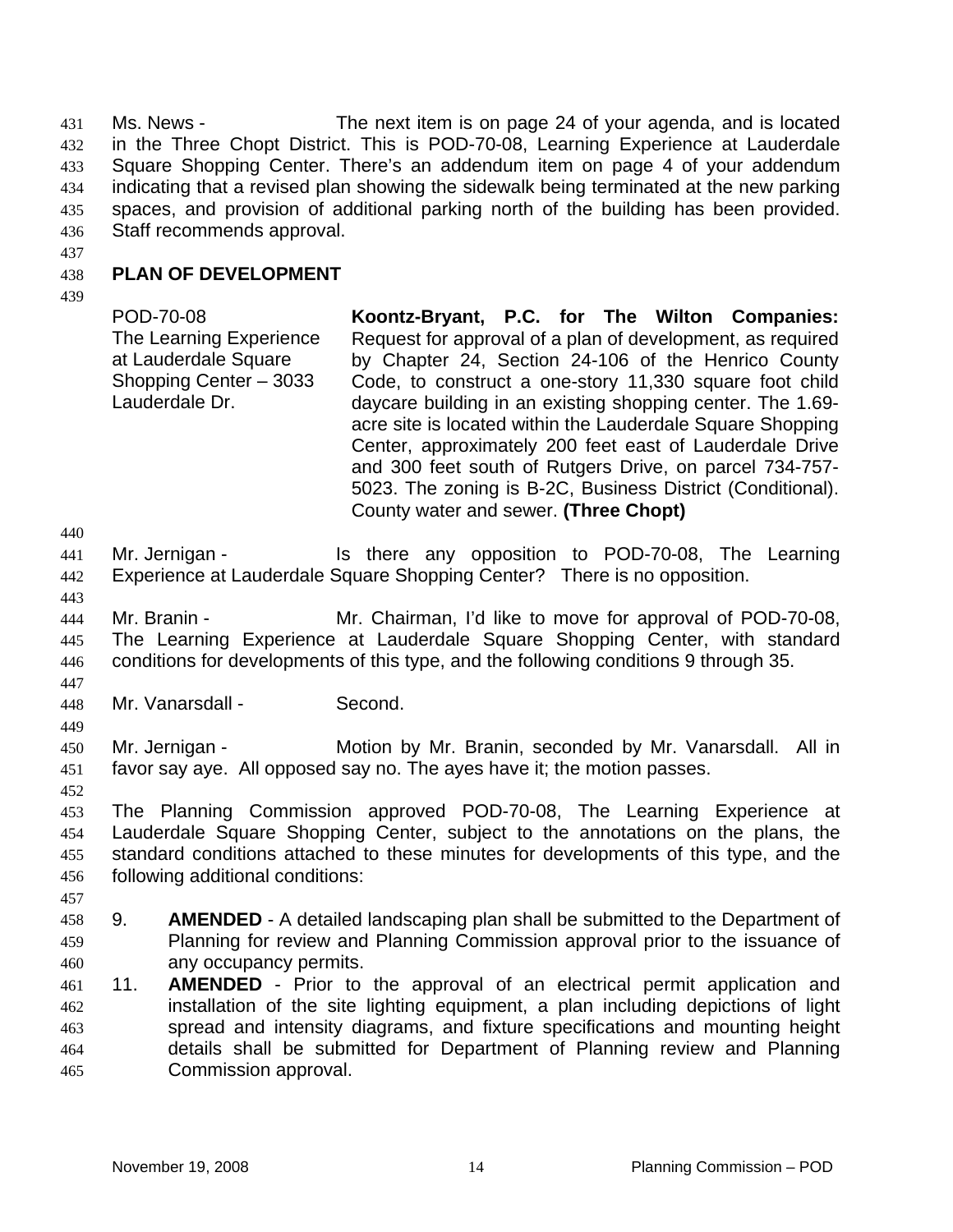Ms. News - The next item is on page 24 of your agenda, and is located in the Three Chopt District. This is POD-70-08, Learning Experience at Lauderdale Square Shopping Center. There's an addendum item on page 4 of your addendum indicating that a revised plan showing the sidewalk being terminated at the new parking spaces, and provision of additional parking north of the building has been provided. Staff recommends approval.

**PLAN OF DEVELOPMENT**

| | |
|---|---|
| POD-70-08<br>The Learning Experience at Lauderdale Square Shopping Center – 3033 Lauderdale Dr. | **Koontz-Bryant, P.C. for The Wilton Companies:** Request for approval of a plan of development, as required by Chapter 24, Section 24-106 of the Henrico County Code, to construct a one-story 11,330 square foot child daycare building in an existing shopping center. The 1.69-acre site is located within the Lauderdale Square Shopping Center, approximately 200 feet east of Lauderdale Drive and 300 feet south of Rutgers Drive, on parcel 734-757-5023. The zoning is B-2C, Business District (Conditional). County water and sewer. **(Three Chopt)** |

Mr. Jernigan - Is there any opposition to POD-70-08, The Learning Experience at Lauderdale Square Shopping Center? There is no opposition.

Mr. Branin - Mr. Chairman, I'd like to move for approval of POD-70-08, The Learning Experience at Lauderdale Square Shopping Center, with standard conditions for developments of this type, and the following conditions 9 through 35.

Mr. Vanarsdall - Second.

Mr. Jernigan - Motion by Mr. Branin, seconded by Mr. Vanarsdall. All in favor say aye. All opposed say no. The ayes have it; the motion passes.

The Planning Commission approved POD-70-08, The Learning Experience at Lauderdale Square Shopping Center, subject to the annotations on the plans, the standard conditions attached to these minutes for developments of this type, and the following additional conditions:

9. **AMENDED** - A detailed landscaping plan shall be submitted to the Department of Planning for review and Planning Commission approval prior to the issuance of any occupancy permits.

11. **AMENDED** - Prior to the approval of an electrical permit application and installation of the site lighting equipment, a plan including depictions of light spread and intensity diagrams, and fixture specifications and mounting height details shall be submitted for Department of Planning review and Planning Commission approval.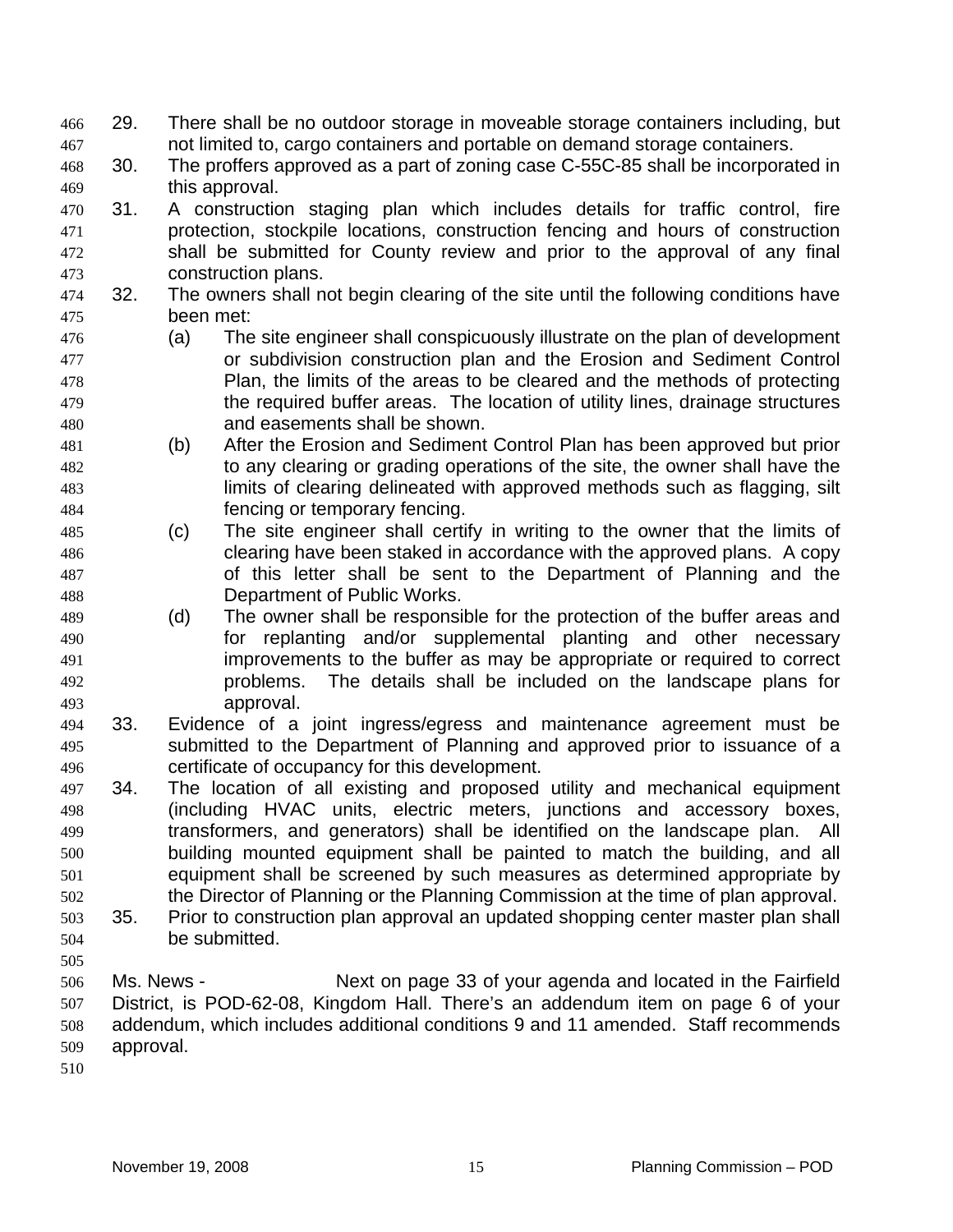29. There shall be no outdoor storage in moveable storage containers including, but not limited to, cargo containers and portable on demand storage containers.
30. The proffers approved as a part of zoning case C-55C-85 shall be incorporated in this approval.
31. A construction staging plan which includes details for traffic control, fire protection, stockpile locations, construction fencing and hours of construction shall be submitted for County review and prior to the approval of any final construction plans.
32. The owners shall not begin clearing of the site until the following conditions have been met:
    - (a) The site engineer shall conspicuously illustrate on the plan of development or subdivision construction plan and the Erosion and Sediment Control Plan, the limits of the areas to be cleared and the methods of protecting the required buffer areas. The location of utility lines, drainage structures and easements shall be shown.
    - (b) After the Erosion and Sediment Control Plan has been approved but prior to any clearing or grading operations of the site, the owner shall have the limits of clearing delineated with approved methods such as flagging, silt fencing or temporary fencing.
    - (c) The site engineer shall certify in writing to the owner that the limits of clearing have been staked in accordance with the approved plans. A copy of this letter shall be sent to the Department of Planning and the Department of Public Works.
    - (d) The owner shall be responsible for the protection of the buffer areas and for replanting and/or supplemental planting and other necessary improvements to the buffer as may be appropriate or required to correct problems. The details shall be included on the landscape plans for approval.
33. Evidence of a joint ingress/egress and maintenance agreement must be submitted to the Department of Planning and approved prior to issuance of a certificate of occupancy for this development.
34. The location of all existing and proposed utility and mechanical equipment (including HVAC units, electric meters, junctions and accessory boxes, transformers, and generators) shall be identified on the landscape plan. All building mounted equipment shall be painted to match the building, and all equipment shall be screened by such measures as determined appropriate by the Director of Planning or the Planning Commission at the time of plan approval.
35. Prior to construction plan approval an updated shopping center master plan shall be submitted.

Ms. News - Next on page 33 of your agenda and located in the Fairfield District, is POD-62-08, Kingdom Hall. There's an addendum item on page 6 of your addendum, which includes additional conditions 9 and 11 amended. Staff recommends approval.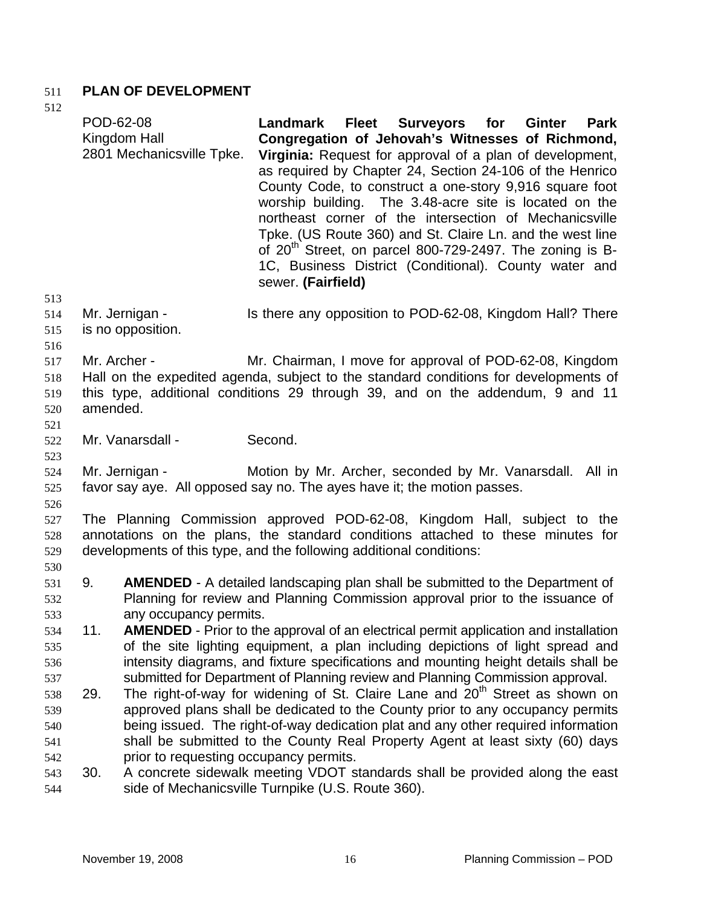## PLAN OF DEVELOPMENT

POD-62-08
Kingdom Hall
2801 Mechanicsville Tpke.

**Landmark Fleet Surveyors for Ginter Park Congregation of Jehovah's Witnesses of Richmond, Virginia:** Request for approval of a plan of development, as required by Chapter 24, Section 24-106 of the Henrico County Code, to construct a one-story 9,916 square foot worship building. The 3.48-acre site is located on the northeast corner of the intersection of Mechanicsville Tpke. (US Route 360) and St. Claire Ln. and the west line of 20th Street, on parcel 800-729-2497. The zoning is B-1C, Business District (Conditional). County water and sewer. **(Fairfield)**

Mr. Jernigan - Is there any opposition to POD-62-08, Kingdom Hall? There is no opposition.

Mr. Archer - Mr. Chairman, I move for approval of POD-62-08, Kingdom Hall on the expedited agenda, subject to the standard conditions for developments of this type, additional conditions 29 through 39, and on the addendum, 9 and 11 amended.

Mr. Vanarsdall - Second.

Mr. Jernigan - Motion by Mr. Archer, seconded by Mr. Vanarsdall. All in favor say aye. All opposed say no. The ayes have it; the motion passes.

The Planning Commission approved POD-62-08, Kingdom Hall, subject to the annotations on the plans, the standard conditions attached to these minutes for developments of this type, and the following additional conditions:

9. **AMENDED** - A detailed landscaping plan shall be submitted to the Department of Planning for review and Planning Commission approval prior to the issuance of any occupancy permits.
11. **AMENDED** - Prior to the approval of an electrical permit application and installation of the site lighting equipment, a plan including depictions of light spread and intensity diagrams, and fixture specifications and mounting height details shall be submitted for Department of Planning review and Planning Commission approval.
29. The right-of-way for widening of St. Claire Lane and 20th Street as shown on approved plans shall be dedicated to the County prior to any occupancy permits being issued. The right-of-way dedication plat and any other required information shall be submitted to the County Real Property Agent at least sixty (60) days prior to requesting occupancy permits.
30. A concrete sidewalk meeting VDOT standards shall be provided along the east side of Mechanicsville Turnpike (U.S. Route 360).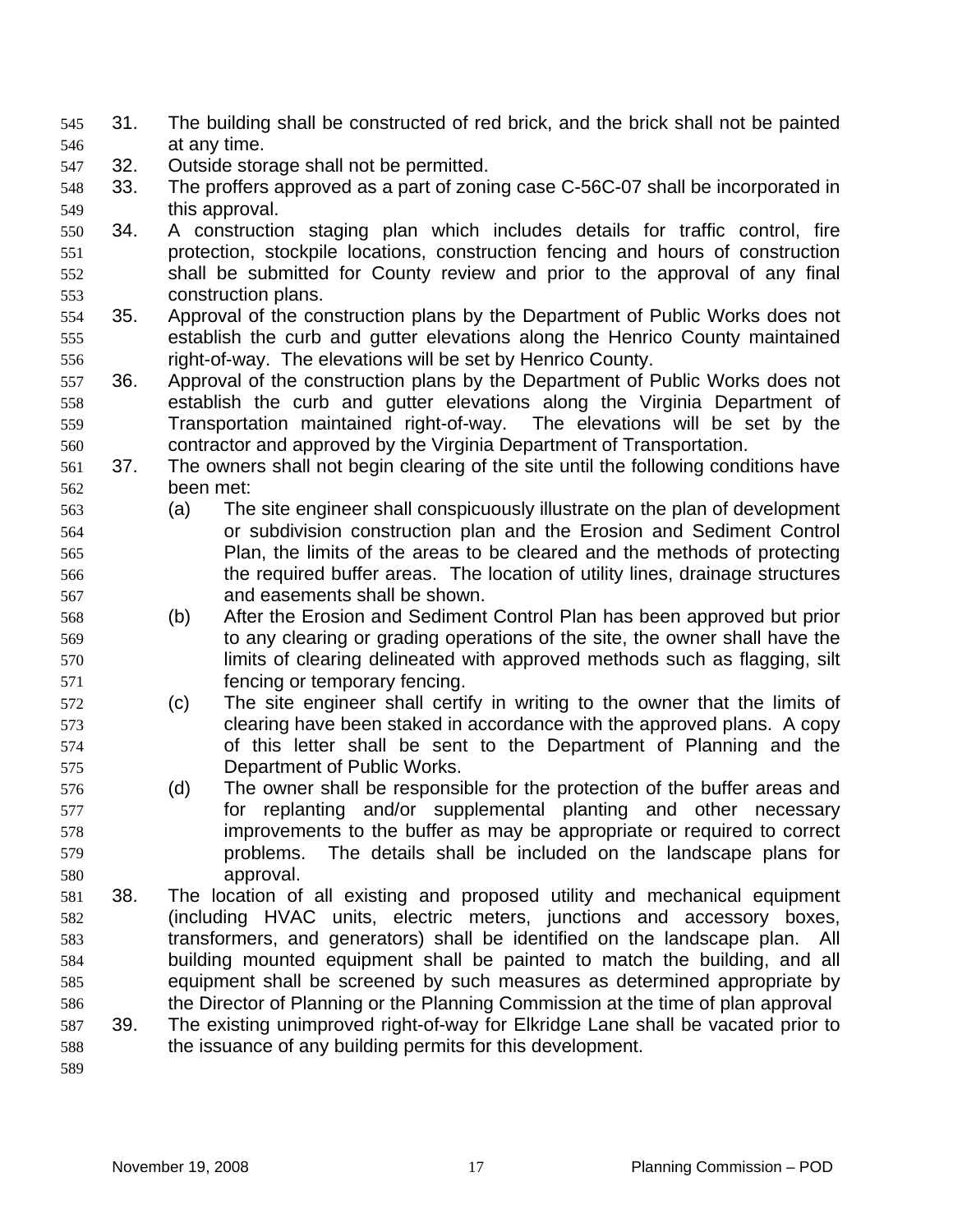31. The building shall be constructed of red brick, and the brick shall not be painted at any time.
32. Outside storage shall not be permitted.
33. The proffers approved as a part of zoning case C-56C-07 shall be incorporated in this approval.
34. A construction staging plan which includes details for traffic control, fire protection, stockpile locations, construction fencing and hours of construction shall be submitted for County review and prior to the approval of any final construction plans.
35. Approval of the construction plans by the Department of Public Works does not establish the curb and gutter elevations along the Henrico County maintained right-of-way. The elevations will be set by Henrico County.
36. Approval of the construction plans by the Department of Public Works does not establish the curb and gutter elevations along the Virginia Department of Transportation maintained right-of-way. The elevations will be set by the contractor and approved by the Virginia Department of Transportation.
37. The owners shall not begin clearing of the site until the following conditions have been met:
    - (a) The site engineer shall conspicuously illustrate on the plan of development or subdivision construction plan and the Erosion and Sediment Control Plan, the limits of the areas to be cleared and the methods of protecting the required buffer areas. The location of utility lines, drainage structures and easements shall be shown.
    - (b) After the Erosion and Sediment Control Plan has been approved but prior to any clearing or grading operations of the site, the owner shall have the limits of clearing delineated with approved methods such as flagging, silt fencing or temporary fencing.
    - (c) The site engineer shall certify in writing to the owner that the limits of clearing have been staked in accordance with the approved plans. A copy of this letter shall be sent to the Department of Planning and the Department of Public Works.
    - (d) The owner shall be responsible for the protection of the buffer areas and for replanting and/or supplemental planting and other necessary improvements to the buffer as may be appropriate or required to correct problems. The details shall be included on the landscape plans for approval.
38. The location of all existing and proposed utility and mechanical equipment (including HVAC units, electric meters, junctions and accessory boxes, transformers, and generators) shall be identified on the landscape plan. All building mounted equipment shall be painted to match the building, and all equipment shall be screened by such measures as determined appropriate by the Director of Planning or the Planning Commission at the time of plan approval
39. The existing unimproved right-of-way for Elkridge Lane shall be vacated prior to the issuance of any building permits for this development.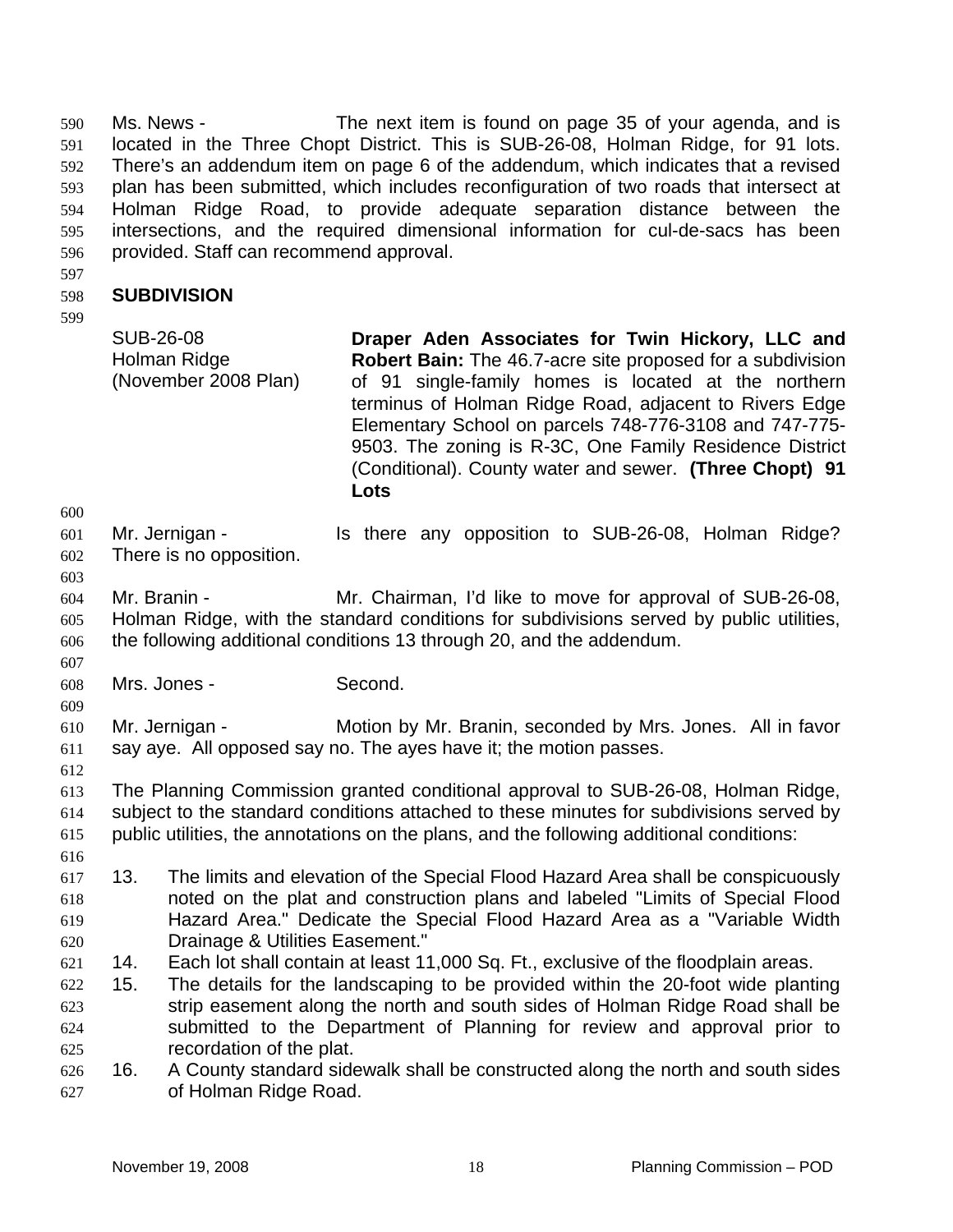Ms. News - The next item is found on page 35 of your agenda, and is located in the Three Chopt District. This is SUB-26-08, Holman Ridge, for 91 lots. There's an addendum item on page 6 of the addendum, which indicates that a revised plan has been submitted, which includes reconfiguration of two roads that intersect at Holman Ridge Road, to provide adequate separation distance between the intersections, and the required dimensional information for cul-de-sacs has been provided. Staff can recommend approval.

## SUBDIVISION

| | |
|---|---|
| SUB-26-08<br>Holman Ridge<br>(November 2008 Plan) | **Draper Aden Associates for Twin Hickory, LLC and Robert Bain:** The 46.7-acre site proposed for a subdivision of 91 single-family homes is located at the northern terminus of Holman Ridge Road, adjacent to Rivers Edge Elementary School on parcels 748-776-3108 and 747-775-9503. The zoning is R-3C, One Family Residence District (Conditional). County water and sewer. **(Three Chopt) 91 Lots** |

Mr. Jernigan - Is there any opposition to SUB-26-08, Holman Ridge? There is no opposition.

Mr. Branin - Mr. Chairman, I'd like to move for approval of SUB-26-08, Holman Ridge, with the standard conditions for subdivisions served by public utilities, the following additional conditions 13 through 20, and the addendum.

Mrs. Jones - Second.

Mr. Jernigan - Motion by Mr. Branin, seconded by Mrs. Jones. All in favor say aye. All opposed say no. The ayes have it; the motion passes.

The Planning Commission granted conditional approval to SUB-26-08, Holman Ridge, subject to the standard conditions attached to these minutes for subdivisions served by public utilities, the annotations on the plans, and the following additional conditions:

13. The limits and elevation of the Special Flood Hazard Area shall be conspicuously noted on the plat and construction plans and labeled "Limits of Special Flood Hazard Area." Dedicate the Special Flood Hazard Area as a "Variable Width Drainage & Utilities Easement."
14. Each lot shall contain at least 11,000 Sq. Ft., exclusive of the floodplain areas.
15. The details for the landscaping to be provided within the 20-foot wide planting strip easement along the north and south sides of Holman Ridge Road shall be submitted to the Department of Planning for review and approval prior to recordation of the plat.
16. A County standard sidewalk shall be constructed along the north and south sides of Holman Ridge Road.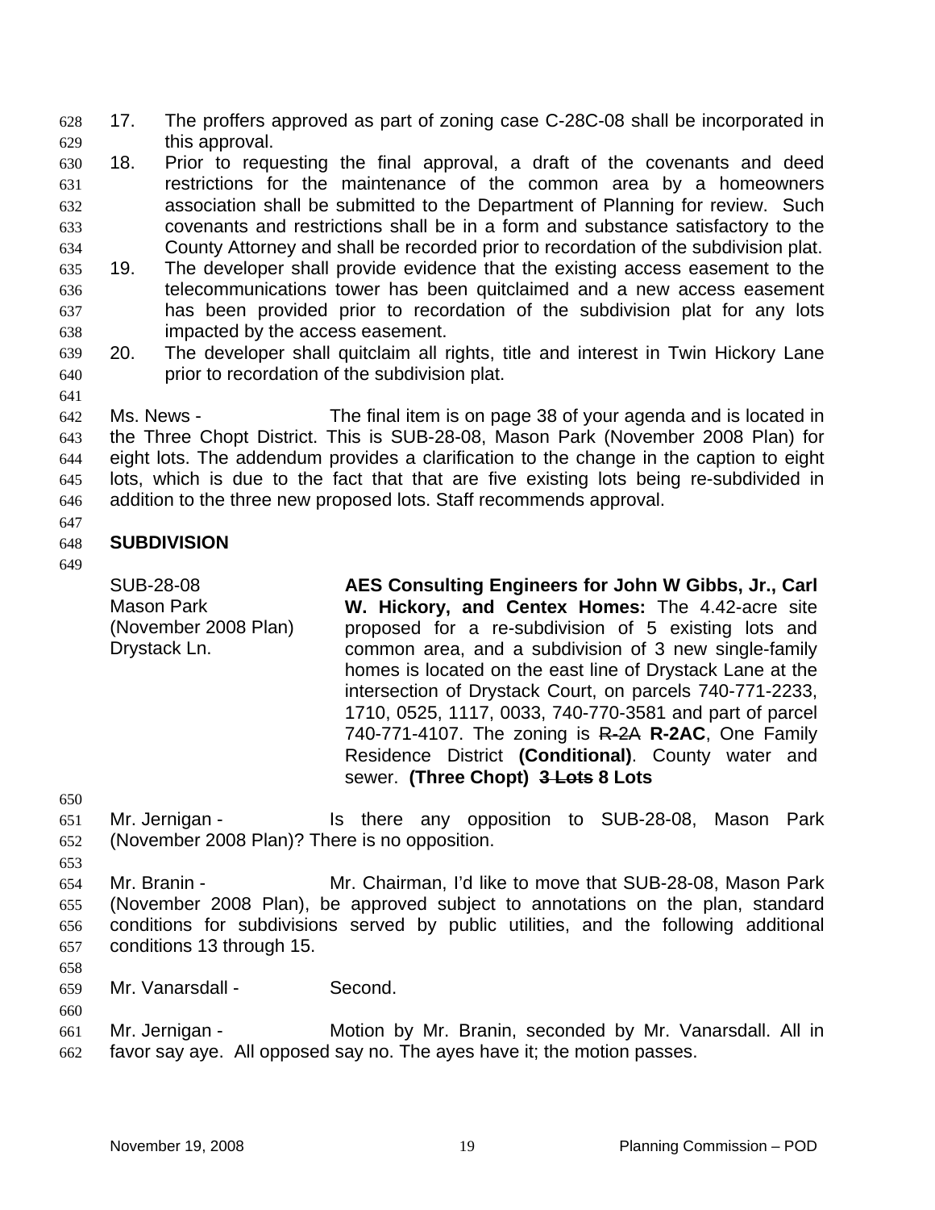17. The proffers approved as part of zoning case C-28C-08 shall be incorporated in this approval.
18. Prior to requesting the final approval, a draft of the covenants and deed restrictions for the maintenance of the common area by a homeowners association shall be submitted to the Department of Planning for review. Such covenants and restrictions shall be in a form and substance satisfactory to the County Attorney and shall be recorded prior to recordation of the subdivision plat.
19. The developer shall provide evidence that the existing access easement to the telecommunications tower has been quitclaimed and a new access easement has been provided prior to recordation of the subdivision plat for any lots impacted by the access easement.
20. The developer shall quitclaim all rights, title and interest in Twin Hickory Lane prior to recordation of the subdivision plat.

Ms. News - The final item is on page 38 of your agenda and is located in the Three Chopt District. This is SUB-28-08, Mason Park (November 2008 Plan) for eight lots. The addendum provides a clarification to the change in the caption to eight lots, which is due to the fact that are five existing lots being re-subdivided in addition to the three new proposed lots. Staff recommends approval.

## SUBDIVISION

| | |
|---|---|
| SUB-28-08<br>Mason Park<br>(November 2008 Plan)<br>Drystack Ln. | **AES Consulting Engineers for John W Gibbs, Jr., Carl W. Hickory, and Centex Homes:** The 4.42-acre site proposed for a re-subdivision of 5 existing lots and common area, and a subdivision of 3 new single-family homes is located on the east line of Drystack Lane at the intersection of Drystack Court, on parcels 740-771-2233, 1710, 0525, 1117, 0033, 740-770-3581 and part of parcel 740-771-4107. The zoning is ~~R-2A~~ **R-2AC**, One Family Residence District **(Conditional)**. County water and sewer. **(Three Chopt)** ~~**3 Lots**~~ **8 Lots** |

Mr. Jernigan - Is there any opposition to SUB-28-08, Mason Park (November 2008 Plan)? There is no opposition.

Mr. Branin - Mr. Chairman, I'd like to move that SUB-28-08, Mason Park (November 2008 Plan), be approved subject to annotations on the plan, standard conditions for subdivisions served by public utilities, and the following additional conditions 13 through 15.

Mr. Vanarsdall - Second.

Mr. Jernigan - Motion by Mr. Branin, seconded by Mr. Vanarsdall. All in favor say aye. All opposed say no. The ayes have it; the motion passes.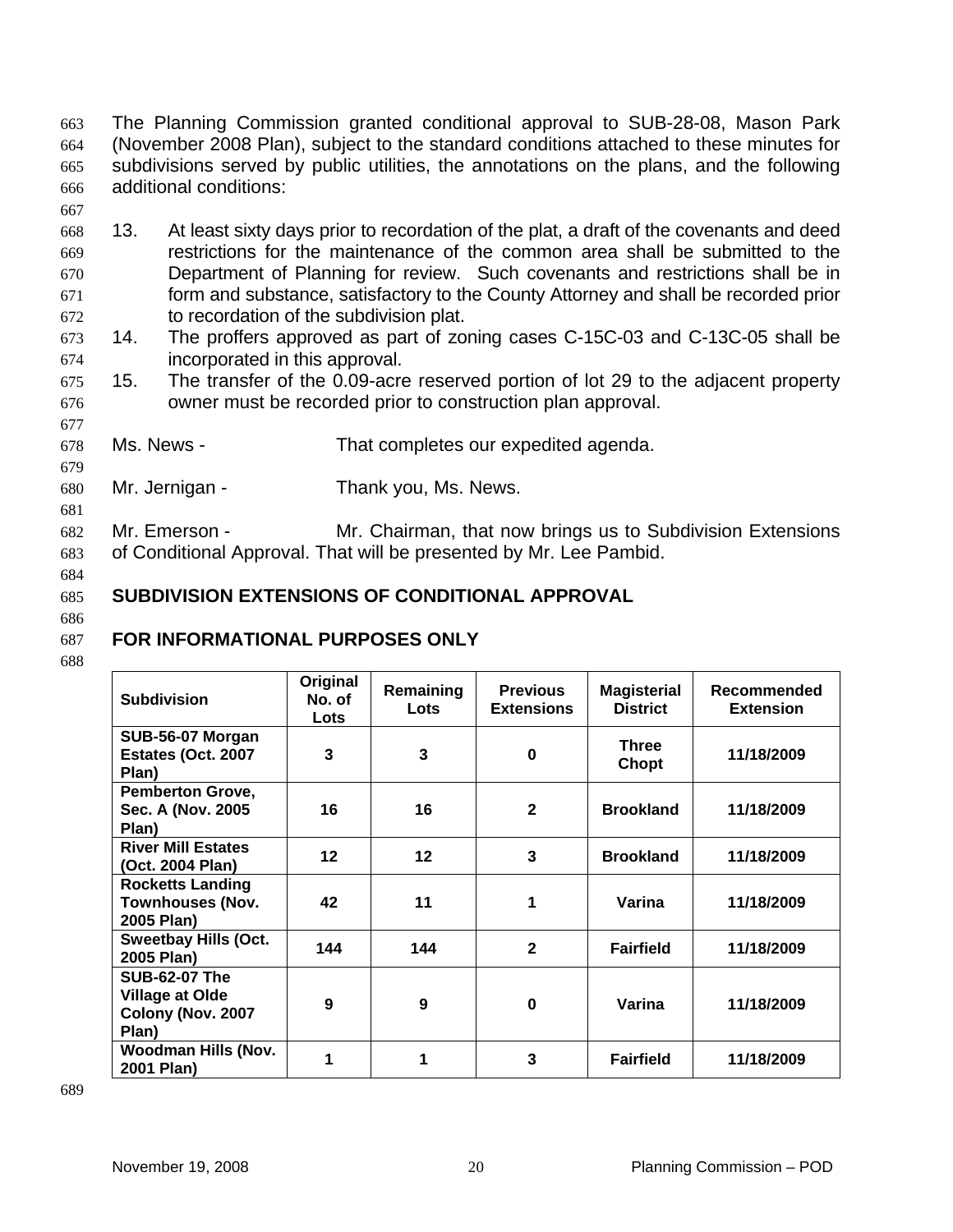The Planning Commission granted conditional approval to SUB-28-08, Mason Park (November 2008 Plan), subject to the standard conditions attached to these minutes for subdivisions served by public utilities, the annotations on the plans, and the following additional conditions:

13. At least sixty days prior to recordation of the plat, a draft of the covenants and deed restrictions for the maintenance of the common area shall be submitted to the Department of Planning for review. Such covenants and restrictions shall be in form and substance, satisfactory to the County Attorney and shall be recorded prior to recordation of the subdivision plat.
14. The proffers approved as part of zoning cases C-15C-03 and C-13C-05 shall be incorporated in this approval.
15. The transfer of the 0.09-acre reserved portion of lot 29 to the adjacent property owner must be recorded prior to construction plan approval.

Ms. News - That completes our expedited agenda.

Mr. Jernigan - Thank you, Ms. News.

Mr. Emerson - Mr. Chairman, that now brings us to Subdivision Extensions of Conditional Approval. That will be presented by Mr. Lee Pambid.

## SUBDIVISION EXTENSIONS OF CONDITIONAL APPROVAL

## FOR INFORMATIONAL PURPOSES ONLY

| Subdivision | Original No. of Lots | Remaining Lots | Previous Extensions | Magisterial District | Recommended Extension |
|---|---|---|---|---|---|
| SUB-56-07 Morgan Estates (Oct. 2007 Plan) | 3 | 3 | 0 | Three Chopt | 11/18/2009 |
| Pemberton Grove, Sec. A (Nov. 2005 Plan) | 16 | 16 | 2 | Brookland | 11/18/2009 |
| River Mill Estates (Oct. 2004 Plan) | 12 | 12 | 3 | Brookland | 11/18/2009 |
| Rocketts Landing Townhouses (Nov. 2005 Plan) | 42 | 11 | 1 | Varina | 11/18/2009 |
| Sweetbay Hills (Oct. 2005 Plan) | 144 | 144 | 2 | Fairfield | 11/18/2009 |
| SUB-62-07 The Village at Olde Colony (Nov. 2007 Plan) | 9 | 9 | 0 | Varina | 11/18/2009 |
| Woodman Hills (Nov. 2001 Plan) | 1 | 1 | 3 | Fairfield | 11/18/2009 |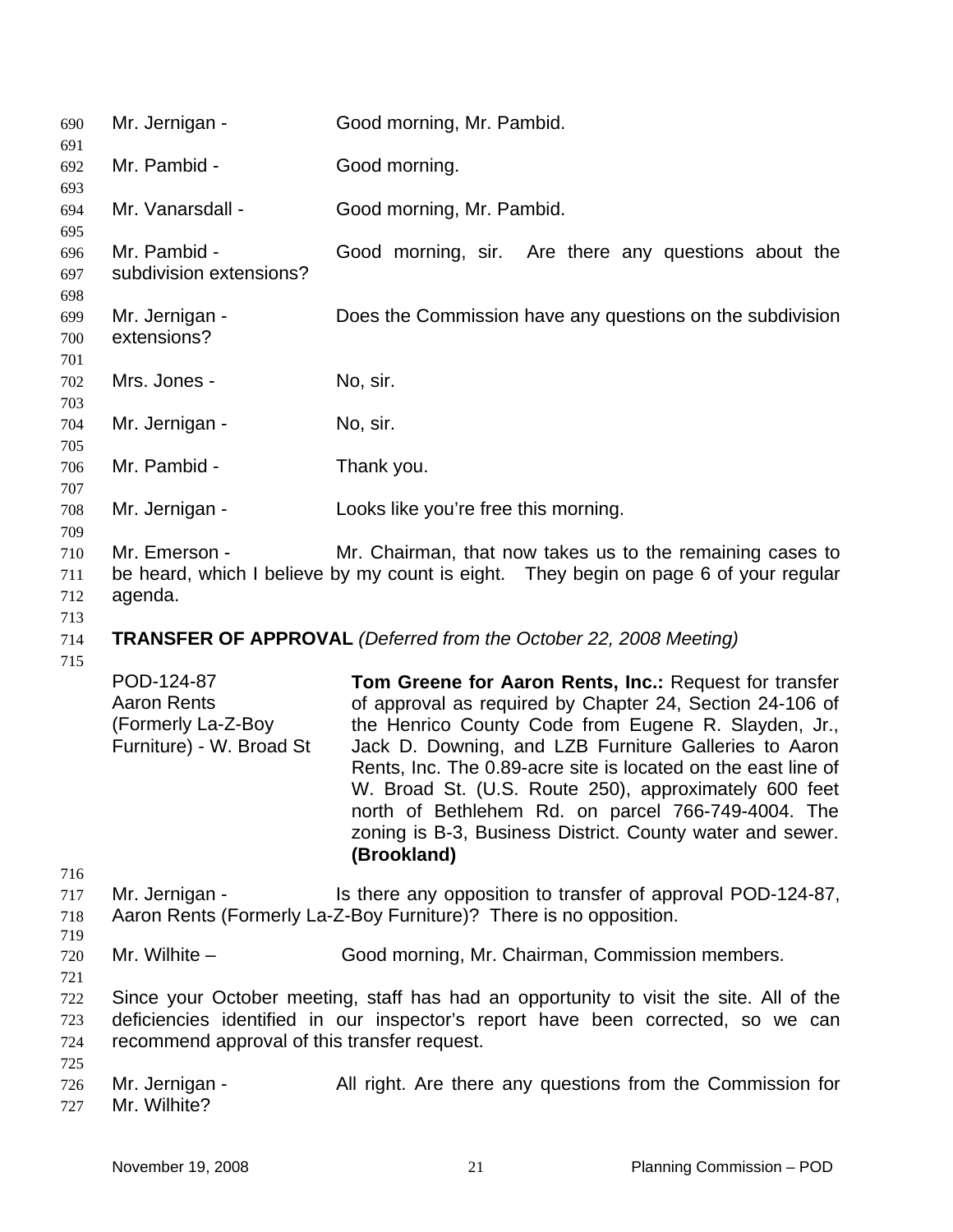Mr. Jernigan - Good morning, Mr. Pambid.

Mr. Pambid - Good morning.

Mr. Vanarsdall - Good morning, Mr. Pambid.

Mr. Pambid - Good morning, sir. Are there any questions about the subdivision extensions?

Mr. Jernigan - Does the Commission have any questions on the subdivision extensions?

Mrs. Jones - No, sir.

Mr. Jernigan - No, sir.

Mr. Pambid - Thank you.

Mr. Jernigan - Looks like you're free this morning.

Mr. Emerson - Mr. Chairman, that now takes us to the remaining cases to be heard, which I believe by my count is eight. They begin on page 6 of your regular agenda.

**TRANSFER OF APPROVAL** *(Deferred from the October 22, 2008 Meeting)*

| | |
|---|---|
| POD-124-87<br>Aaron Rents<br>(Formerly La-Z-Boy Furniture) - W. Broad St | **Tom Greene for Aaron Rents, Inc.:** Request for transfer of approval as required by Chapter 24, Section 24-106 of the Henrico County Code from Eugene R. Slayden, Jr., Jack D. Downing, and LZB Furniture Galleries to Aaron Rents, Inc. The 0.89-acre site is located on the east line of W. Broad St. (U.S. Route 250), approximately 600 feet north of Bethlehem Rd. on parcel 766-749-4004. The zoning is B-3, Business District. County water and sewer. **(Brookland)** |

Mr. Jernigan - Is there any opposition to transfer of approval POD-124-87, Aaron Rents (Formerly La-Z-Boy Furniture)? There is no opposition.

Mr. Wilhite – Good morning, Mr. Chairman, Commission members.

Since your October meeting, staff has had an opportunity to visit the site. All of the deficiencies identified in our inspector's report have been corrected, so we can recommend approval of this transfer request.

Mr. Jernigan - All right. Are there any questions from the Commission for Mr. Wilhite?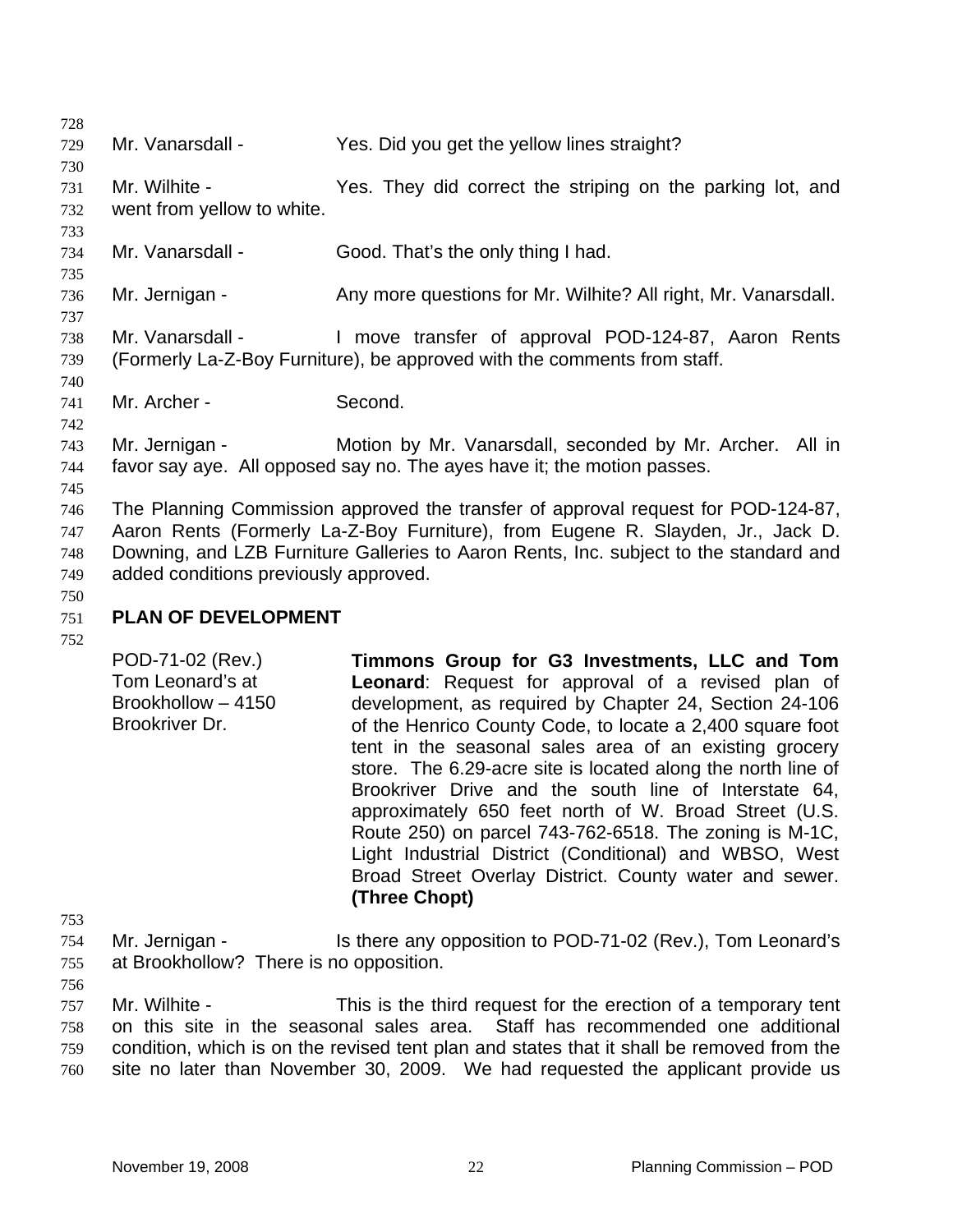Mr. Vanarsdall - Yes. Did you get the yellow lines straight?

Mr. Wilhite - Yes. They did correct the striping on the parking lot, and went from yellow to white.

Mr. Vanarsdall - Good. That's the only thing I had.

Mr. Jernigan - Any more questions for Mr. Wilhite? All right, Mr. Vanarsdall.

Mr. Vanarsdall - I move transfer of approval POD-124-87, Aaron Rents (Formerly La-Z-Boy Furniture), be approved with the comments from staff.

Mr. Archer - Second.

Mr. Jernigan - Motion by Mr. Vanarsdall, seconded by Mr. Archer. All in favor say aye. All opposed say no. The ayes have it; the motion passes.

The Planning Commission approved the transfer of approval request for POD-124-87, Aaron Rents (Formerly La-Z-Boy Furniture), from Eugene R. Slayden, Jr., Jack D. Downing, and LZB Furniture Galleries to Aaron Rents, Inc. subject to the standard and added conditions previously approved.

## PLAN OF DEVELOPMENT

POD-71-02 (Rev.) Tom Leonard's at Brookhollow – 4150 Brookriver Dr.

**Timmons Group for G3 Investments, LLC and Tom Leonard**: Request for approval of a revised plan of development, as required by Chapter 24, Section 24-106 of the Henrico County Code, to locate a 2,400 square foot tent in the seasonal sales area of an existing grocery store. The 6.29-acre site is located along the north line of Brookriver Drive and the south line of Interstate 64, approximately 650 feet north of W. Broad Street (U.S. Route 250) on parcel 743-762-6518. The zoning is M-1C, Light Industrial District (Conditional) and WBSO, West Broad Street Overlay District. County water and sewer. **(Three Chopt)**

Mr. Jernigan - Is there any opposition to POD-71-02 (Rev.), Tom Leonard's at Brookhollow? There is no opposition.

Mr. Wilhite - This is the third request for the erection of a temporary tent on this site in the seasonal sales area. Staff has recommended one additional condition, which is on the revised tent plan and states that it shall be removed from the site no later than November 30, 2009. We had requested the applicant provide us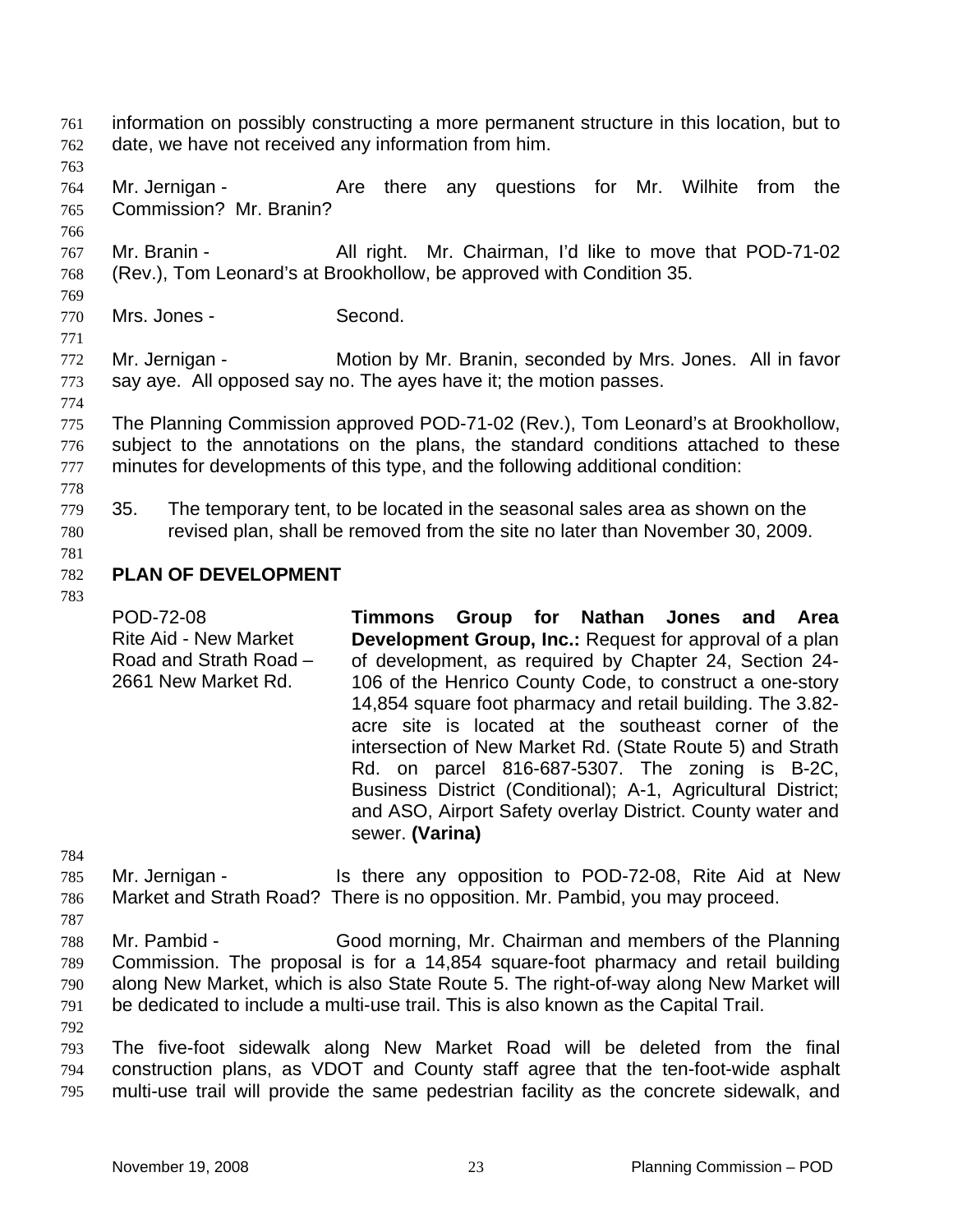information on possibly constructing a more permanent structure in this location, but to date, we have not received any information from him.

Mr. Jernigan - Are there any questions for Mr. Wilhite from the Commission? Mr. Branin?

Mr. Branin - All right. Mr. Chairman, I'd like to move that POD-71-02 (Rev.), Tom Leonard's at Brookhollow, be approved with Condition 35.

Mrs. Jones - Second.

Mr. Jernigan - Motion by Mr. Branin, seconded by Mrs. Jones. All in favor say aye. All opposed say no. The ayes have it; the motion passes.

The Planning Commission approved POD-71-02 (Rev.), Tom Leonard's at Brookhollow, subject to the annotations on the plans, the standard conditions attached to these minutes for developments of this type, and the following additional condition:

35. The temporary tent, to be located in the seasonal sales area as shown on the revised plan, shall be removed from the site no later than November 30, 2009.

## PLAN OF DEVELOPMENT

POD-72-08
Rite Aid - New Market Road and Strath Road – 2661 New Market Rd.

**Timmons Group for Nathan Jones and Area Development Group, Inc.:** Request for approval of a plan of development, as required by Chapter 24, Section 24-106 of the Henrico County Code, to construct a one-story 14,854 square foot pharmacy and retail building. The 3.82-acre site is located at the southeast corner of the intersection of New Market Rd. (State Route 5) and Strath Rd. on parcel 816-687-5307. The zoning is B-2C, Business District (Conditional); A-1, Agricultural District; and ASO, Airport Safety overlay District. County water and sewer. **(Varina)**

Mr. Jernigan - Is there any opposition to POD-72-08, Rite Aid at New Market and Strath Road? There is no opposition. Mr. Pambid, you may proceed.

Mr. Pambid - Good morning, Mr. Chairman and members of the Planning Commission. The proposal is for a 14,854 square-foot pharmacy and retail building along New Market, which is also State Route 5. The right-of-way along New Market will be dedicated to include a multi-use trail. This is also known as the Capital Trail.

The five-foot sidewalk along New Market Road will be deleted from the final construction plans, as VDOT and County staff agree that the ten-foot-wide asphalt multi-use trail will provide the same pedestrian facility as the concrete sidewalk, and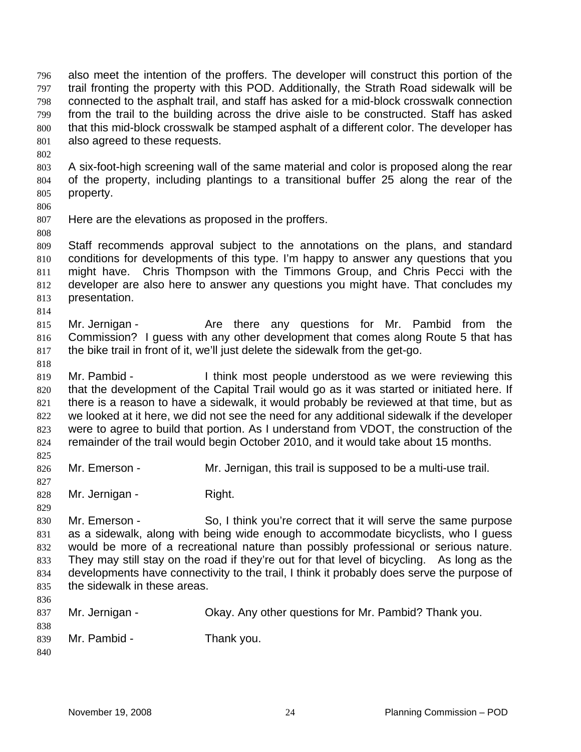also meet the intention of the proffers. The developer will construct this portion of the trail fronting the property with this POD. Additionally, the Strath Road sidewalk will be connected to the asphalt trail, and staff has asked for a mid-block crosswalk connection from the trail to the building across the drive aisle to be constructed. Staff has asked that this mid-block crosswalk be stamped asphalt of a different color. The developer has also agreed to these requests.

A six-foot-high screening wall of the same material and color is proposed along the rear of the property, including plantings to a transitional buffer 25 along the rear of the property.

Here are the elevations as proposed in the proffers.

Staff recommends approval subject to the annotations on the plans, and standard conditions for developments of this type. I'm happy to answer any questions that you might have. Chris Thompson with the Timmons Group, and Chris Pecci with the developer are also here to answer any questions you might have. That concludes my presentation.

Mr. Jernigan - Are there any questions for Mr. Pambid from the Commission? I guess with any other development that comes along Route 5 that has the bike trail in front of it, we'll just delete the sidewalk from the get-go.

Mr. Pambid - I think most people understood as we were reviewing this that the development of the Capital Trail would go as it was started or initiated here. If there is a reason to have a sidewalk, it would probably be reviewed at that time, but as we looked at it here, we did not see the need for any additional sidewalk if the developer were to agree to build that portion. As I understand from VDOT, the construction of the remainder of the trail would begin October 2010, and it would take about 15 months.

Mr. Emerson - Mr. Jernigan, this trail is supposed to be a multi-use trail.

Mr. Jernigan - Right.

Mr. Emerson - So, I think you're correct that it will serve the same purpose as a sidewalk, along with being wide enough to accommodate bicyclists, who I guess would be more of a recreational nature than possibly professional or serious nature. They may still stay on the road if they're out for that level of bicycling. As long as the developments have connectivity to the trail, I think it probably does serve the purpose of the sidewalk in these areas.

Mr. Jernigan - Okay. Any other questions for Mr. Pambid? Thank you.

Mr. Pambid - Thank you.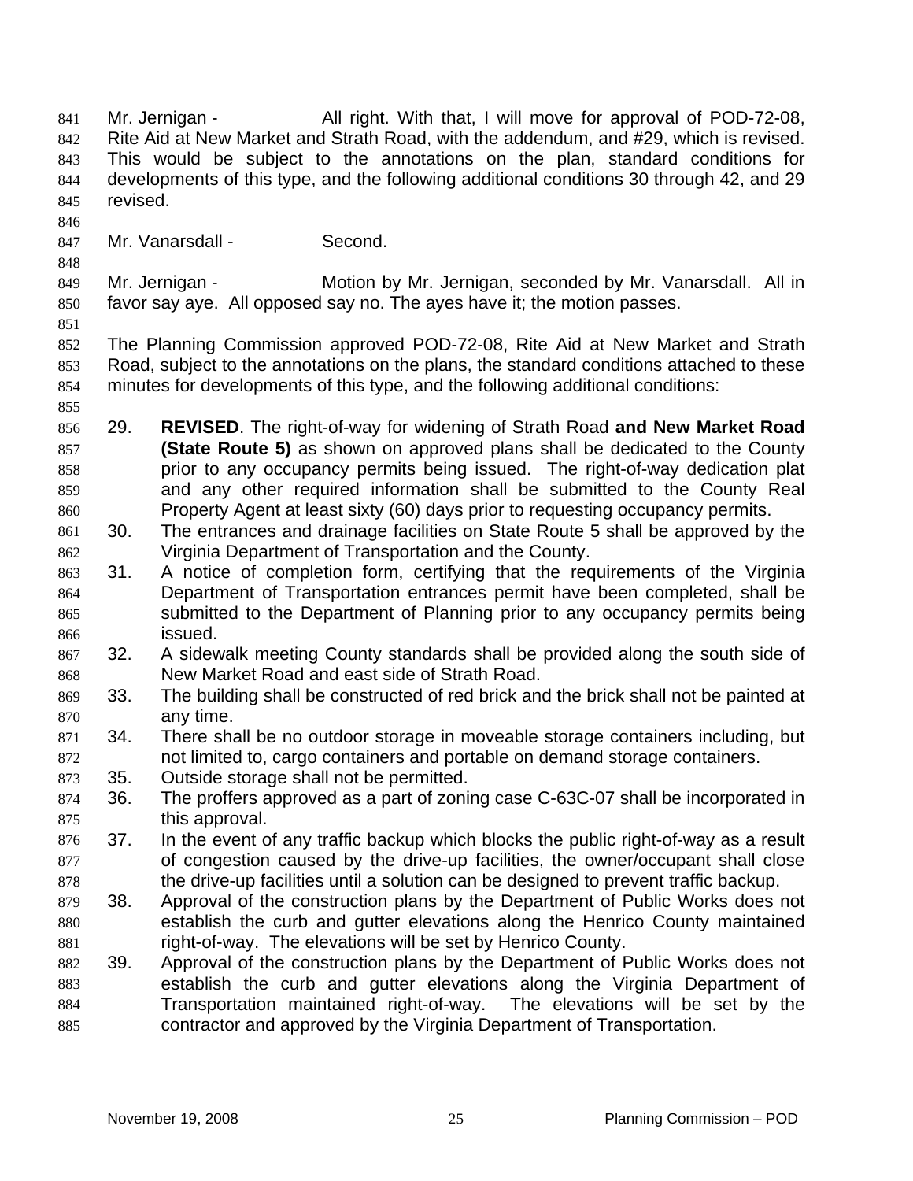Mr. Jernigan - All right. With that, I will move for approval of POD-72-08, Rite Aid at New Market and Strath Road, with the addendum, and #29, which is revised. This would be subject to the annotations on the plan, standard conditions for developments of this type, and the following additional conditions 30 through 42, and 29 revised.

Mr. Vanarsdall - Second.

Mr. Jernigan - Motion by Mr. Jernigan, seconded by Mr. Vanarsdall. All in favor say aye. All opposed say no. The ayes have it; the motion passes.

The Planning Commission approved POD-72-08, Rite Aid at New Market and Strath Road, subject to the annotations on the plans, the standard conditions attached to these minutes for developments of this type, and the following additional conditions:

29. **REVISED**. The right-of-way for widening of Strath Road **and New Market Road (State Route 5)** as shown on approved plans shall be dedicated to the County prior to any occupancy permits being issued. The right-of-way dedication plat and any other required information shall be submitted to the County Real Property Agent at least sixty (60) days prior to requesting occupancy permits.
30. The entrances and drainage facilities on State Route 5 shall be approved by the Virginia Department of Transportation and the County.
31. A notice of completion form, certifying that the requirements of the Virginia Department of Transportation entrances permit have been completed, shall be submitted to the Department of Planning prior to any occupancy permits being issued.
32. A sidewalk meeting County standards shall be provided along the south side of New Market Road and east side of Strath Road.
33. The building shall be constructed of red brick and the brick shall not be painted at any time.
34. There shall be no outdoor storage in moveable storage containers including, but not limited to, cargo containers and portable on demand storage containers.
35. Outside storage shall not be permitted.
36. The proffers approved as a part of zoning case C-63C-07 shall be incorporated in this approval.
37. In the event of any traffic backup which blocks the public right-of-way as a result of congestion caused by the drive-up facilities, the owner/occupant shall close the drive-up facilities until a solution can be designed to prevent traffic backup.
38. Approval of the construction plans by the Department of Public Works does not establish the curb and gutter elevations along the Henrico County maintained right-of-way. The elevations will be set by Henrico County.
39. Approval of the construction plans by the Department of Public Works does not establish the curb and gutter elevations along the Virginia Department of Transportation maintained right-of-way. The elevations will be set by the contractor and approved by the Virginia Department of Transportation.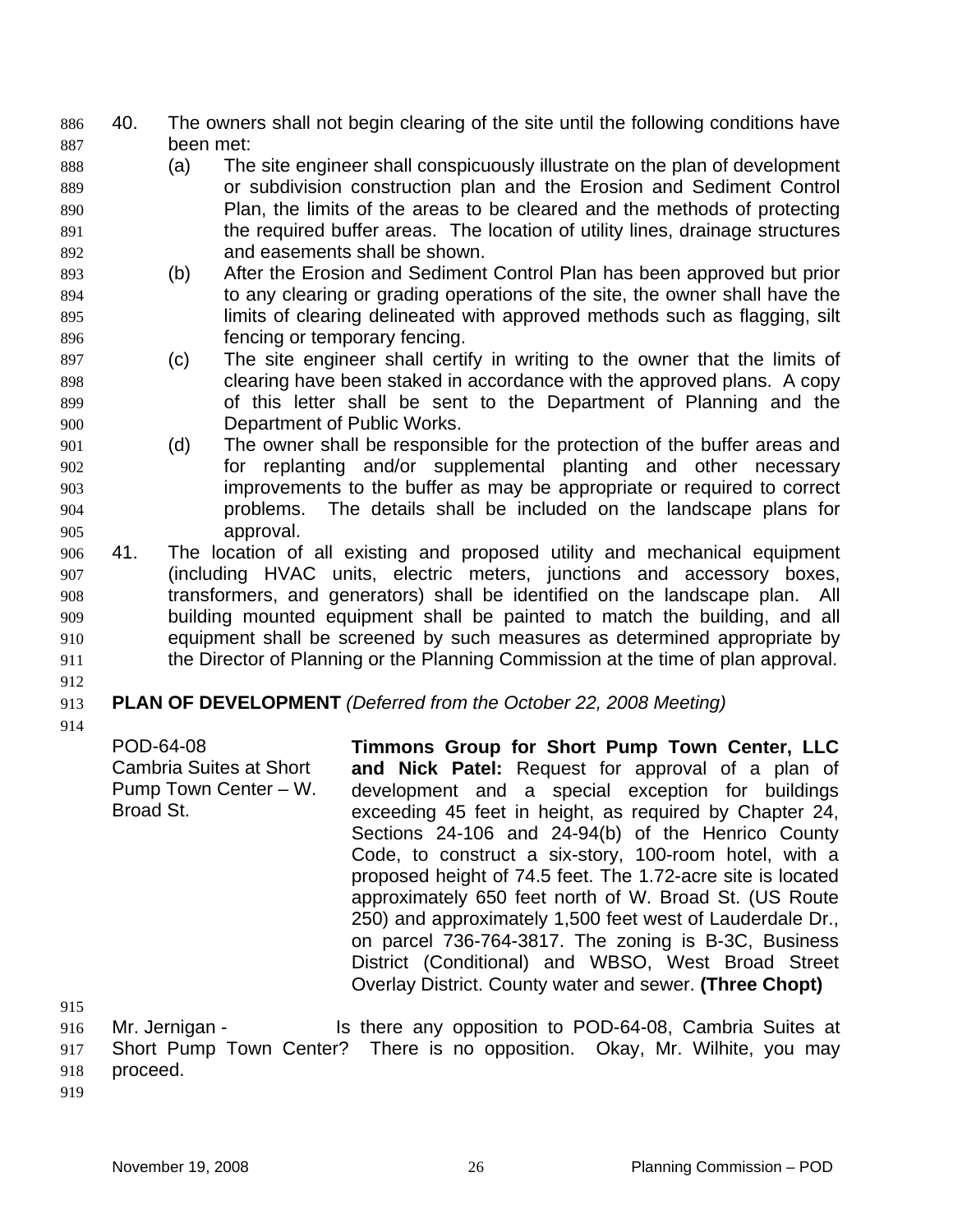40. The owners shall not begin clearing of the site until the following conditions have been met:
    (a) The site engineer shall conspicuously illustrate on the plan of development or subdivision construction plan and the Erosion and Sediment Control Plan, the limits of the areas to be cleared and the methods of protecting the required buffer areas. The location of utility lines, drainage structures and easements shall be shown.
    (b) After the Erosion and Sediment Control Plan has been approved but prior to any clearing or grading operations of the site, the owner shall have the limits of clearing delineated with approved methods such as flagging, silt fencing or temporary fencing.
    (c) The site engineer shall certify in writing to the owner that the limits of clearing have been staked in accordance with the approved plans. A copy of this letter shall be sent to the Department of Planning and the Department of Public Works.
    (d) The owner shall be responsible for the protection of the buffer areas and for replanting and/or supplemental planting and other necessary improvements to the buffer as may be appropriate or required to correct problems. The details shall be included on the landscape plans for approval.
41. The location of all existing and proposed utility and mechanical equipment (including HVAC units, electric meters, junctions and accessory boxes, transformers, and generators) shall be identified on the landscape plan. All building mounted equipment shall be painted to match the building, and all equipment shall be screened by such measures as determined appropriate by the Director of Planning or the Planning Commission at the time of plan approval.

**PLAN OF DEVELOPMENT** *(Deferred from the October 22, 2008 Meeting)*

POD-64-08
Cambria Suites at Short Pump Town Center – W. Broad St.

**Timmons Group for Short Pump Town Center, LLC and Nick Patel:** Request for approval of a plan of development and a special exception for buildings exceeding 45 feet in height, as required by Chapter 24, Sections 24-106 and 24-94(b) of the Henrico County Code, to construct a six-story, 100-room hotel, with a proposed height of 74.5 feet. The 1.72-acre site is located approximately 650 feet north of W. Broad St. (US Route 250) and approximately 1,500 feet west of Lauderdale Dr., on parcel 736-764-3817. The zoning is B-3C, Business District (Conditional) and WBSO, West Broad Street Overlay District. County water and sewer. **(Three Chopt)**

Mr. Jernigan - Is there any opposition to POD-64-08, Cambria Suites at Short Pump Town Center? There is no opposition. Okay, Mr. Wilhite, you may proceed.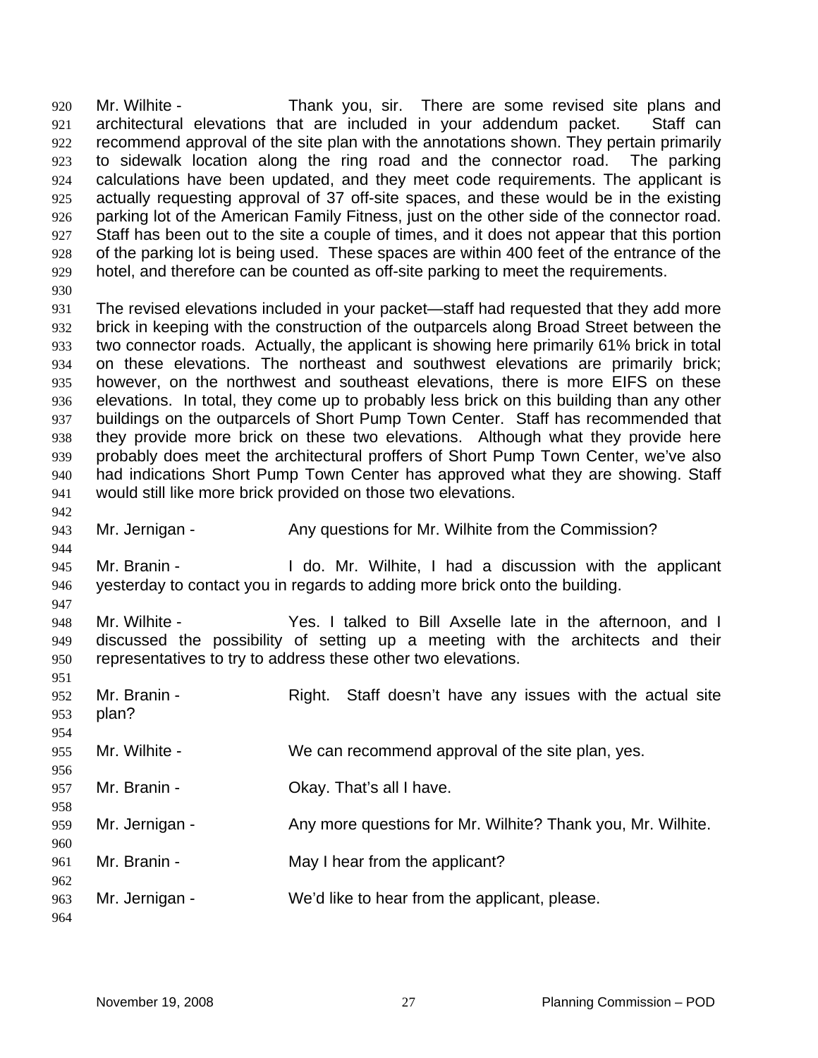Mr. Wilhite - Thank you, sir. There are some revised site plans and architectural elevations that are included in your addendum packet. Staff can recommend approval of the site plan with the annotations shown. They pertain primarily to sidewalk location along the ring road and the connector road. The parking calculations have been updated, and they meet code requirements. The applicant is actually requesting approval of 37 off-site spaces, and these would be in the existing parking lot of the American Family Fitness, just on the other side of the connector road. Staff has been out to the site a couple of times, and it does not appear that this portion of the parking lot is being used. These spaces are within 400 feet of the entrance of the hotel, and therefore can be counted as off-site parking to meet the requirements.

The revised elevations included in your packet—staff had requested that they add more brick in keeping with the construction of the outparcels along Broad Street between the two connector roads. Actually, the applicant is showing here primarily 61% brick in total on these elevations. The northeast and southwest elevations are primarily brick; however, on the northwest and southeast elevations, there is more EIFS on these elevations. In total, they come up to probably less brick on this building than any other buildings on the outparcels of Short Pump Town Center. Staff has recommended that they provide more brick on these two elevations. Although what they provide here probably does meet the architectural proffers of Short Pump Town Center, we've also had indications Short Pump Town Center has approved what they are showing. Staff would still like more brick provided on those two elevations.

Mr. Jernigan - Any questions for Mr. Wilhite from the Commission?

Mr. Branin - I do. Mr. Wilhite, I had a discussion with the applicant yesterday to contact you in regards to adding more brick onto the building.

Mr. Wilhite - Yes. I talked to Bill Axselle late in the afternoon, and I discussed the possibility of setting up a meeting with the architects and their representatives to try to address these other two elevations.

Mr. Branin - Right. Staff doesn't have any issues with the actual site plan?

Mr. Wilhite - We can recommend approval of the site plan, yes.

Mr. Branin - Okay. That's all I have.

Mr. Jernigan - Any more questions for Mr. Wilhite? Thank you, Mr. Wilhite.

Mr. Branin - May I hear from the applicant?

Mr. Jernigan - We'd like to hear from the applicant, please.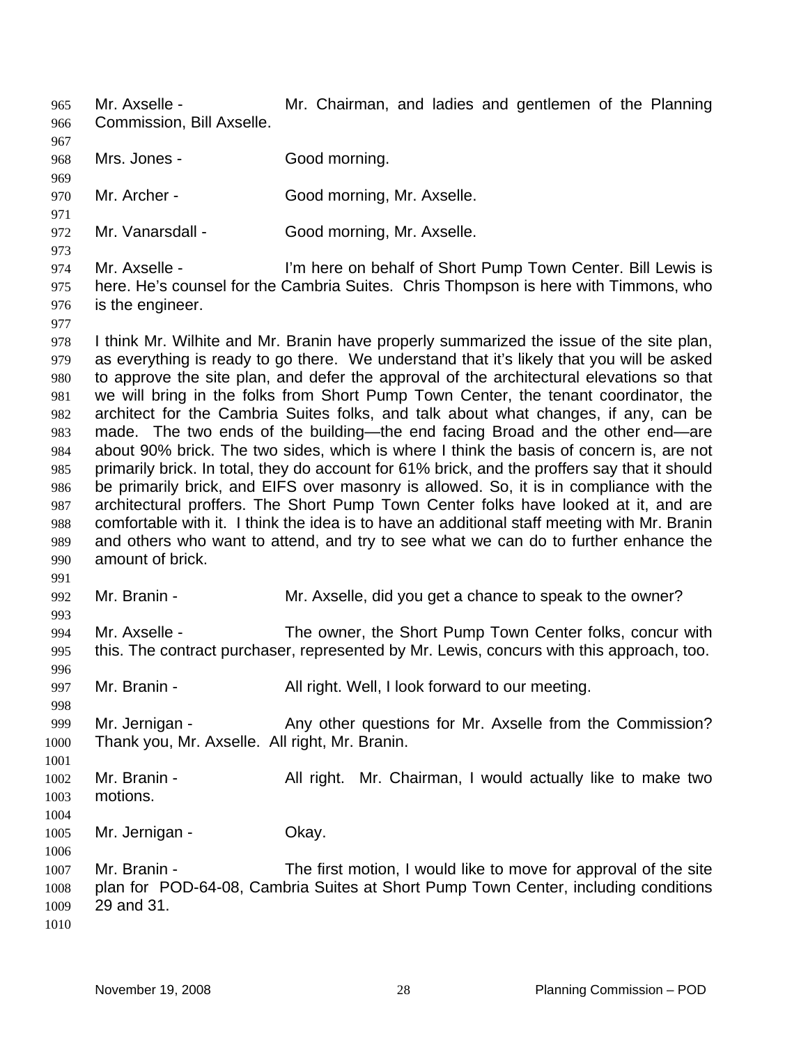Mr. Axselle - Mr. Chairman, and ladies and gentlemen of the Planning Commission, Bill Axselle.

Mrs. Jones - Good morning.

Mr. Archer - Good morning, Mr. Axselle.

Mr. Vanarsdall - Good morning, Mr. Axselle.

Mr. Axselle - I'm here on behalf of Short Pump Town Center. Bill Lewis is here. He's counsel for the Cambria Suites. Chris Thompson is here with Timmons, who is the engineer.

I think Mr. Wilhite and Mr. Branin have properly summarized the issue of the site plan, as everything is ready to go there. We understand that it's likely that you will be asked to approve the site plan, and defer the approval of the architectural elevations so that we will bring in the folks from Short Pump Town Center, the tenant coordinator, the architect for the Cambria Suites folks, and talk about what changes, if any, can be made. The two ends of the building—the end facing Broad and the other end—are about 90% brick. The two sides, which is where I think the basis of concern is, are not primarily brick. In total, they do account for 61% brick, and the proffers say that it should be primarily brick, and EIFS over masonry is allowed. So, it is in compliance with the architectural proffers. The Short Pump Town Center folks have looked at it, and are comfortable with it. I think the idea is to have an additional staff meeting with Mr. Branin and others who want to attend, and try to see what we can do to further enhance the amount of brick.

Mr. Branin - Mr. Axselle, did you get a chance to speak to the owner?

Mr. Axselle - The owner, the Short Pump Town Center folks, concur with this. The contract purchaser, represented by Mr. Lewis, concurs with this approach, too.

Mr. Branin - All right. Well, I look forward to our meeting.

Mr. Jernigan - Any other questions for Mr. Axselle from the Commission? Thank you, Mr. Axselle. All right, Mr. Branin.

Mr. Branin - All right. Mr. Chairman, I would actually like to make two motions.

Mr. Jernigan - Okay.

Mr. Branin - The first motion, I would like to move for approval of the site plan for POD-64-08, Cambria Suites at Short Pump Town Center, including conditions 29 and 31.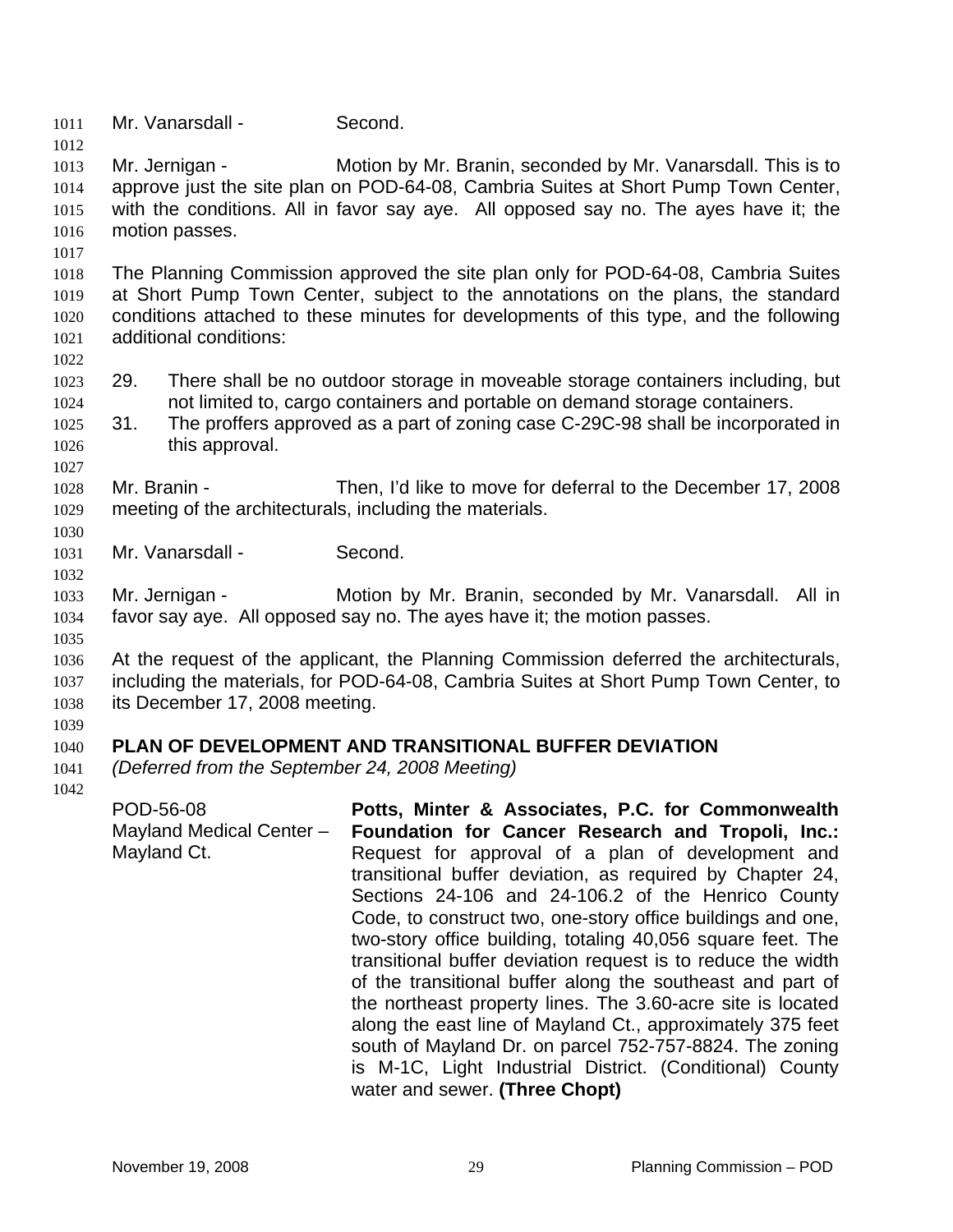Mr. Vanarsdall - Second.

Mr. Jernigan - Motion by Mr. Branin, seconded by Mr. Vanarsdall. This is to approve just the site plan on POD-64-08, Cambria Suites at Short Pump Town Center, with the conditions. All in favor say aye. All opposed say no. The ayes have it; the motion passes.

The Planning Commission approved the site plan only for POD-64-08, Cambria Suites at Short Pump Town Center, subject to the annotations on the plans, the standard conditions attached to these minutes for developments of this type, and the following additional conditions:

29. There shall be no outdoor storage in moveable storage containers including, but not limited to, cargo containers and portable on demand storage containers.
31. The proffers approved as a part of zoning case C-29C-98 shall be incorporated in this approval.

Mr. Branin - Then, I'd like to move for deferral to the December 17, 2008 meeting of the architecturals, including the materials.

Mr. Vanarsdall - Second.

Mr. Jernigan - Motion by Mr. Branin, seconded by Mr. Vanarsdall. All in favor say aye. All opposed say no. The ayes have it; the motion passes.

At the request of the applicant, the Planning Commission deferred the architecturals, including the materials, for POD-64-08, Cambria Suites at Short Pump Town Center, to its December 17, 2008 meeting.

**PLAN OF DEVELOPMENT AND TRANSITIONAL BUFFER DEVIATION**
*(Deferred from the September 24, 2008 Meeting)*

| | |
|---|---|
| POD-56-08<br>Mayland Medical Center – Mayland Ct. | **Potts, Minter & Associates, P.C. for Commonwealth Foundation for Cancer Research and Tropoli, Inc.:** Request for approval of a plan of development and transitional buffer deviation, as required by Chapter 24, Sections 24-106 and 24-106.2 of the Henrico County Code, to construct two, one-story office buildings and one, two-story office building, totaling 40,056 square feet. The transitional buffer deviation request is to reduce the width of the transitional buffer along the southeast and part of the northeast property lines. The 3.60-acre site is located along the east line of Mayland Ct., approximately 375 feet south of Mayland Dr. on parcel 752-757-8824. The zoning is M-1C, Light Industrial District. (Conditional) County water and sewer. **(Three Chopt)** |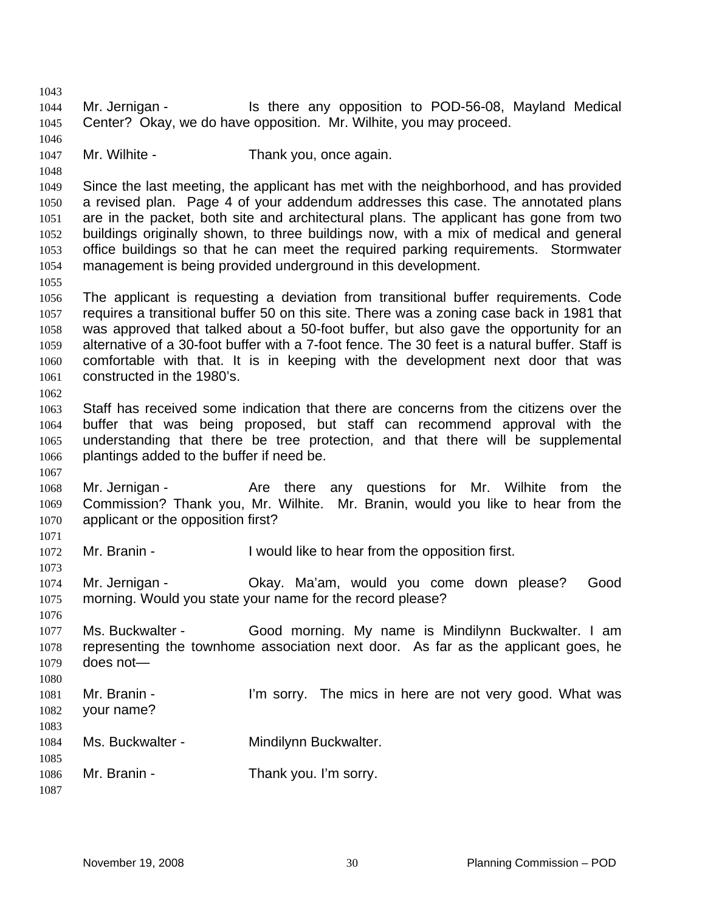Mr. Jernigan - Is there any opposition to POD-56-08, Mayland Medical Center? Okay, we do have opposition. Mr. Wilhite, you may proceed.

Mr. Wilhite - Thank you, once again.

Since the last meeting, the applicant has met with the neighborhood, and has provided a revised plan. Page 4 of your addendum addresses this case. The annotated plans are in the packet, both site and architectural plans. The applicant has gone from two buildings originally shown, to three buildings now, with a mix of medical and general office buildings so that he can meet the required parking requirements. Stormwater management is being provided underground in this development.

The applicant is requesting a deviation from transitional buffer requirements. Code requires a transitional buffer 50 on this site. There was a zoning case back in 1981 that was approved that talked about a 50-foot buffer, but also gave the opportunity for an alternative of a 30-foot buffer with a 7-foot fence. The 30 feet is a natural buffer. Staff is comfortable with that. It is in keeping with the development next door that was constructed in the 1980's.

Staff has received some indication that there are concerns from the citizens over the buffer that was being proposed, but staff can recommend approval with the understanding that there be tree protection, and that there will be supplemental plantings added to the buffer if need be.

Mr. Jernigan - Are there any questions for Mr. Wilhite from the Commission? Thank you, Mr. Wilhite. Mr. Branin, would you like to hear from the applicant or the opposition first?

Mr. Branin - I would like to hear from the opposition first.

Mr. Jernigan - Okay. Ma'am, would you come down please? Good morning. Would you state your name for the record please?

Ms. Buckwalter - Good morning. My name is Mindilynn Buckwalter. I am representing the townhome association next door. As far as the applicant goes, he does not—

Mr. Branin - I'm sorry. The mics in here are not very good. What was your name?

Ms. Buckwalter - Mindilynn Buckwalter.

Mr. Branin - Thank you. I'm sorry.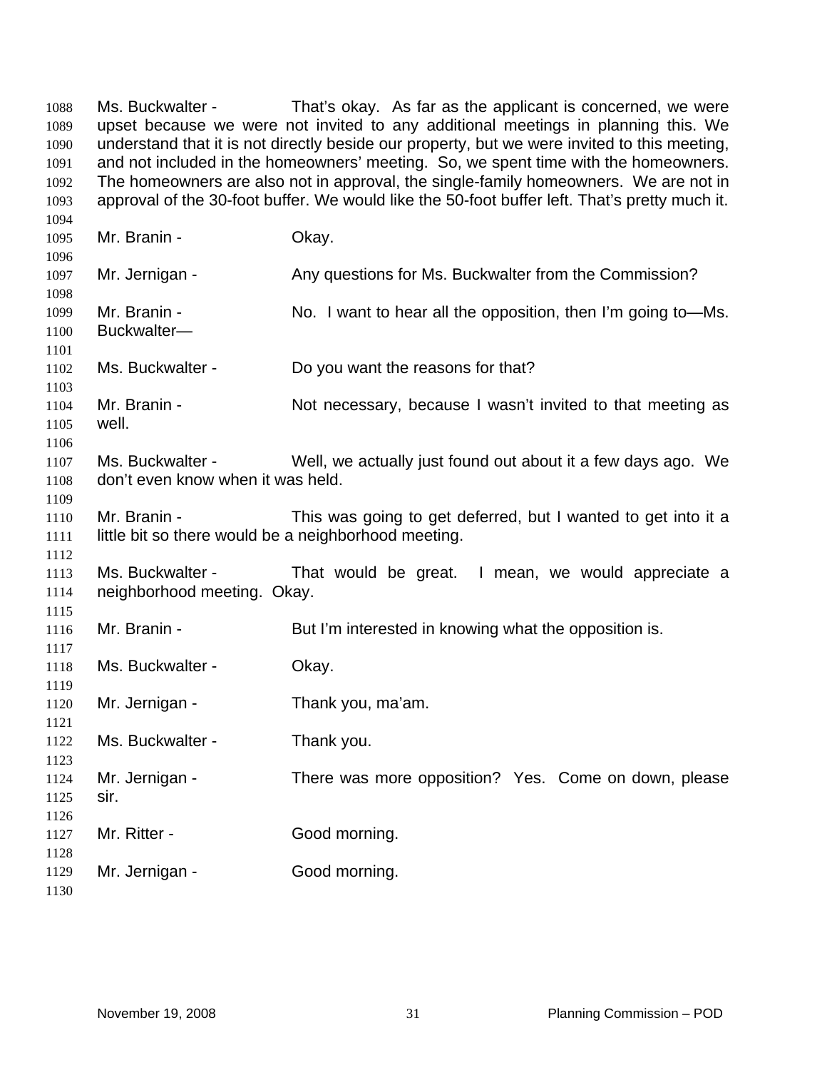Ms. Buckwalter - That's okay. As far as the applicant is concerned, we were upset because we were not invited to any additional meetings in planning this. We understand that it is not directly beside our property, but we were invited to this meeting, and not included in the homeowners' meeting. So, we spent time with the homeowners. The homeowners are also not in approval, the single-family homeowners. We are not in approval of the 30-foot buffer. We would like the 50-foot buffer left. That's pretty much it.

Mr. Branin - Okay.

Mr. Jernigan - Any questions for Ms. Buckwalter from the Commission?

Mr. Branin - No. I want to hear all the opposition, then I'm going to—Ms. Buckwalter—

Ms. Buckwalter - Do you want the reasons for that?

Mr. Branin - Not necessary, because I wasn't invited to that meeting as well.

Ms. Buckwalter - Well, we actually just found out about it a few days ago. We don't even know when it was held.

Mr. Branin - This was going to get deferred, but I wanted to get into it a little bit so there would be a neighborhood meeting.

Ms. Buckwalter - That would be great. I mean, we would appreciate a neighborhood meeting. Okay.

Mr. Branin - But I'm interested in knowing what the opposition is.

Ms. Buckwalter - Okay.

Mr. Jernigan - Thank you, ma'am.

Ms. Buckwalter - Thank you.

Mr. Jernigan - There was more opposition? Yes. Come on down, please sir.

Mr. Ritter - Good morning.

Mr. Jernigan - Good morning.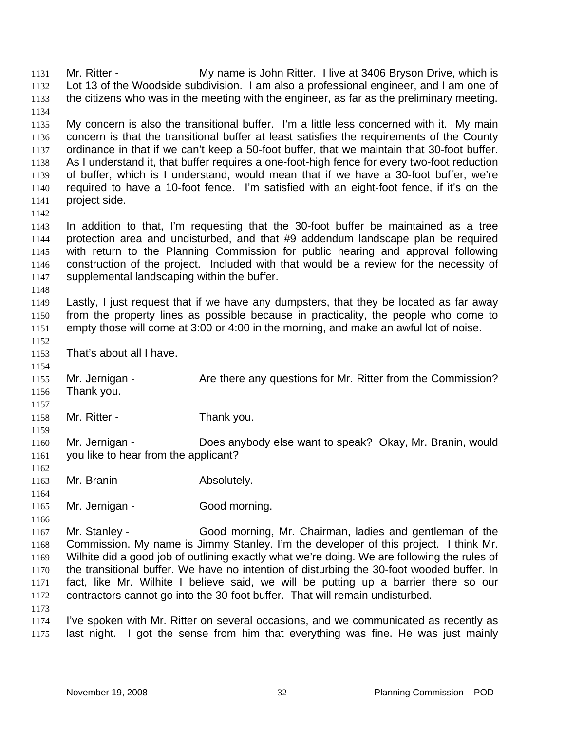Mr. Ritter - My name is John Ritter. I live at 3406 Bryson Drive, which is Lot 13 of the Woodside subdivision. I am also a professional engineer, and I am one of the citizens who was in the meeting with the engineer, as far as the preliminary meeting.

My concern is also the transitional buffer. I'm a little less concerned with it. My main concern is that the transitional buffer at least satisfies the requirements of the County ordinance in that if we can't keep a 50-foot buffer, that we maintain that 30-foot buffer. As I understand it, that buffer requires a one-foot-high fence for every two-foot reduction of buffer, which is I understand, would mean that if we have a 30-foot buffer, we're required to have a 10-foot fence. I'm satisfied with an eight-foot fence, if it's on the project side.

In addition to that, I'm requesting that the 30-foot buffer be maintained as a tree protection area and undisturbed, and that #9 addendum landscape plan be required with return to the Planning Commission for public hearing and approval following construction of the project. Included with that would be a review for the necessity of supplemental landscaping within the buffer.

Lastly, I just request that if we have any dumpsters, that they be located as far away from the property lines as possible because in practicality, the people who come to empty those will come at 3:00 or 4:00 in the morning, and make an awful lot of noise.

That's about all I have.

Mr. Jernigan - Are there any questions for Mr. Ritter from the Commission? Thank you.

Mr. Ritter - Thank you.

Mr. Jernigan - Does anybody else want to speak? Okay, Mr. Branin, would you like to hear from the applicant?

Mr. Branin - Absolutely.

Mr. Jernigan - Good morning.

Mr. Stanley - Good morning, Mr. Chairman, ladies and gentleman of the Commission. My name is Jimmy Stanley. I'm the developer of this project. I think Mr. Wilhite did a good job of outlining exactly what we're doing. We are following the rules of the transitional buffer. We have no intention of disturbing the 30-foot wooded buffer. In fact, like Mr. Wilhite I believe said, we will be putting up a barrier there so our contractors cannot go into the 30-foot buffer. That will remain undisturbed.

I've spoken with Mr. Ritter on several occasions, and we communicated as recently as last night. I got the sense from him that everything was fine. He was just mainly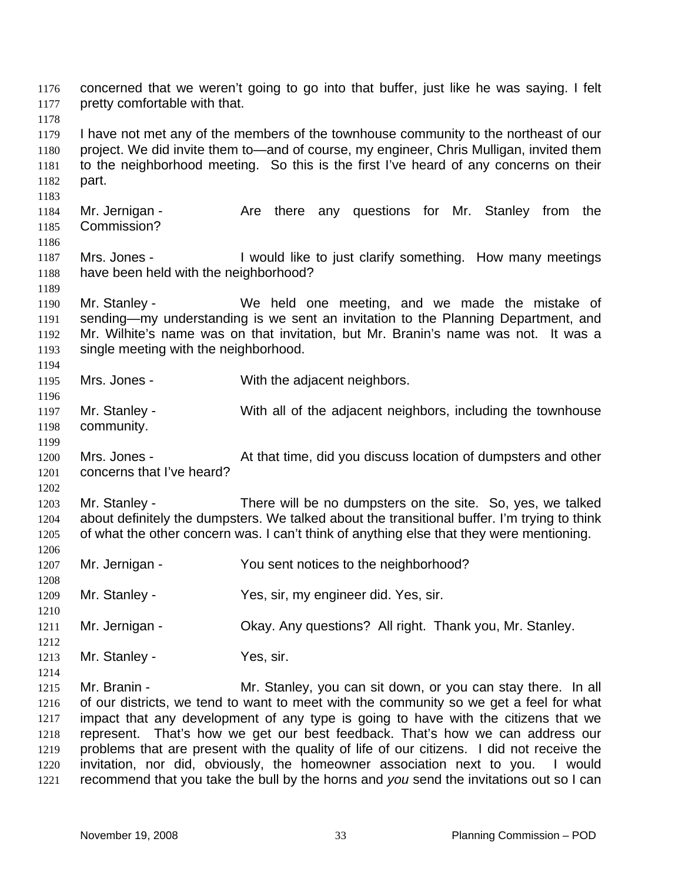concerned that we weren't going to go into that buffer, just like he was saying. I felt pretty comfortable with that.

I have not met any of the members of the townhouse community to the northeast of our project. We did invite them to—and of course, my engineer, Chris Mulligan, invited them to the neighborhood meeting. So this is the first I've heard of any concerns on their part.

Mr. Jernigan - Are there any questions for Mr. Stanley from the Commission?

Mrs. Jones - I would like to just clarify something. How many meetings have been held with the neighborhood?

Mr. Stanley - We held one meeting, and we made the mistake of sending—my understanding is we sent an invitation to the Planning Department, and Mr. Wilhite's name was on that invitation, but Mr. Branin's name was not. It was a single meeting with the neighborhood.

Mrs. Jones - With the adjacent neighbors.

Mr. Stanley - With all of the adjacent neighbors, including the townhouse community.

Mrs. Jones - At that time, did you discuss location of dumpsters and other concerns that I've heard?

Mr. Stanley - There will be no dumpsters on the site. So, yes, we talked about definitely the dumpsters. We talked about the transitional buffer. I'm trying to think of what the other concern was. I can't think of anything else that they were mentioning.

Mr. Jernigan - You sent notices to the neighborhood?

Mr. Stanley - Yes, sir, my engineer did. Yes, sir.

Mr. Jernigan - Okay. Any questions? All right. Thank you, Mr. Stanley.

Mr. Stanley - Yes, sir.

Mr. Branin - Mr. Stanley, you can sit down, or you can stay there. In all of our districts, we tend to want to meet with the community so we get a feel for what impact that any development of any type is going to have with the citizens that we represent. That's how we get our best feedback. That's how we can address our problems that are present with the quality of life of our citizens. I did not receive the invitation, nor did, obviously, the homeowner association next to you. I would recommend that you take the bull by the horns and *you* send the invitations out so I can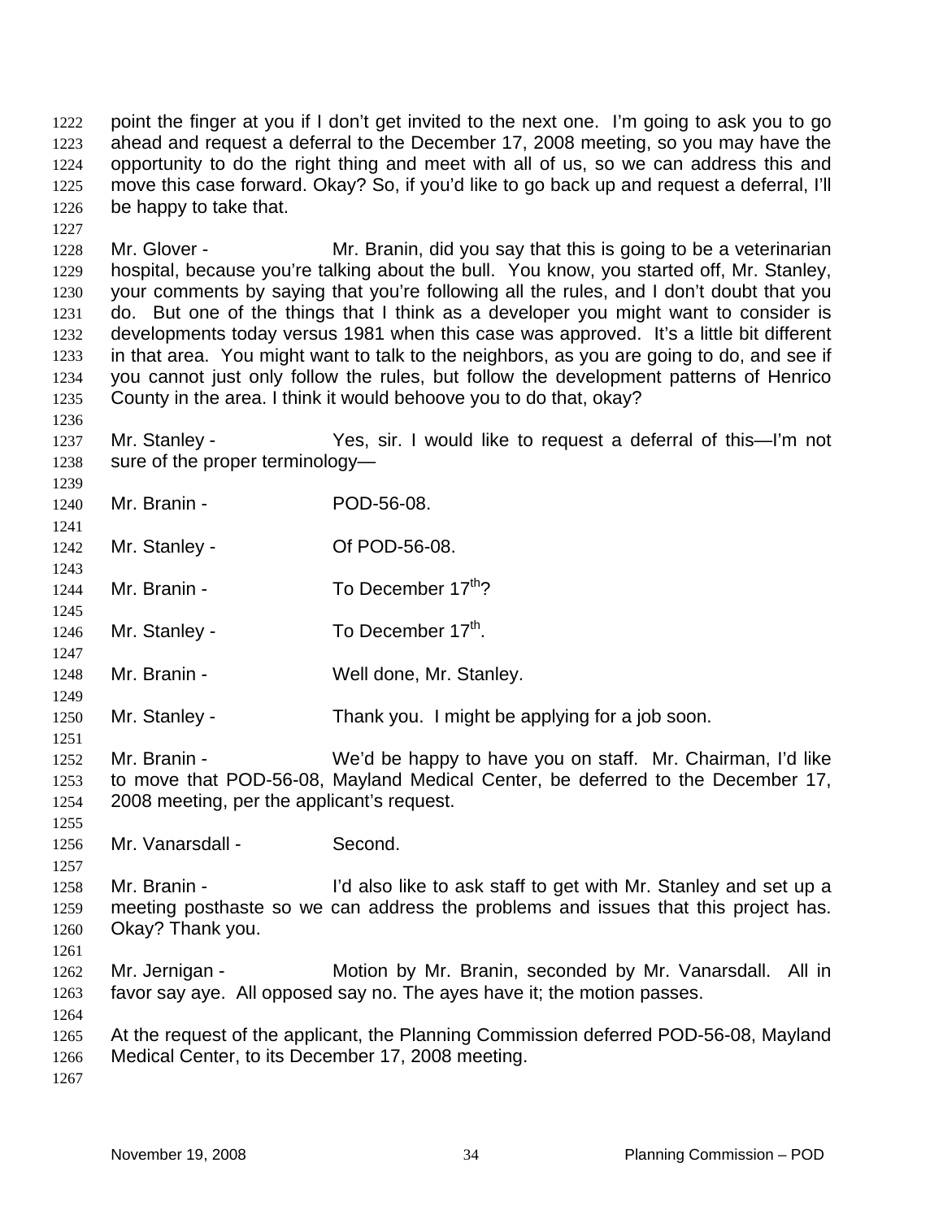point the finger at you if I don't get invited to the next one. I'm going to ask you to go ahead and request a deferral to the December 17, 2008 meeting, so you may have the opportunity to do the right thing and meet with all of us, so we can address this and move this case forward. Okay? So, if you'd like to go back up and request a deferral, I'll be happy to take that.

Mr. Glover - Mr. Branin, did you say that this is going to be a veterinarian hospital, because you're talking about the bull. You know, you started off, Mr. Stanley, your comments by saying that you're following all the rules, and I don't doubt that you do. But one of the things that I think as a developer you might want to consider is developments today versus 1981 when this case was approved. It's a little bit different in that area. You might want to talk to the neighbors, as you are going to do, and see if you cannot just only follow the rules, but follow the development patterns of Henrico County in the area. I think it would behoove you to do that, okay?

Mr. Stanley - Yes, sir. I would like to request a deferral of this—I'm not sure of the proper terminology—

Mr. Branin - POD-56-08.

Mr. Stanley - Of POD-56-08.

Mr. Branin - To December 17th?

Mr. Stanley - To December 17th.

Mr. Branin - Well done, Mr. Stanley.

Mr. Stanley - Thank you. I might be applying for a job soon.

Mr. Branin - We'd be happy to have you on staff. Mr. Chairman, I'd like to move that POD-56-08, Mayland Medical Center, be deferred to the December 17, 2008 meeting, per the applicant's request.

Mr. Vanarsdall - Second.

Mr. Branin - I'd also like to ask staff to get with Mr. Stanley and set up a meeting posthaste so we can address the problems and issues that this project has. Okay? Thank you.

Mr. Jernigan - Motion by Mr. Branin, seconded by Mr. Vanarsdall. All in favor say aye. All opposed say no. The ayes have it; the motion passes.

At the request of the applicant, the Planning Commission deferred POD-56-08, Mayland Medical Center, to its December 17, 2008 meeting.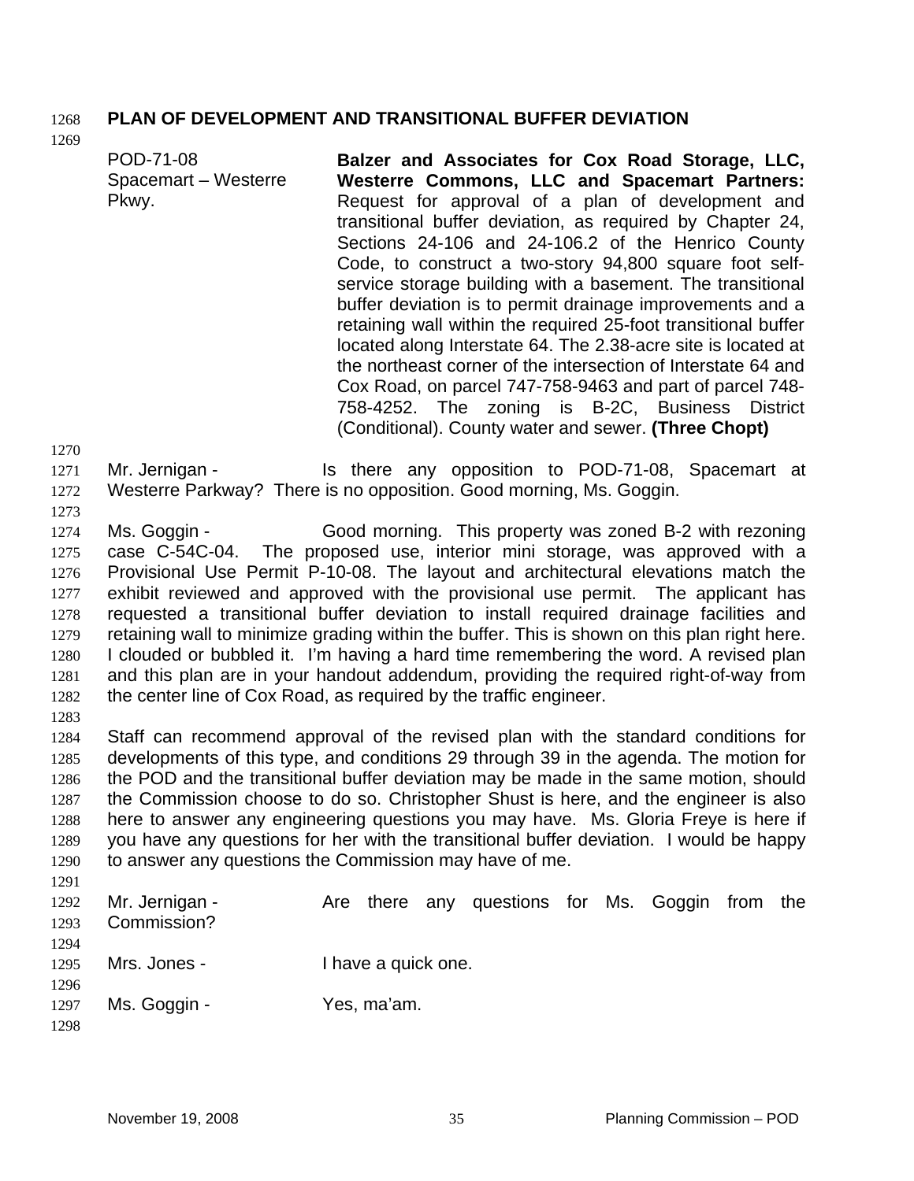## PLAN OF DEVELOPMENT AND TRANSITIONAL BUFFER DEVIATION

POD-71-08
Spacemart – Westerre Pkwy.

**Balzer and Associates for Cox Road Storage, LLC, Westerre Commons, LLC and Spacemart Partners:** Request for approval of a plan of development and transitional buffer deviation, as required by Chapter 24, Sections 24-106 and 24-106.2 of the Henrico County Code, to construct a two-story 94,800 square foot self-service storage building with a basement. The transitional buffer deviation is to permit drainage improvements and a retaining wall within the required 25-foot transitional buffer located along Interstate 64. The 2.38-acre site is located at the northeast corner of the intersection of Interstate 64 and Cox Road, on parcel 747-758-9463 and part of parcel 748-758-4252. The zoning is B-2C, Business District (Conditional). County water and sewer. **(Three Chopt)**

Mr. Jernigan - Is there any opposition to POD-71-08, Spacemart at Westerre Parkway? There is no opposition. Good morning, Ms. Goggin.

Ms. Goggin - Good morning. This property was zoned B-2 with rezoning case C-54C-04. The proposed use, interior mini storage, was approved with a Provisional Use Permit P-10-08. The layout and architectural elevations match the exhibit reviewed and approved with the provisional use permit. The applicant has requested a transitional buffer deviation to install required drainage facilities and retaining wall to minimize grading within the buffer. This is shown on this plan right here. I clouded or bubbled it. I'm having a hard time remembering the word. A revised plan and this plan are in your handout addendum, providing the required right-of-way from the center line of Cox Road, as required by the traffic engineer.

Staff can recommend approval of the revised plan with the standard conditions for developments of this type, and conditions 29 through 39 in the agenda. The motion for the POD and the transitional buffer deviation may be made in the same motion, should the Commission choose to do so. Christopher Shust is here, and the engineer is also here to answer any engineering questions you may have. Ms. Gloria Freye is here if you have any questions for her with the transitional buffer deviation. I would be happy to answer any questions the Commission may have of me.

Mr. Jernigan - Are there any questions for Ms. Goggin from the Commission?

Mrs. Jones - I have a quick one.

Ms. Goggin - Yes, ma'am.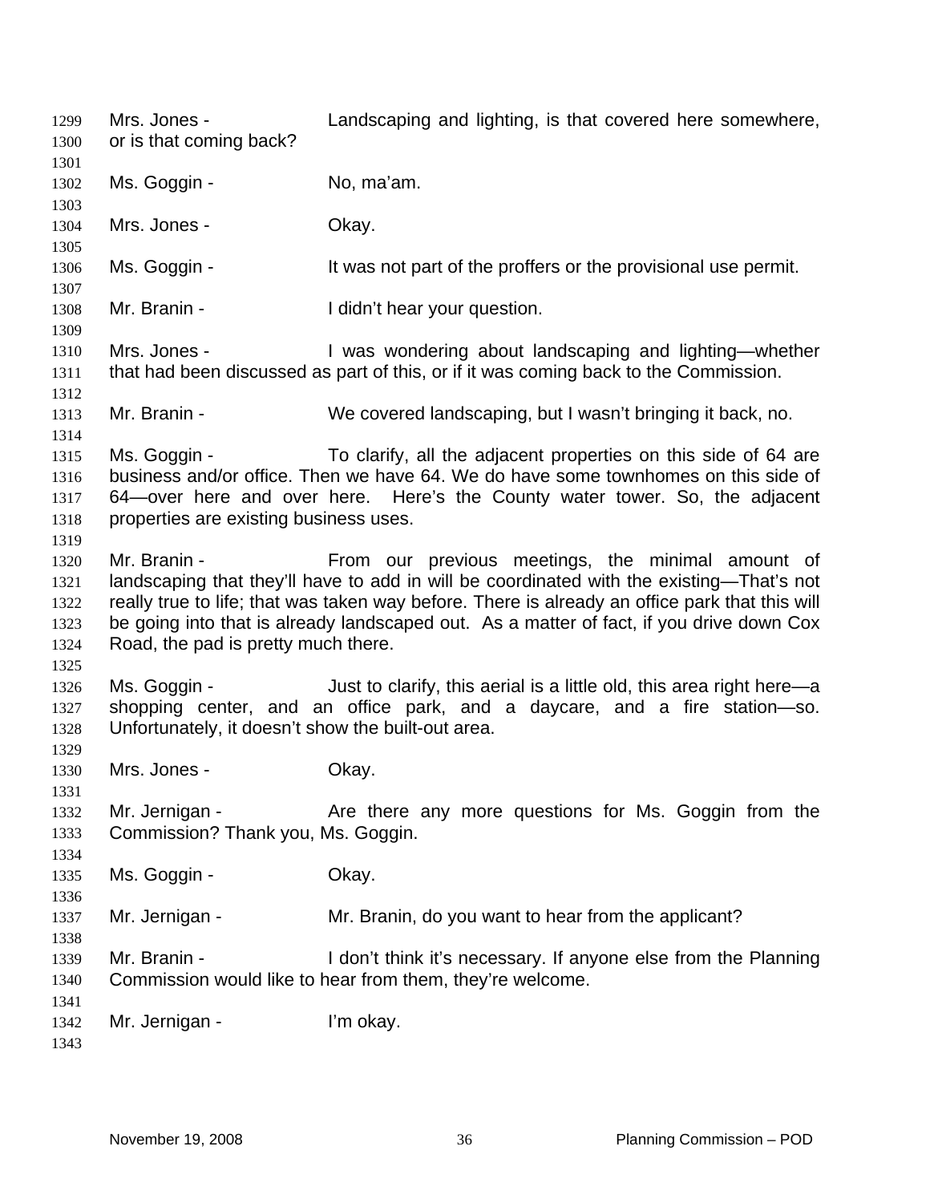Mrs. Jones - Landscaping and lighting, is that covered here somewhere, or is that coming back?

Ms. Goggin - No, ma'am.

Mrs. Jones - Okay.

Ms. Goggin - It was not part of the proffers or the provisional use permit.

Mr. Branin - I didn't hear your question.

Mrs. Jones - I was wondering about landscaping and lighting—whether that had been discussed as part of this, or if it was coming back to the Commission.

Mr. Branin - We covered landscaping, but I wasn't bringing it back, no.

Ms. Goggin - To clarify, all the adjacent properties on this side of 64 are business and/or office. Then we have 64. We do have some townhomes on this side of 64—over here and over here. Here's the County water tower. So, the adjacent properties are existing business uses.

Mr. Branin - From our previous meetings, the minimal amount of landscaping that they'll have to add in will be coordinated with the existing—That's not really true to life; that was taken way before. There is already an office park that this will be going into that is already landscaped out. As a matter of fact, if you drive down Cox Road, the pad is pretty much there.

Ms. Goggin - Just to clarify, this aerial is a little old, this area right here—a shopping center, and an office park, and a daycare, and a fire station—so. Unfortunately, it doesn't show the built-out area.

Mrs. Jones - Okay.

Mr. Jernigan - Are there any more questions for Ms. Goggin from the Commission? Thank you, Ms. Goggin.

Ms. Goggin - Okay.

Mr. Jernigan - Mr. Branin, do you want to hear from the applicant?

Mr. Branin - I don't think it's necessary. If anyone else from the Planning Commission would like to hear from them, they're welcome.

Mr. Jernigan - I'm okay.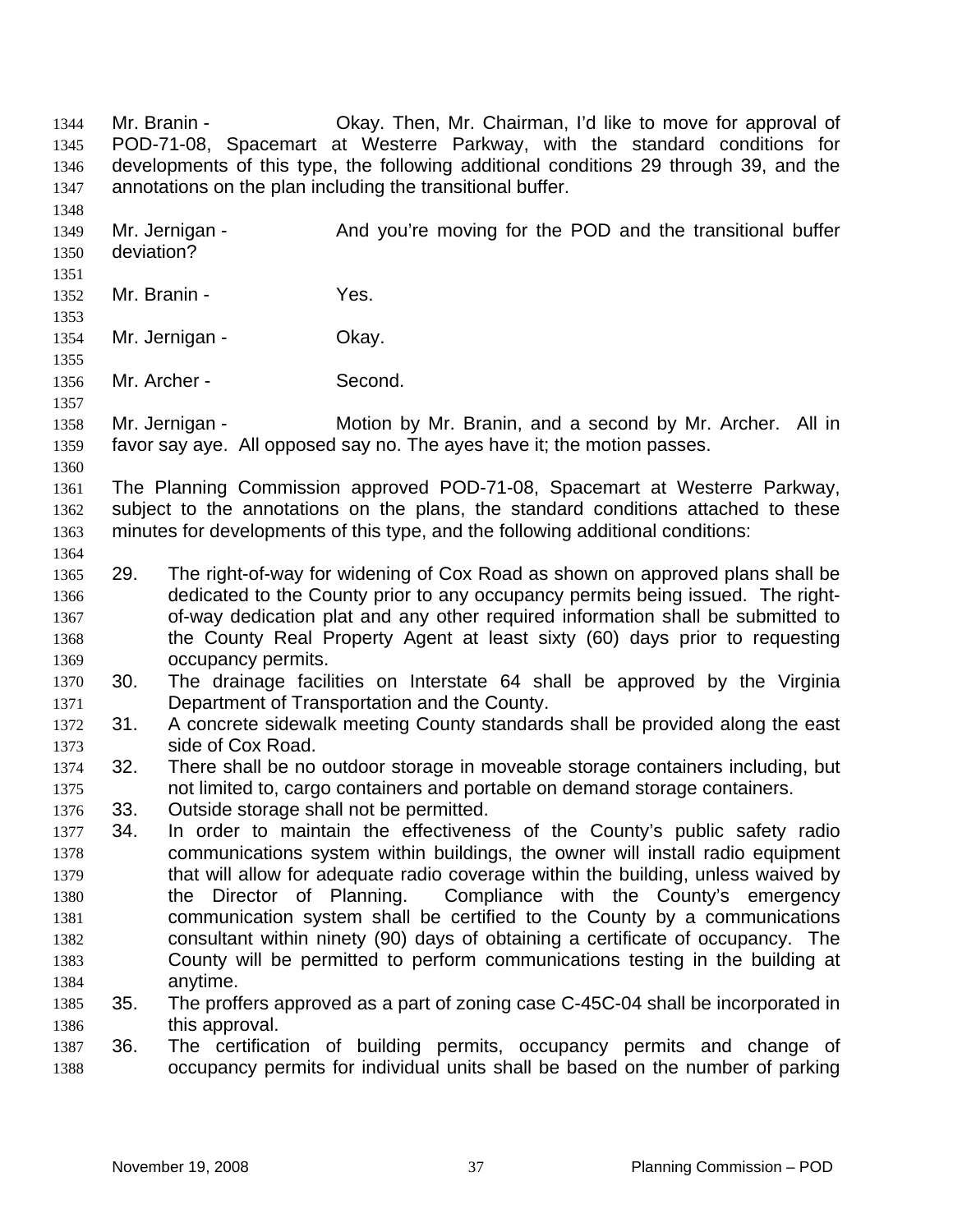Mr. Branin - Okay. Then, Mr. Chairman, I'd like to move for approval of POD-71-08, Spacemart at Westerre Parkway, with the standard conditions for developments of this type, the following additional conditions 29 through 39, and the annotations on the plan including the transitional buffer.

Mr. Jernigan - And you're moving for the POD and the transitional buffer deviation?

Mr. Branin - Yes.

Mr. Jernigan - Okay.

Mr. Archer - Second.

Mr. Jernigan - Motion by Mr. Branin, and a second by Mr. Archer. All in favor say aye. All opposed say no. The ayes have it; the motion passes.

The Planning Commission approved POD-71-08, Spacemart at Westerre Parkway, subject to the annotations on the plans, the standard conditions attached to these minutes for developments of this type, and the following additional conditions:

29. The right-of-way for widening of Cox Road as shown on approved plans shall be dedicated to the County prior to any occupancy permits being issued. The right-of-way dedication plat and any other required information shall be submitted to the County Real Property Agent at least sixty (60) days prior to requesting occupancy permits.
30. The drainage facilities on Interstate 64 shall be approved by the Virginia Department of Transportation and the County.
31. A concrete sidewalk meeting County standards shall be provided along the east side of Cox Road.
32. There shall be no outdoor storage in moveable storage containers including, but not limited to, cargo containers and portable on demand storage containers.
33. Outside storage shall not be permitted.
34. In order to maintain the effectiveness of the County's public safety radio communications system within buildings, the owner will install radio equipment that will allow for adequate radio coverage within the building, unless waived by the Director of Planning. Compliance with the County's emergency communication system shall be certified to the County by a communications consultant within ninety (90) days of obtaining a certificate of occupancy. The County will be permitted to perform communications testing in the building at anytime.
35. The proffers approved as a part of zoning case C-45C-04 shall be incorporated in this approval.
36. The certification of building permits, occupancy permits and change of occupancy permits for individual units shall be based on the number of parking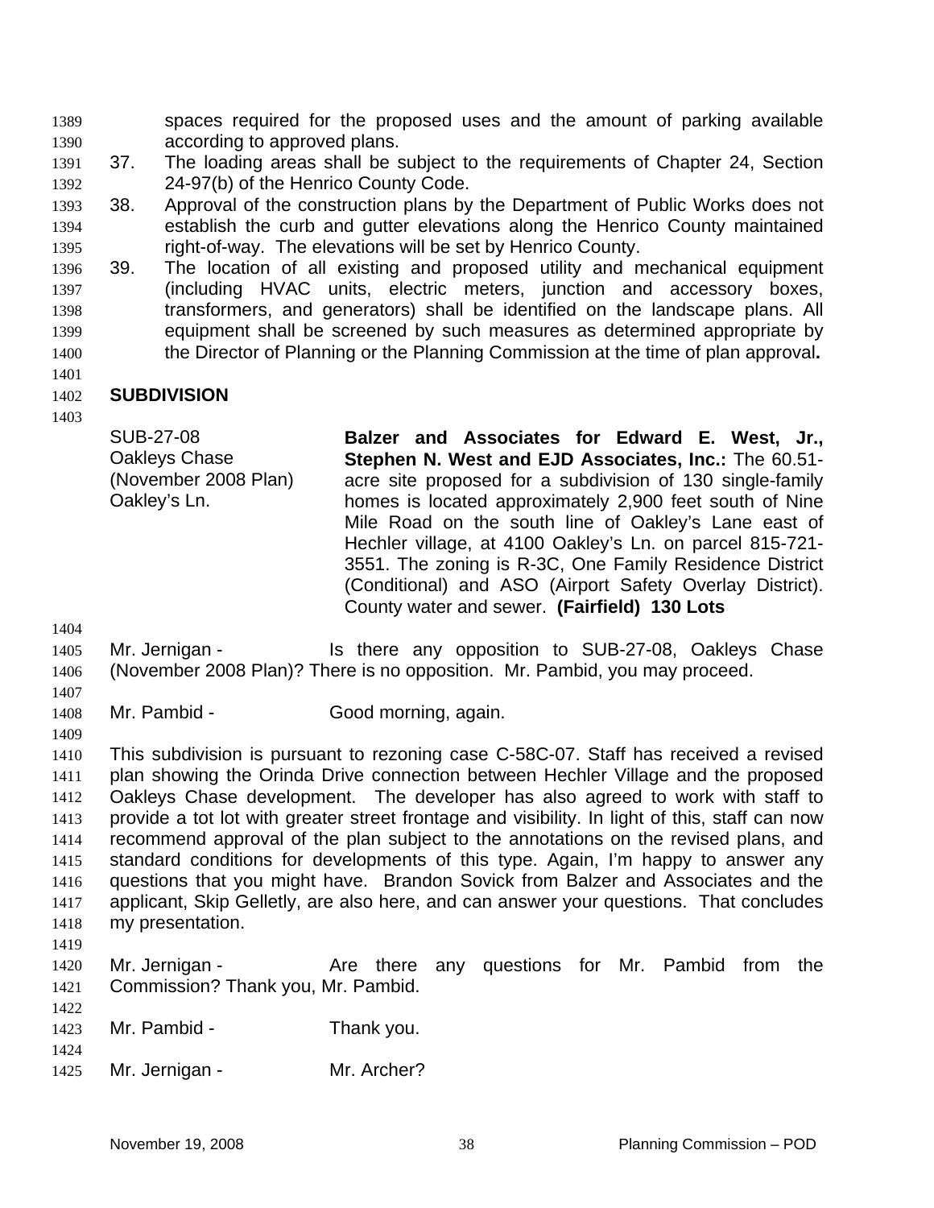spaces required for the proposed uses and the amount of parking available according to approved plans.

37. The loading areas shall be subject to the requirements of Chapter 24, Section 24-97(b) of the Henrico County Code.
38. Approval of the construction plans by the Department of Public Works does not establish the curb and gutter elevations along the Henrico County maintained right-of-way. The elevations will be set by Henrico County.
39. The location of all existing and proposed utility and mechanical equipment (including HVAC units, electric meters, junction and accessory boxes, transformers, and generators) shall be identified on the landscape plans. All equipment shall be screened by such measures as determined appropriate by the Director of Planning or the Planning Commission at the time of plan approval**.**

## SUBDIVISION

SUB-27-08
Oakleys Chase
(November 2008 Plan)
Oakley's Ln.

**Balzer and Associates for Edward E. West, Jr., Stephen N. West and EJD Associates, Inc.:** The 60.51-acre site proposed for a subdivision of 130 single-family homes is located approximately 2,900 feet south of Nine Mile Road on the south line of Oakley's Lane east of Hechler village, at 4100 Oakley's Ln. on parcel 815-721-3551. The zoning is R-3C, One Family Residence District (Conditional) and ASO (Airport Safety Overlay District). County water and sewer. **(Fairfield) 130 Lots**

Mr. Jernigan - Is there any opposition to SUB-27-08, Oakleys Chase (November 2008 Plan)? There is no opposition. Mr. Pambid, you may proceed.

Mr. Pambid - Good morning, again.

This subdivision is pursuant to rezoning case C-58C-07. Staff has received a revised plan showing the Orinda Drive connection between Hechler Village and the proposed Oakleys Chase development. The developer has also agreed to work with staff to provide a tot lot with greater street frontage and visibility. In light of this, staff can now recommend approval of the plan subject to the annotations on the revised plans, and standard conditions for developments of this type. Again, I'm happy to answer any questions that you might have. Brandon Sovick from Balzer and Associates and the applicant, Skip Gelletly, are also here, and can answer your questions. That concludes my presentation.

Mr. Jernigan - Are there any questions for Mr. Pambid from the Commission? Thank you, Mr. Pambid.

Mr. Pambid - Thank you.

Mr. Jernigan - Mr. Archer?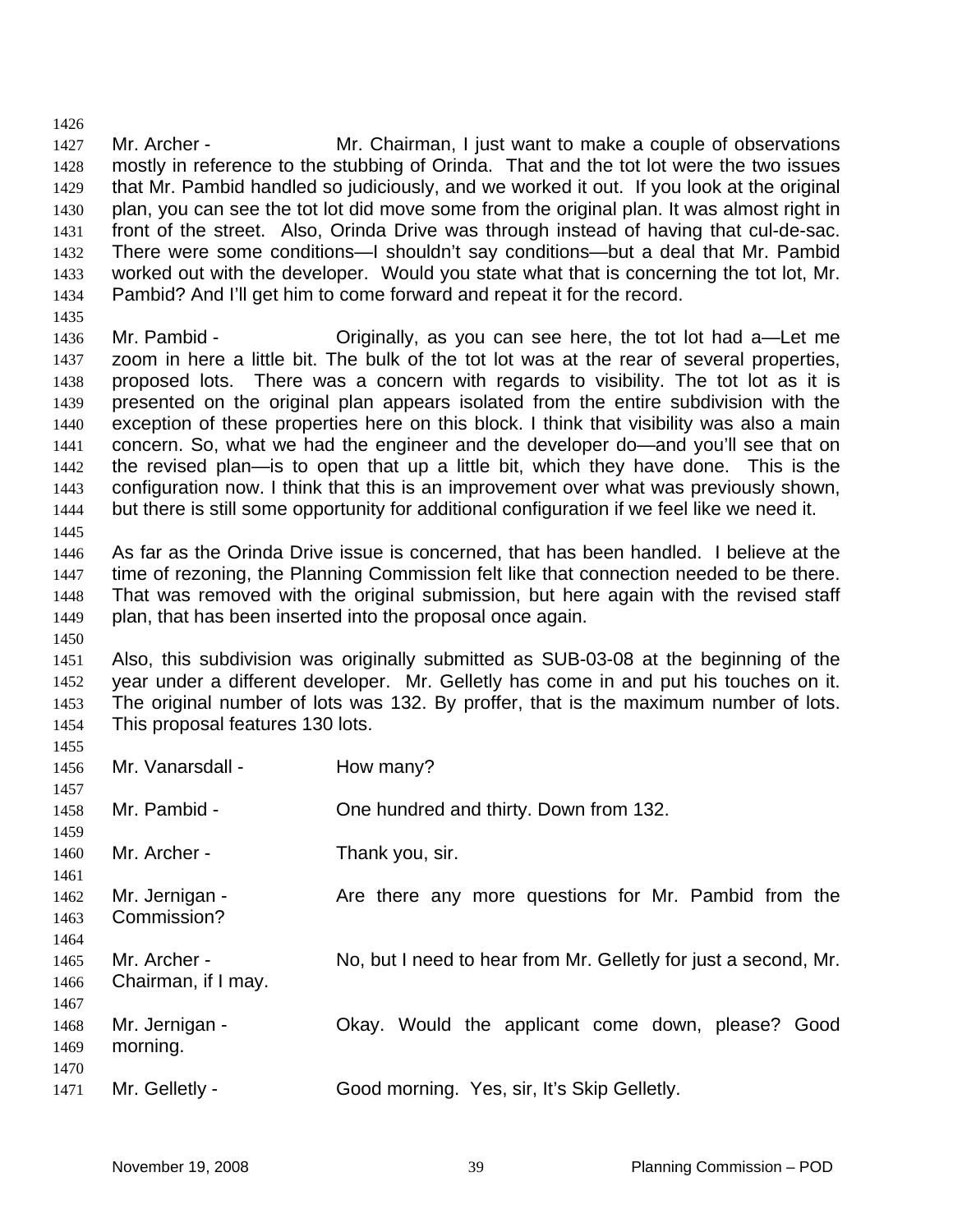Mr. Archer - Mr. Chairman, I just want to make a couple of observations mostly in reference to the stubbing of Orinda. That and the tot lot were the two issues that Mr. Pambid handled so judiciously, and we worked it out. If you look at the original plan, you can see the tot lot did move some from the original plan. It was almost right in front of the street. Also, Orinda Drive was through instead of having that cul-de-sac. There were some conditions—I shouldn't say conditions—but a deal that Mr. Pambid worked out with the developer. Would you state what that is concerning the tot lot, Mr. Pambid? And I'll get him to come forward and repeat it for the record.

Mr. Pambid - Originally, as you can see here, the tot lot had a—Let me zoom in here a little bit. The bulk of the tot lot was at the rear of several properties, proposed lots. There was a concern with regards to visibility. The tot lot as it is presented on the original plan appears isolated from the entire subdivision with the exception of these properties here on this block. I think that visibility was also a main concern. So, what we had the engineer and the developer do—and you'll see that on the revised plan—is to open that up a little bit, which they have done. This is the configuration now. I think that this is an improvement over what was previously shown, but there is still some opportunity for additional configuration if we feel like we need it.

As far as the Orinda Drive issue is concerned, that has been handled. I believe at the time of rezoning, the Planning Commission felt like that connection needed to be there. That was removed with the original submission, but here again with the revised staff plan, that has been inserted into the proposal once again.

Also, this subdivision was originally submitted as SUB-03-08 at the beginning of the year under a different developer. Mr. Gelletly has come in and put his touches on it. The original number of lots was 132. By proffer, that is the maximum number of lots. This proposal features 130 lots.

Mr. Vanarsdall - How many?

Mr. Pambid - One hundred and thirty. Down from 132.

Mr. Archer - Thank you, sir.

Mr. Jernigan - Are there any more questions for Mr. Pambid from the Commission?

Mr. Archer - No, but I need to hear from Mr. Gelletly for just a second, Mr. Chairman, if I may.

Mr. Jernigan - Okay. Would the applicant come down, please? Good morning.

Mr. Gelletly - Good morning. Yes, sir, It's Skip Gelletly.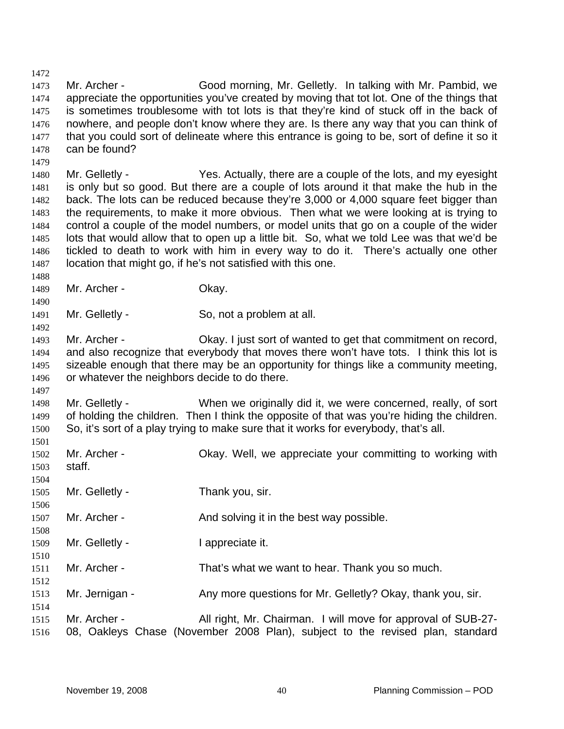Mr. Archer - Good morning, Mr. Gelletly. In talking with Mr. Pambid, we appreciate the opportunities you've created by moving that tot lot. One of the things that is sometimes troublesome with tot lots is that they're kind of stuck off in the back of nowhere, and people don't know where they are. Is there any way that you can think of that you could sort of delineate where this entrance is going to be, sort of define it so it can be found?

Mr. Gelletly - Yes. Actually, there are a couple of the lots, and my eyesight is only but so good. But there are a couple of lots around it that make the hub in the back. The lots can be reduced because they're 3,000 or 4,000 square feet bigger than the requirements, to make it more obvious. Then what we were looking at is trying to control a couple of the model numbers, or model units that go on a couple of the wider lots that would allow that to open up a little bit. So, what we told Lee was that we'd be tickled to death to work with him in every way to do it. There's actually one other location that might go, if he's not satisfied with this one.

Mr. Archer - Okay.

Mr. Gelletly - So, not a problem at all.

Mr. Archer - Okay. I just sort of wanted to get that commitment on record, and also recognize that everybody that moves there won't have tots. I think this lot is sizeable enough that there may be an opportunity for things like a community meeting, or whatever the neighbors decide to do there.

Mr. Gelletly - When we originally did it, we were concerned, really, of sort of holding the children. Then I think the opposite of that was you're hiding the children. So, it's sort of a play trying to make sure that it works for everybody, that's all.

Mr. Archer - Okay. Well, we appreciate your committing to working with staff.

Mr. Gelletly - Thank you, sir.

Mr. Archer - And solving it in the best way possible.

Mr. Gelletly - I appreciate it.

Mr. Archer - That's what we want to hear. Thank you so much.

Mr. Jernigan - Any more questions for Mr. Gelletly? Okay, thank you, sir.

Mr. Archer - All right, Mr. Chairman. I will move for approval of SUB-27-08, Oakleys Chase (November 2008 Plan), subject to the revised plan, standard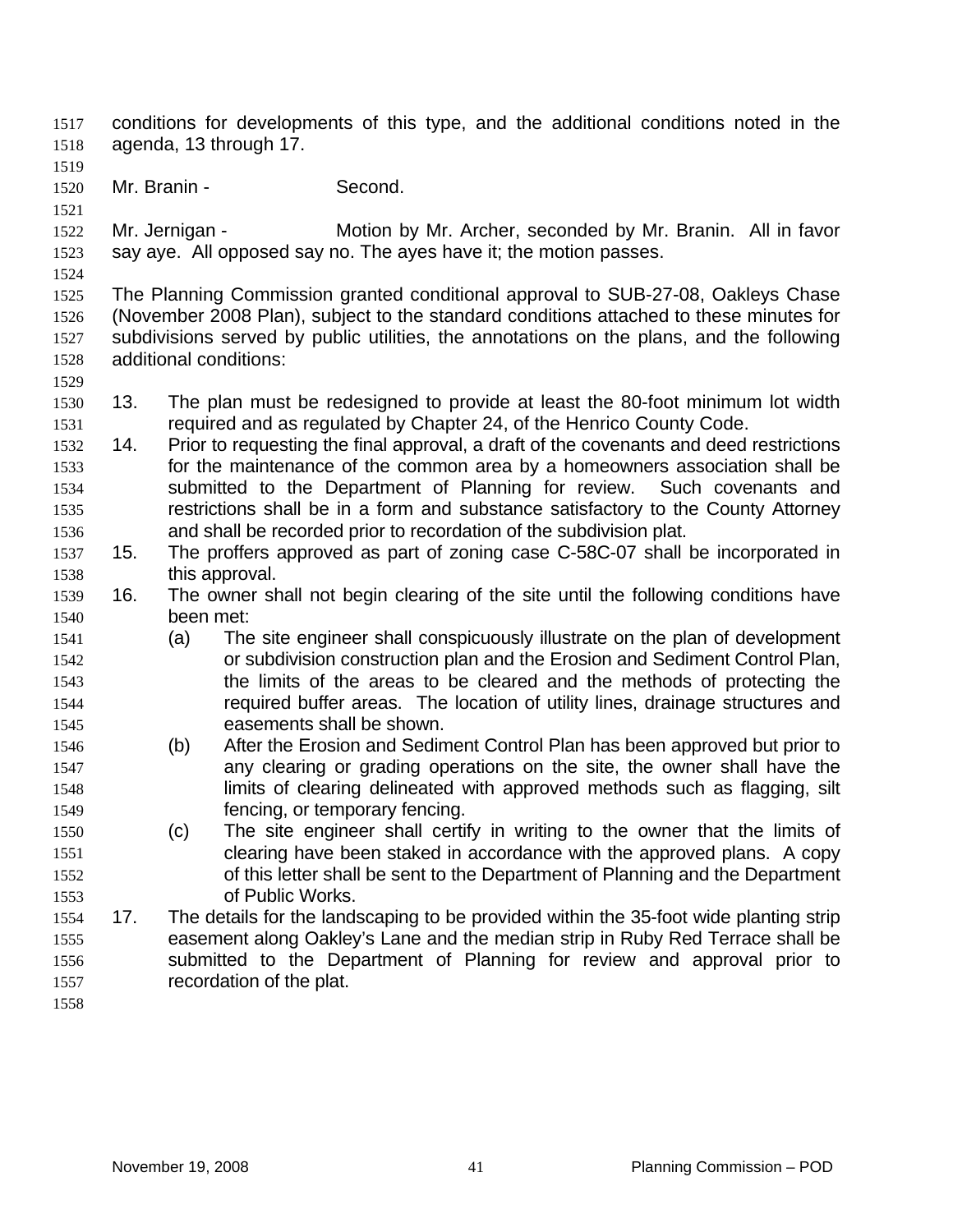conditions for developments of this type, and the additional conditions noted in the agenda, 13 through 17.

Mr. Branin - Second.

Mr. Jernigan - Motion by Mr. Archer, seconded by Mr. Branin. All in favor say aye. All opposed say no. The ayes have it; the motion passes.

The Planning Commission granted conditional approval to SUB-27-08, Oakleys Chase (November 2008 Plan), subject to the standard conditions attached to these minutes for subdivisions served by public utilities, the annotations on the plans, and the following additional conditions:

13. The plan must be redesigned to provide at least the 80-foot minimum lot width required and as regulated by Chapter 24, of the Henrico County Code.
14. Prior to requesting the final approval, a draft of the covenants and deed restrictions for the maintenance of the common area by a homeowners association shall be submitted to the Department of Planning for review. Such covenants and restrictions shall be in a form and substance satisfactory to the County Attorney and shall be recorded prior to recordation of the subdivision plat.
15. The proffers approved as part of zoning case C-58C-07 shall be incorporated in this approval.
16. The owner shall not begin clearing of the site until the following conditions have been met:
    - (a) The site engineer shall conspicuously illustrate on the plan of development or subdivision construction plan and the Erosion and Sediment Control Plan, the limits of the areas to be cleared and the methods of protecting the required buffer areas. The location of utility lines, drainage structures and easements shall be shown.
    - (b) After the Erosion and Sediment Control Plan has been approved but prior to any clearing or grading operations on the site, the owner shall have the limits of clearing delineated with approved methods such as flagging, silt fencing, or temporary fencing.
    - (c) The site engineer shall certify in writing to the owner that the limits of clearing have been staked in accordance with the approved plans. A copy of this letter shall be sent to the Department of Planning and the Department of Public Works.
17. The details for the landscaping to be provided within the 35-foot wide planting strip easement along Oakley's Lane and the median strip in Ruby Red Terrace shall be submitted to the Department of Planning for review and approval prior to recordation of the plat.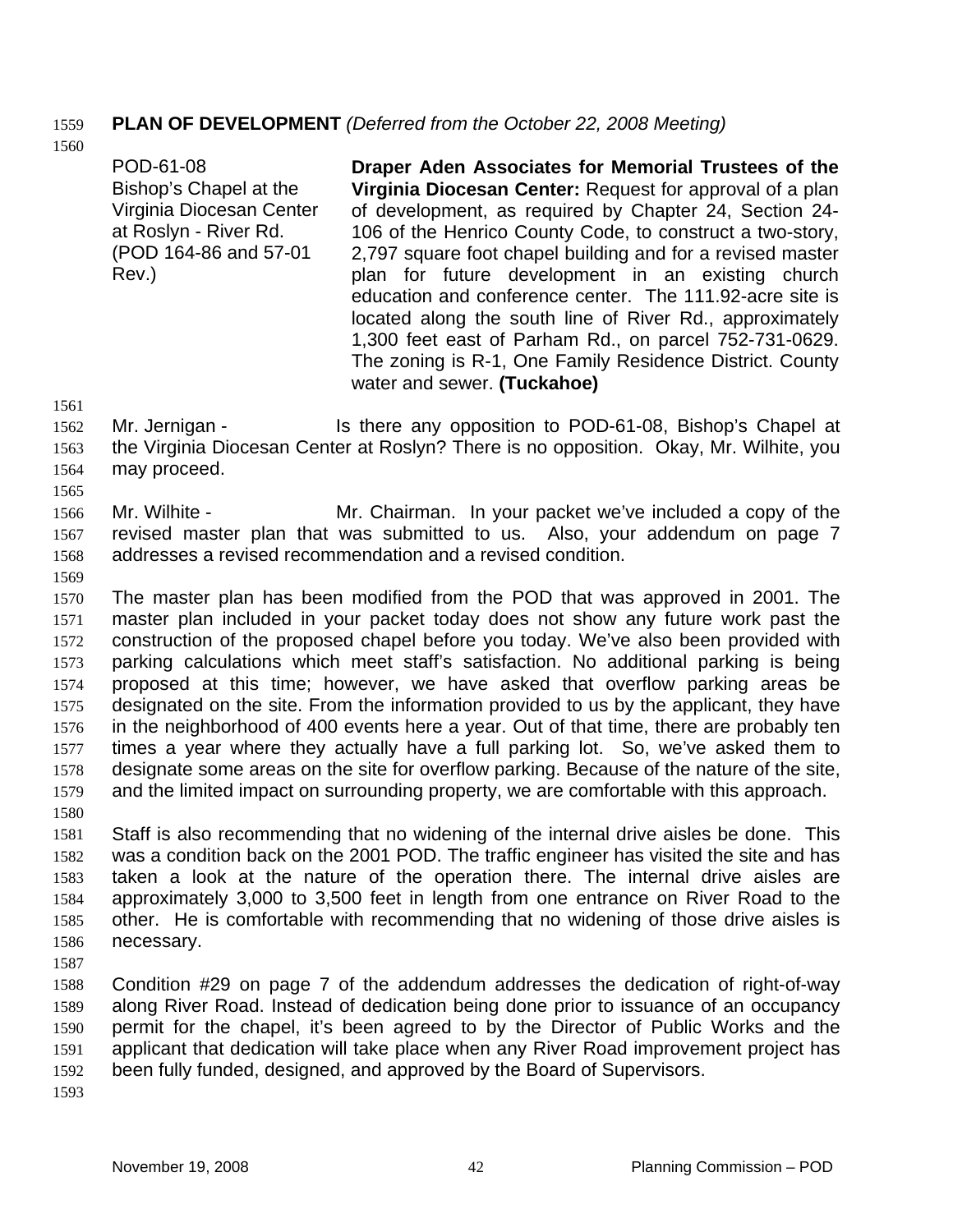**PLAN OF DEVELOPMENT** *(Deferred from the October 22, 2008 Meeting)*

| | |
|---|---|
| POD-61-08<br>Bishop's Chapel at the Virginia Diocesan Center at Roslyn - River Rd.<br>(POD 164-86 and 57-01 Rev.) | **Draper Aden Associates for Memorial Trustees of the Virginia Diocesan Center:** Request for approval of a plan of development, as required by Chapter 24, Section 24-106 of the Henrico County Code, to construct a two-story, 2,797 square foot chapel building and for a revised master plan for future development in an existing church education and conference center. The 111.92-acre site is located along the south line of River Rd., approximately 1,300 feet east of Parham Rd., on parcel 752-731-0629. The zoning is R-1, One Family Residence District. County water and sewer. **(Tuckahoe)** |

Mr. Jernigan - Is there any opposition to POD-61-08, Bishop's Chapel at the Virginia Diocesan Center at Roslyn? There is no opposition. Okay, Mr. Wilhite, you may proceed.

Mr. Wilhite - Mr. Chairman. In your packet we've included a copy of the revised master plan that was submitted to us. Also, your addendum on page 7 addresses a revised recommendation and a revised condition.

The master plan has been modified from the POD that was approved in 2001. The master plan included in your packet today does not show any future work past the construction of the proposed chapel before you today. We've also been provided with parking calculations which meet staff's satisfaction. No additional parking is being proposed at this time; however, we have asked that overflow parking areas be designated on the site. From the information provided to us by the applicant, they have in the neighborhood of 400 events here a year. Out of that time, there are probably ten times a year where they actually have a full parking lot. So, we've asked them to designate some areas on the site for overflow parking. Because of the nature of the site, and the limited impact on surrounding property, we are comfortable with this approach.

Staff is also recommending that no widening of the internal drive aisles be done. This was a condition back on the 2001 POD. The traffic engineer has visited the site and has taken a look at the nature of the operation there. The internal drive aisles are approximately 3,000 to 3,500 feet in length from one entrance on River Road to the other. He is comfortable with recommending that no widening of those drive aisles is necessary.

Condition #29 on page 7 of the addendum addresses the dedication of right-of-way along River Road. Instead of dedication being done prior to issuance of an occupancy permit for the chapel, it's been agreed to by the Director of Public Works and the applicant that dedication will take place when any River Road improvement project has been fully funded, designed, and approved by the Board of Supervisors.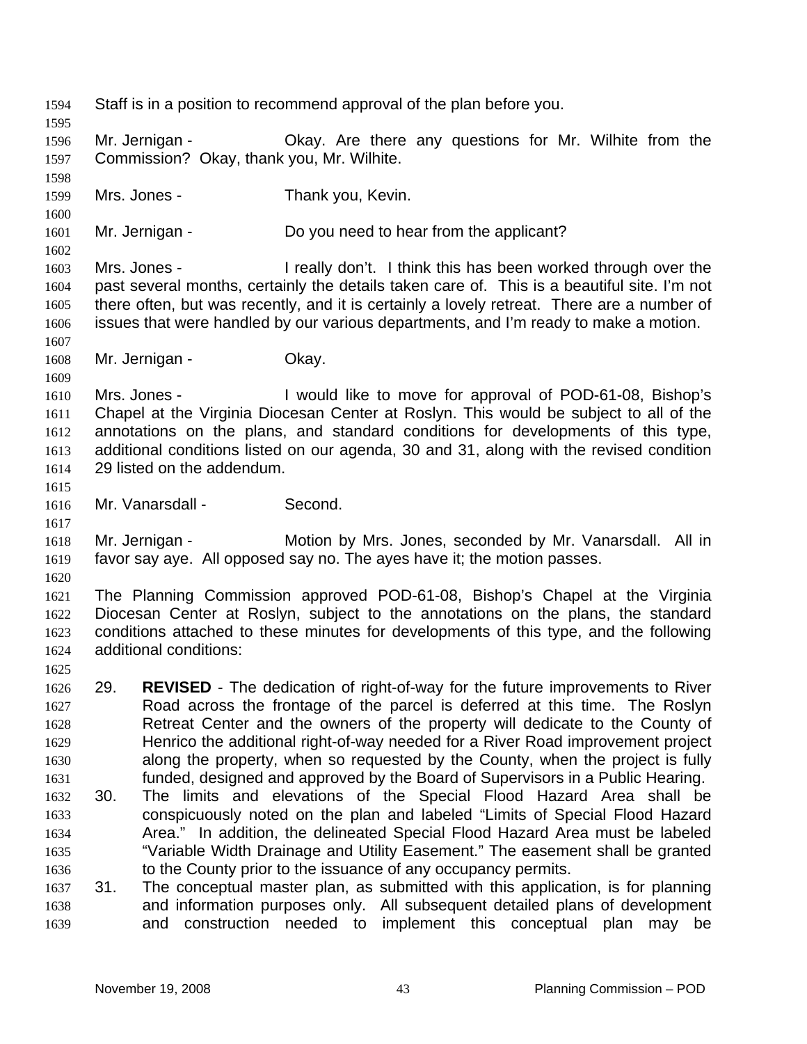Staff is in a position to recommend approval of the plan before you.

Mr. Jernigan - Okay. Are there any questions for Mr. Wilhite from the Commission? Okay, thank you, Mr. Wilhite.

Mrs. Jones - Thank you, Kevin.

Mr. Jernigan - Do you need to hear from the applicant?

Mrs. Jones - I really don't. I think this has been worked through over the past several months, certainly the details taken care of. This is a beautiful site. I'm not there often, but was recently, and it is certainly a lovely retreat. There are a number of issues that were handled by our various departments, and I'm ready to make a motion.

Mr. Jernigan - Okay.

Mrs. Jones - I would like to move for approval of POD-61-08, Bishop's Chapel at the Virginia Diocesan Center at Roslyn. This would be subject to all of the annotations on the plans, and standard conditions for developments of this type, additional conditions listed on our agenda, 30 and 31, along with the revised condition 29 listed on the addendum.

Mr. Vanarsdall - Second.

Mr. Jernigan - Motion by Mrs. Jones, seconded by Mr. Vanarsdall. All in favor say aye. All opposed say no. The ayes have it; the motion passes.

The Planning Commission approved POD-61-08, Bishop's Chapel at the Virginia Diocesan Center at Roslyn, subject to the annotations on the plans, the standard conditions attached to these minutes for developments of this type, and the following additional conditions:

29. **REVISED** - The dedication of right-of-way for the future improvements to River Road across the frontage of the parcel is deferred at this time. The Roslyn Retreat Center and the owners of the property will dedicate to the County of Henrico the additional right-of-way needed for a River Road improvement project along the property, when so requested by the County, when the project is fully funded, designed and approved by the Board of Supervisors in a Public Hearing.
30. The limits and elevations of the Special Flood Hazard Area shall be conspicuously noted on the plan and labeled "Limits of Special Flood Hazard Area." In addition, the delineated Special Flood Hazard Area must be labeled "Variable Width Drainage and Utility Easement." The easement shall be granted to the County prior to the issuance of any occupancy permits.
31. The conceptual master plan, as submitted with this application, is for planning and information purposes only. All subsequent detailed plans of development and construction needed to implement this conceptual plan may be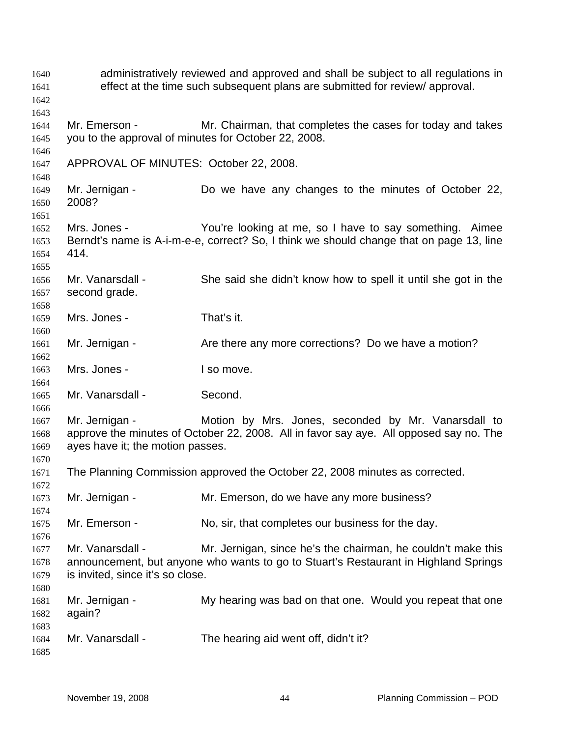administratively reviewed and approved and shall be subject to all regulations in effect at the time such subsequent plans are submitted for review/ approval.

Mr. Emerson - Mr. Chairman, that completes the cases for today and takes you to the approval of minutes for October 22, 2008.

APPROVAL OF MINUTES: October 22, 2008.

Mr. Jernigan - Do we have any changes to the minutes of October 22, 2008?

Mrs. Jones - You're looking at me, so I have to say something. Aimee Berndt's name is A-i-m-e-e, correct? So, I think we should change that on page 13, line 414.

Mr. Vanarsdall - She said she didn't know how to spell it until she got in the second grade.

Mrs. Jones - That's it.

Mr. Jernigan - Are there any more corrections? Do we have a motion?

Mrs. Jones - I so move.

Mr. Vanarsdall - Second.

Mr. Jernigan - Motion by Mrs. Jones, seconded by Mr. Vanarsdall to approve the minutes of October 22, 2008. All in favor say aye. All opposed say no. The ayes have it; the motion passes.

The Planning Commission approved the October 22, 2008 minutes as corrected.

Mr. Jernigan - Mr. Emerson, do we have any more business?

Mr. Emerson - No, sir, that completes our business for the day.

Mr. Vanarsdall - Mr. Jernigan, since he's the chairman, he couldn't make this announcement, but anyone who wants to go to Stuart's Restaurant in Highland Springs is invited, since it's so close.

Mr. Jernigan - My hearing was bad on that one. Would you repeat that one again?

Mr. Vanarsdall - The hearing aid went off, didn't it?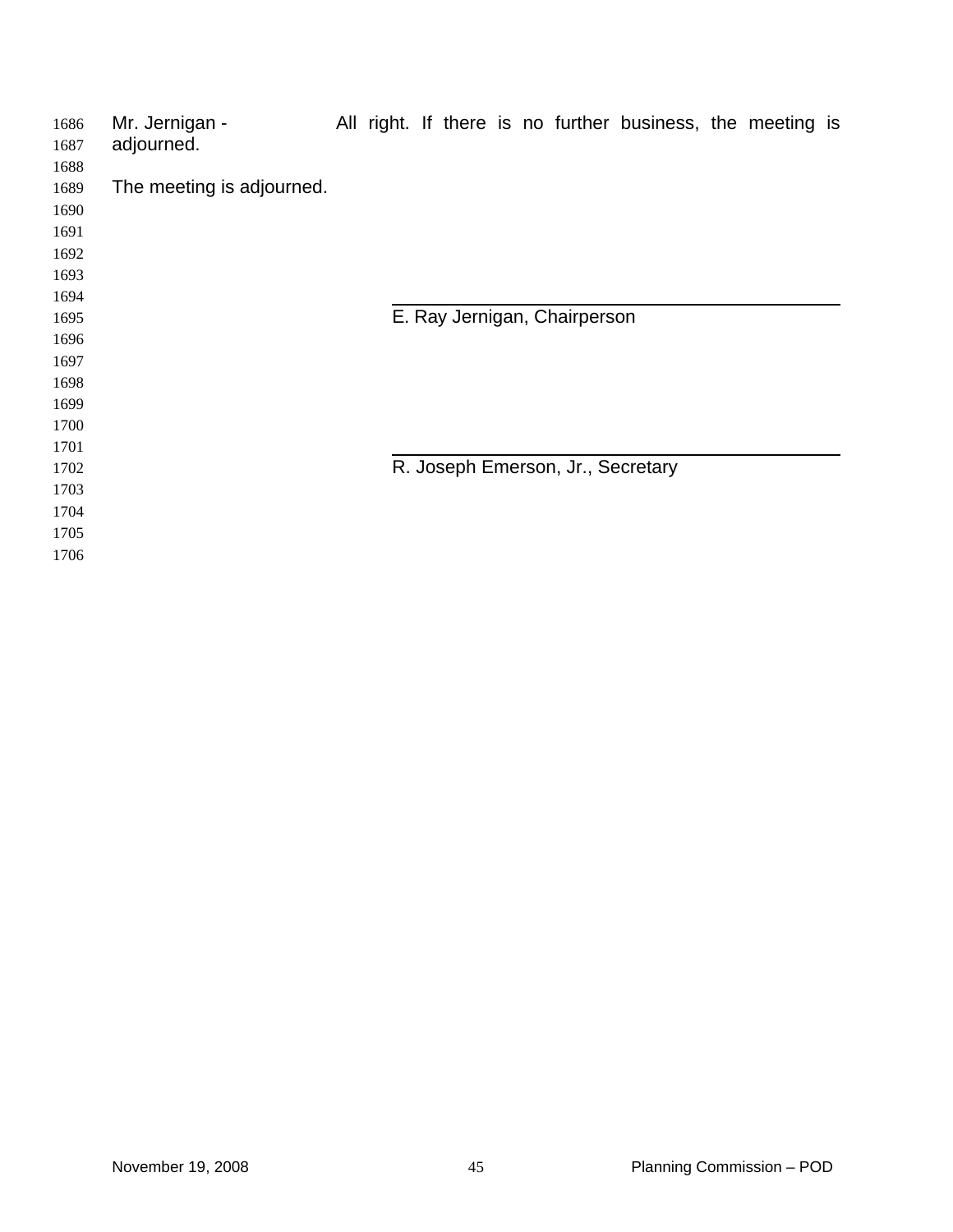Mr. Jernigan - All right. If there is no further business, the meeting is adjourned.

The meeting is adjourned.

\_\_\_\_\_\_\_\_\_\_\_\_\_\_\_\_\_\_\_\_\_\_\_\_\_\_\_\_\_\_\_\_\_\_\_\_\_\_

E. Ray Jernigan, Chairperson

\_\_\_\_\_\_\_\_\_\_\_\_\_\_\_\_\_\_\_\_\_\_\_\_\_\_\_\_\_\_\_\_\_\_\_\_\_\_

R. Joseph Emerson, Jr., Secretary